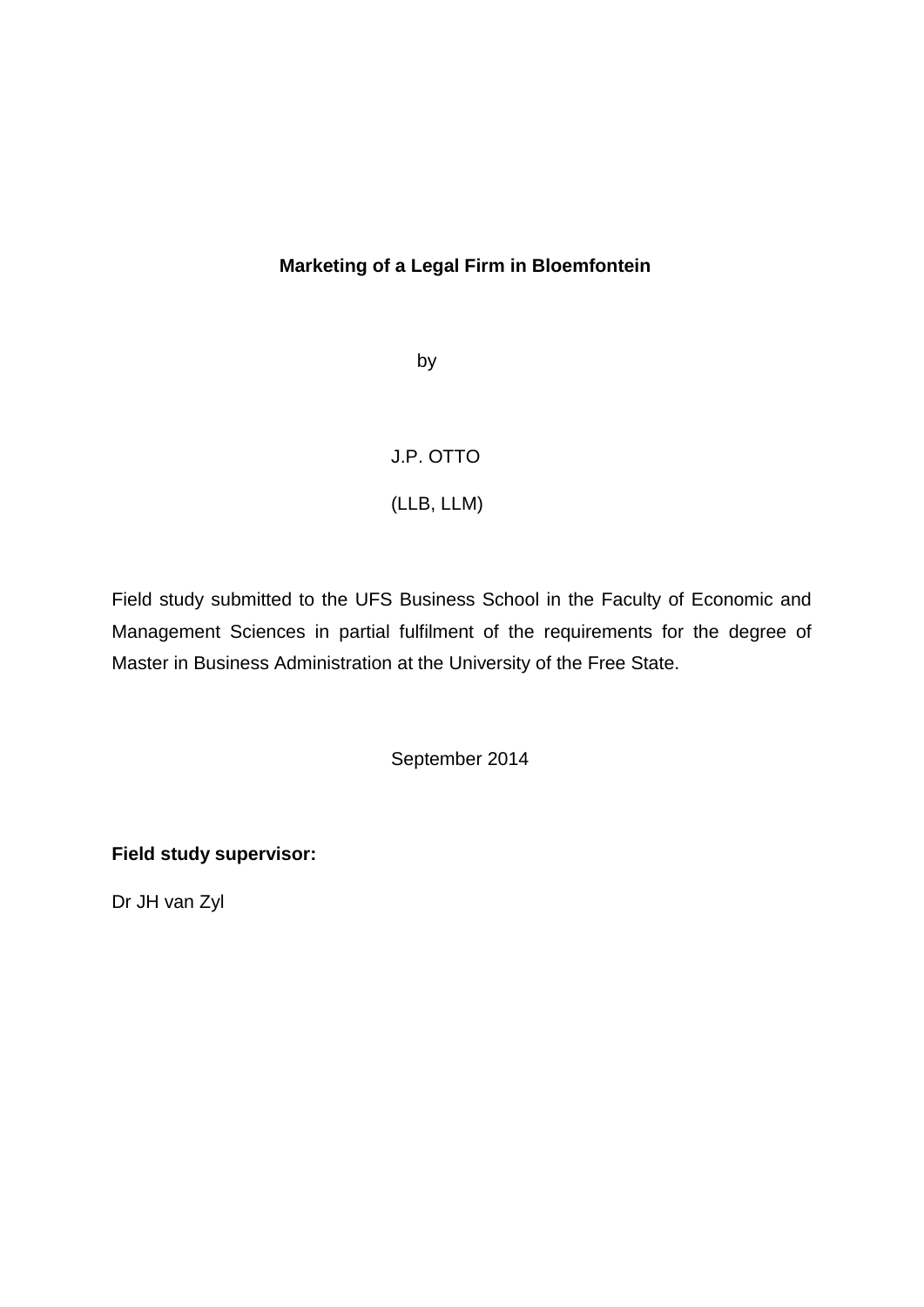**Marketing of a Legal Firm in Bloemfontein**

by

J.P. OTTO

(LLB, LLM)

Field study submitted to the UFS Business School in the Faculty of Economic and Management Sciences in partial fulfilment of the requirements for the degree of Master in Business Administration at the University of the Free State.

September 2014

**Field study supervisor:**

Dr JH van Zyl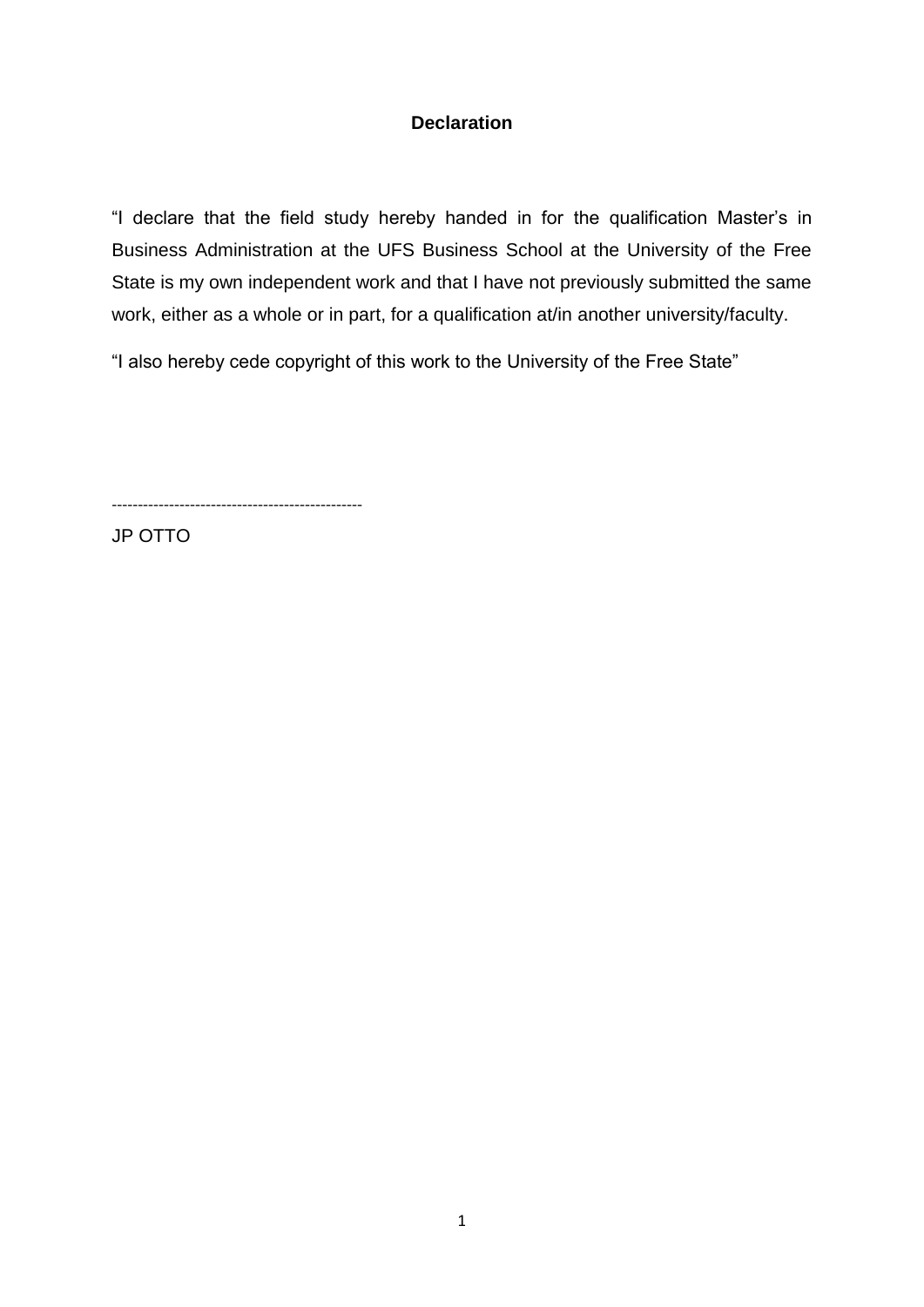## Declaration

"I declare that the field study hereby handed in for the qualification Master's in Business Administration at the UFS Business School at the University of the Free State is my own independent work and that I have not previously submitted the same work, either as a whole or in part, for a qualification at/in another university/faculty.

"I also hereby cede copyright of this work to the University of the Free State"

------------------------------------------------

JP OTTO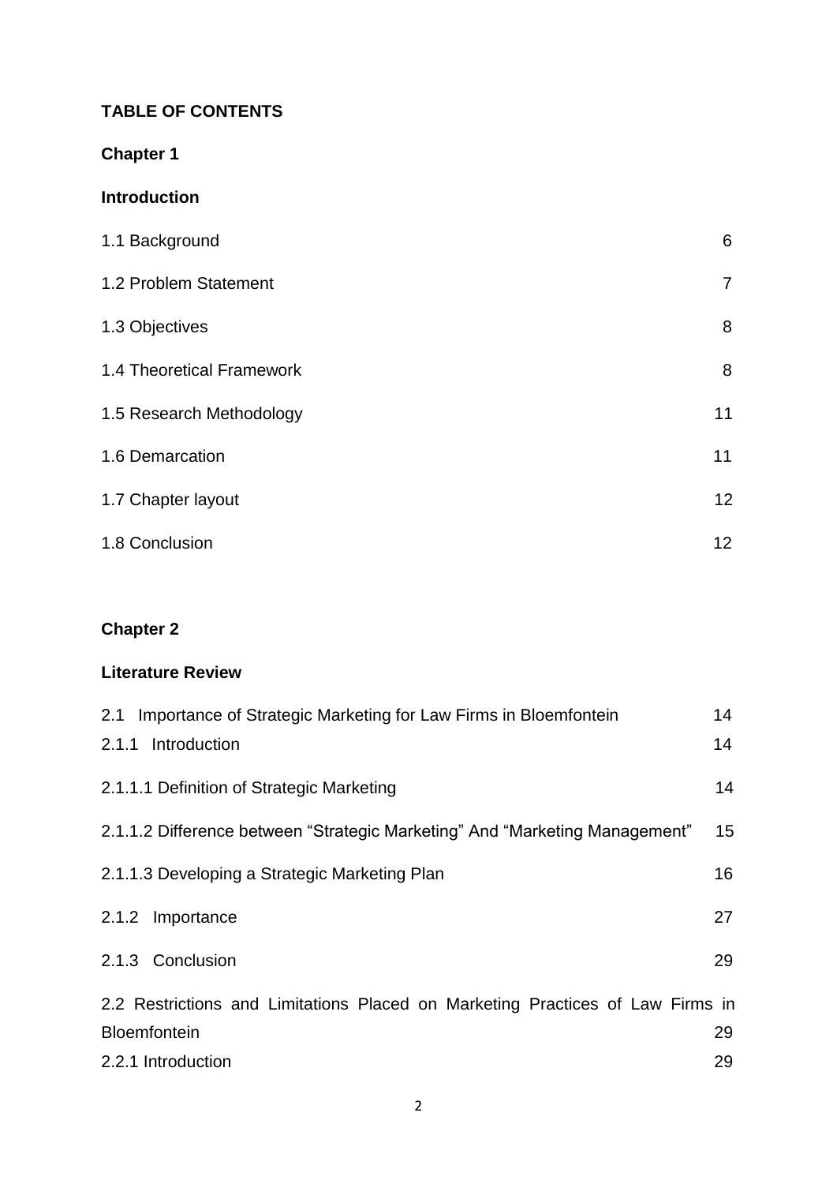**TABLE OF CONTENTS**

**Chapter 1**

**Introduction**

| | |
|---|---|
| 1.1 Background | 6 |
| 1.2 Problem Statement | 7 |
| 1.3 Objectives | 8 |
| 1.4 Theoretical Framework | 8 |
| 1.5 Research Methodology | 11 |
| 1.6 Demarcation | 11 |
| 1.7 Chapter layout | 12 |
| 1.8 Conclusion | 12 |

**Chapter 2**

**Literature Review**

| | |
|---|---|
| 2.1 Importance of Strategic Marketing for Law Firms in Bloemfontein | 14 |
| 2.1.1 Introduction | 14 |
| 2.1.1.1 Definition of Strategic Marketing | 14 |
| 2.1.1.2 Difference between "Strategic Marketing" And "Marketing Management" | 15 |
| 2.1.1.3 Developing a Strategic Marketing Plan | 16 |
| 2.1.2 Importance | 27 |
| 2.1.3 Conclusion | 29 |
| 2.2 Restrictions and Limitations Placed on Marketing Practices of Law Firms in Bloemfontein | 29 |
| 2.2.1 Introduction | 29 |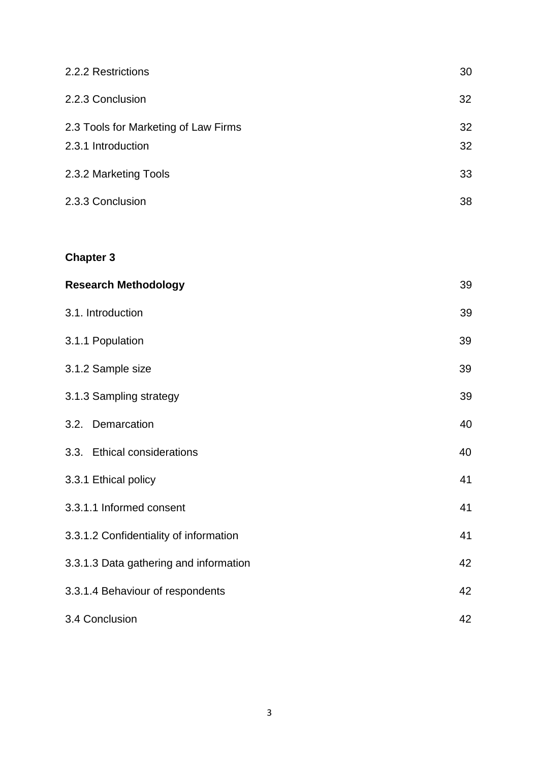| | |
|---|---|
| 2.2.2 Restrictions | 30 |
| 2.2.3 Conclusion | 32 |
| 2.3 Tools for Marketing of Law Firms | 32 |
| 2.3.1 Introduction | 32 |
| 2.3.2 Marketing Tools | 33 |
| 2.3.3 Conclusion | 38 |

**Chapter 3**

| | |
|---|---|
| **Research Methodology** | 39 |
| 3.1. Introduction | 39 |
| 3.1.1 Population | 39 |
| 3.1.2 Sample size | 39 |
| 3.1.3 Sampling strategy | 39 |
| 3.2. Demarcation | 40 |
| 3.3. Ethical considerations | 40 |
| 3.3.1 Ethical policy | 41 |
| 3.3.1.1 Informed consent | 41 |
| 3.3.1.2 Confidentiality of information | 41 |
| 3.3.1.3 Data gathering and information | 42 |
| 3.3.1.4 Behaviour of respondents | 42 |
| 3.4 Conclusion | 42 |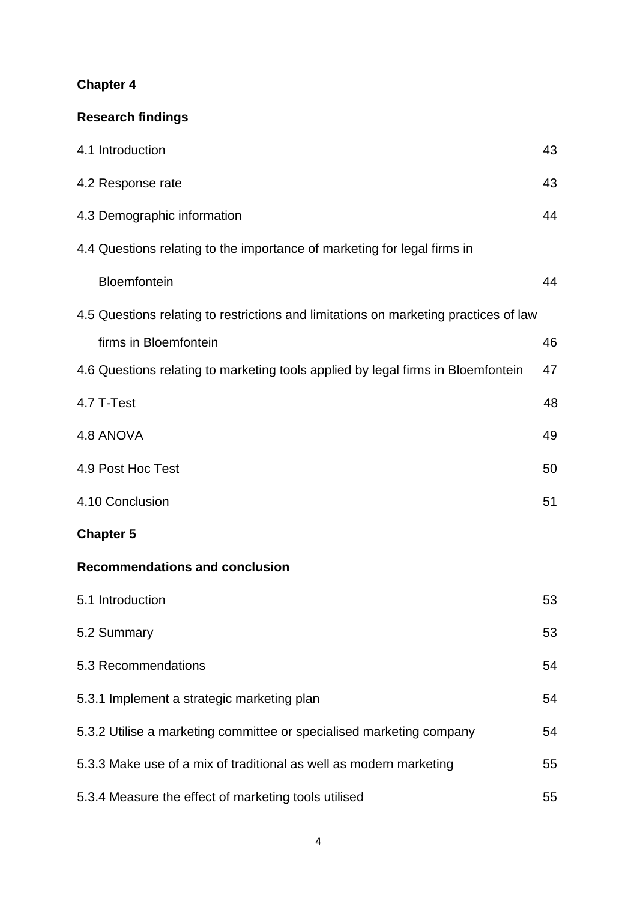**Chapter 4**

**Research findings**

4.1 Introduction 43

4.2 Response rate 43

4.3 Demographic information 44

4.4 Questions relating to the importance of marketing for legal firms in Bloemfontein 44

4.5 Questions relating to restrictions and limitations on marketing practices of law firms in Bloemfontein 46

4.6 Questions relating to marketing tools applied by legal firms in Bloemfontein 47

4.7 T-Test 48

4.8 ANOVA 49

4.9 Post Hoc Test 50

4.10 Conclusion 51

**Chapter 5**

**Recommendations and conclusion**

5.1 Introduction 53

5.2 Summary 53

5.3 Recommendations 54

5.3.1 Implement a strategic marketing plan 54

5.3.2 Utilise a marketing committee or specialised marketing company 54

5.3.3 Make use of a mix of traditional as well as modern marketing 55

5.3.4 Measure the effect of marketing tools utilised 55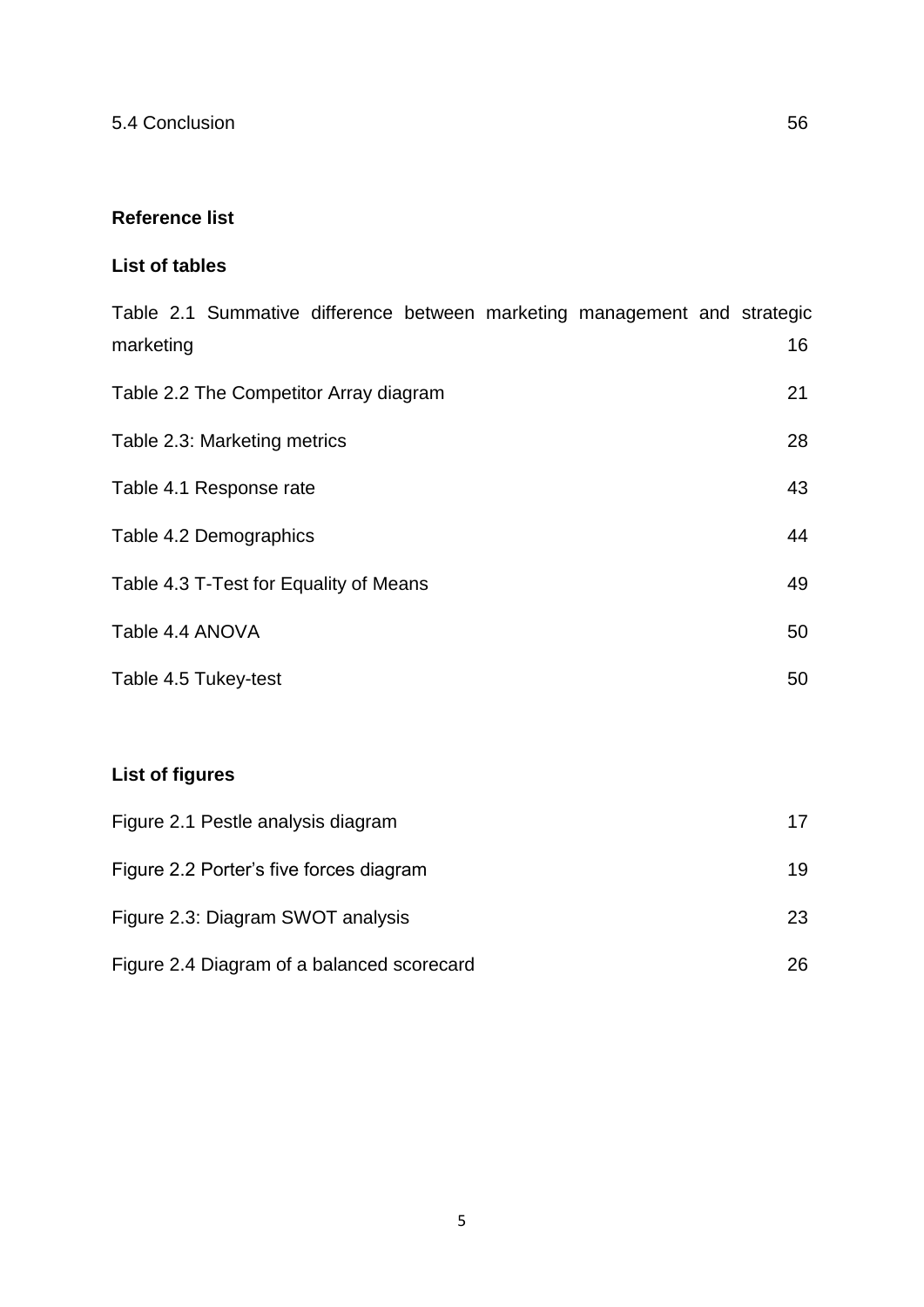5.4 Conclusion 56

**Reference list**

**List of tables**

Table 2.1 Summative difference between marketing management and strategic marketing 16

Table 2.2 The Competitor Array diagram 21

Table 2.3: Marketing metrics 28

Table 4.1 Response rate 43

Table 4.2 Demographics 44

Table 4.3 T-Test for Equality of Means 49

Table 4.4 ANOVA 50

Table 4.5 Tukey-test 50

**List of figures**

Figure 2.1 Pestle analysis diagram 17

Figure 2.2 Porter's five forces diagram 19

Figure 2.3: Diagram SWOT analysis 23

Figure 2.4 Diagram of a balanced scorecard 26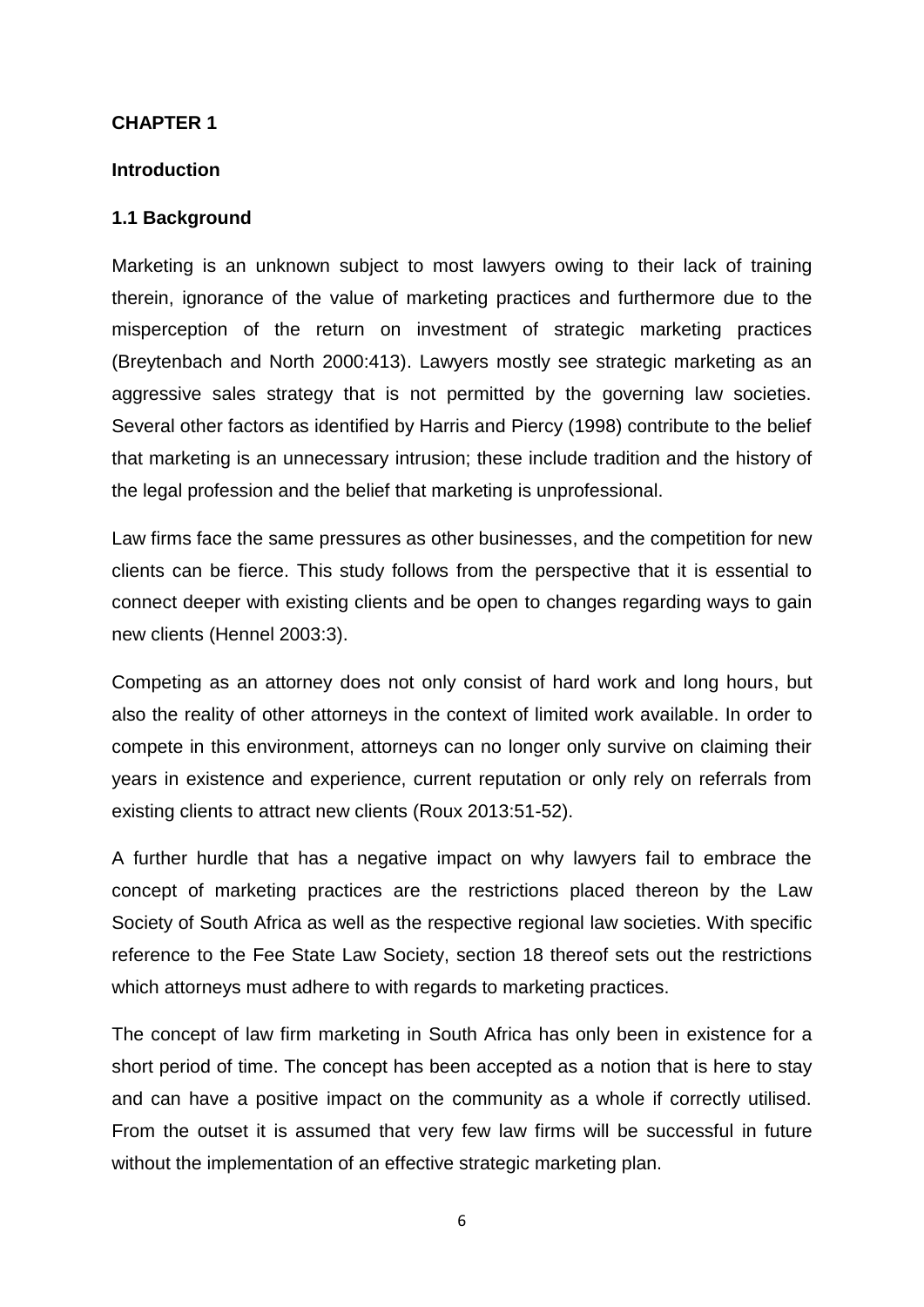# CHAPTER 1

## Introduction

### 1.1 Background

Marketing is an unknown subject to most lawyers owing to their lack of training therein, ignorance of the value of marketing practices and furthermore due to the misperception of the return on investment of strategic marketing practices (Breytenbach and North 2000:413). Lawyers mostly see strategic marketing as an aggressive sales strategy that is not permitted by the governing law societies. Several other factors as identified by Harris and Piercy (1998) contribute to the belief that marketing is an unnecessary intrusion; these include tradition and the history of the legal profession and the belief that marketing is unprofessional.

Law firms face the same pressures as other businesses, and the competition for new clients can be fierce. This study follows from the perspective that it is essential to connect deeper with existing clients and be open to changes regarding ways to gain new clients (Hennel 2003:3).

Competing as an attorney does not only consist of hard work and long hours, but also the reality of other attorneys in the context of limited work available. In order to compete in this environment, attorneys can no longer only survive on claiming their years in existence and experience, current reputation or only rely on referrals from existing clients to attract new clients (Roux 2013:51-52).

A further hurdle that has a negative impact on why lawyers fail to embrace the concept of marketing practices are the restrictions placed thereon by the Law Society of South Africa as well as the respective regional law societies. With specific reference to the Fee State Law Society, section 18 thereof sets out the restrictions which attorneys must adhere to with regards to marketing practices.

The concept of law firm marketing in South Africa has only been in existence for a short period of time. The concept has been accepted as a notion that is here to stay and can have a positive impact on the community as a whole if correctly utilised. From the outset it is assumed that very few law firms will be successful in future without the implementation of an effective strategic marketing plan.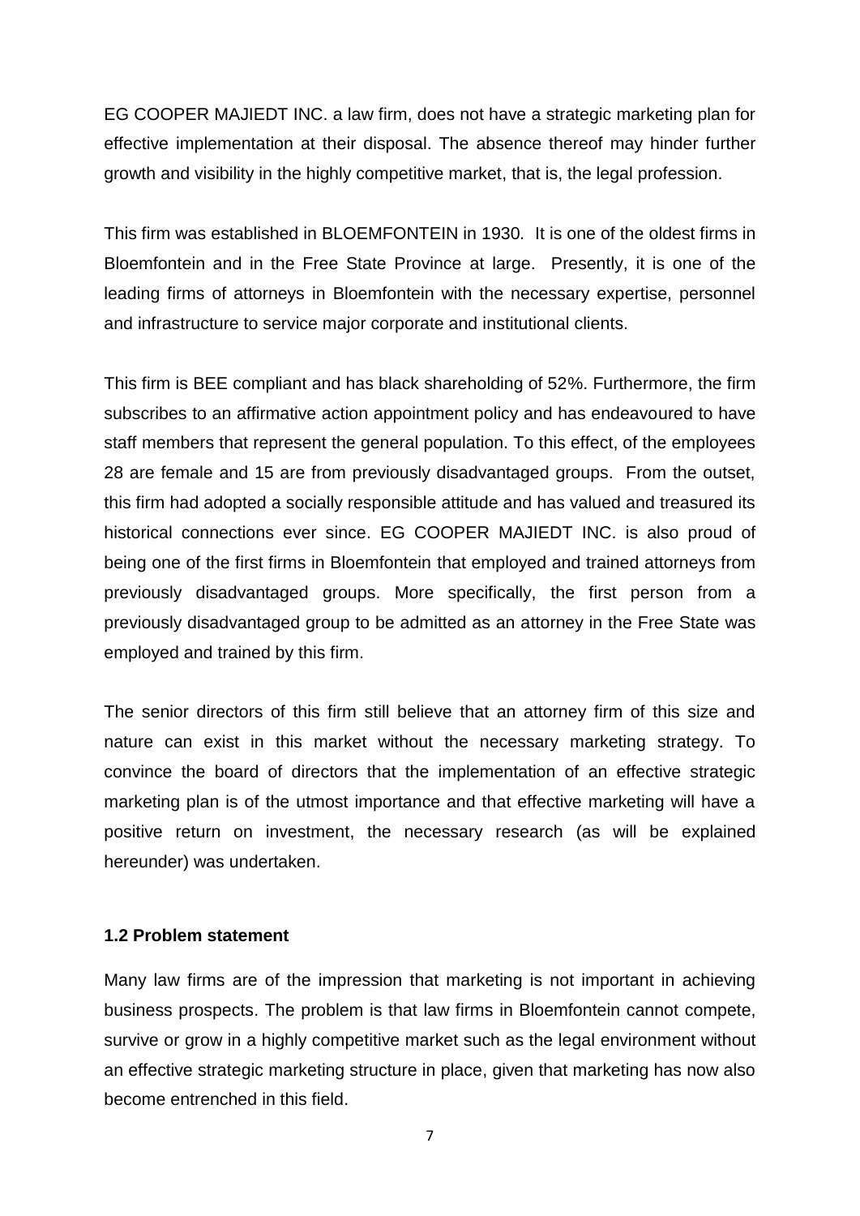EG COOPER MAJIEDT INC. a law firm, does not have a strategic marketing plan for effective implementation at their disposal. The absence thereof may hinder further growth and visibility in the highly competitive market, that is, the legal profession.

This firm was established in BLOEMFONTEIN in 1930. It is one of the oldest firms in Bloemfontein and in the Free State Province at large. Presently, it is one of the leading firms of attorneys in Bloemfontein with the necessary expertise, personnel and infrastructure to service major corporate and institutional clients.

This firm is BEE compliant and has black shareholding of 52%. Furthermore, the firm subscribes to an affirmative action appointment policy and has endeavoured to have staff members that represent the general population. To this effect, of the employees 28 are female and 15 are from previously disadvantaged groups. From the outset, this firm had adopted a socially responsible attitude and has valued and treasured its historical connections ever since. EG COOPER MAJIEDT INC. is also proud of being one of the first firms in Bloemfontein that employed and trained attorneys from previously disadvantaged groups. More specifically, the first person from a previously disadvantaged group to be admitted as an attorney in the Free State was employed and trained by this firm.

The senior directors of this firm still believe that an attorney firm of this size and nature can exist in this market without the necessary marketing strategy. To convince the board of directors that the implementation of an effective strategic marketing plan is of the utmost importance and that effective marketing will have a positive return on investment, the necessary research (as will be explained hereunder) was undertaken.

### 1.2 Problem statement

Many law firms are of the impression that marketing is not important in achieving business prospects. The problem is that law firms in Bloemfontein cannot compete, survive or grow in a highly competitive market such as the legal environment without an effective strategic marketing structure in place, given that marketing has now also become entrenched in this field.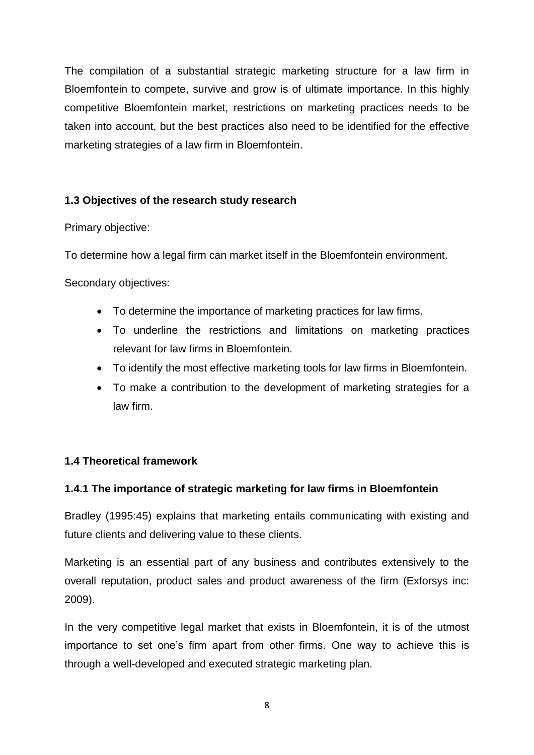The compilation of a substantial strategic marketing structure for a law firm in Bloemfontein to compete, survive and grow is of ultimate importance. In this highly competitive Bloemfontein market, restrictions on marketing practices needs to be taken into account, but the best practices also need to be identified for the effective marketing strategies of a law firm in Bloemfontein.

### 1.3 Objectives of the research study research

Primary objective:

To determine how a legal firm can market itself in the Bloemfontein environment.

Secondary objectives:

- To determine the importance of marketing practices for law firms.
- To underline the restrictions and limitations on marketing practices relevant for law firms in Bloemfontein.
- To identify the most effective marketing tools for law firms in Bloemfontein.
- To make a contribution to the development of marketing strategies for a law firm.

### 1.4 Theoretical framework

#### 1.4.1 The importance of strategic marketing for law firms in Bloemfontein

Bradley (1995:45) explains that marketing entails communicating with existing and future clients and delivering value to these clients.

Marketing is an essential part of any business and contributes extensively to the overall reputation, product sales and product awareness of the firm (Exforsys inc: 2009).

In the very competitive legal market that exists in Bloemfontein, it is of the utmost importance to set one's firm apart from other firms. One way to achieve this is through a well-developed and executed strategic marketing plan.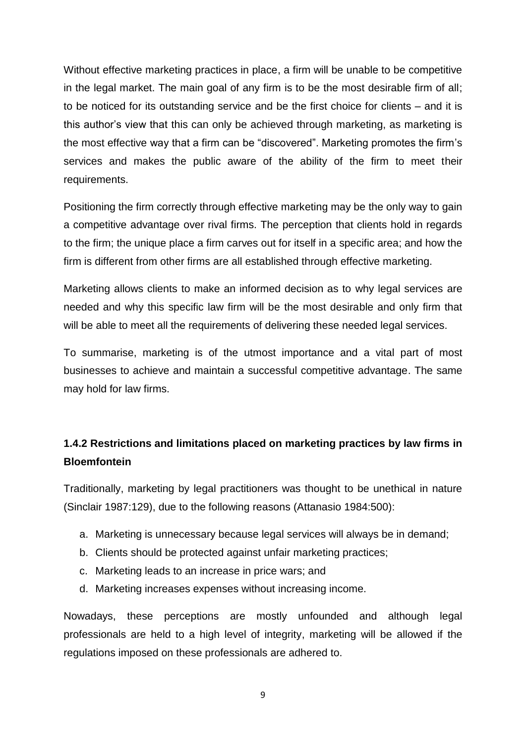Without effective marketing practices in place, a firm will be unable to be competitive in the legal market. The main goal of any firm is to be the most desirable firm of all; to be noticed for its outstanding service and be the first choice for clients – and it is this author's view that this can only be achieved through marketing, as marketing is the most effective way that a firm can be "discovered". Marketing promotes the firm's services and makes the public aware of the ability of the firm to meet their requirements.

Positioning the firm correctly through effective marketing may be the only way to gain a competitive advantage over rival firms. The perception that clients hold in regards to the firm; the unique place a firm carves out for itself in a specific area; and how the firm is different from other firms are all established through effective marketing.

Marketing allows clients to make an informed decision as to why legal services are needed and why this specific law firm will be the most desirable and only firm that will be able to meet all the requirements of delivering these needed legal services.

To summarise, marketing is of the utmost importance and a vital part of most businesses to achieve and maintain a successful competitive advantage. The same may hold for law firms.

### 1.4.2 Restrictions and limitations placed on marketing practices by law firms in Bloemfontein

Traditionally, marketing by legal practitioners was thought to be unethical in nature (Sinclair 1987:129), due to the following reasons (Attanasio 1984:500):

a. Marketing is unnecessary because legal services will always be in demand;
b. Clients should be protected against unfair marketing practices;
c. Marketing leads to an increase in price wars; and
d. Marketing increases expenses without increasing income.

Nowadays, these perceptions are mostly unfounded and although legal professionals are held to a high level of integrity, marketing will be allowed if the regulations imposed on these professionals are adhered to.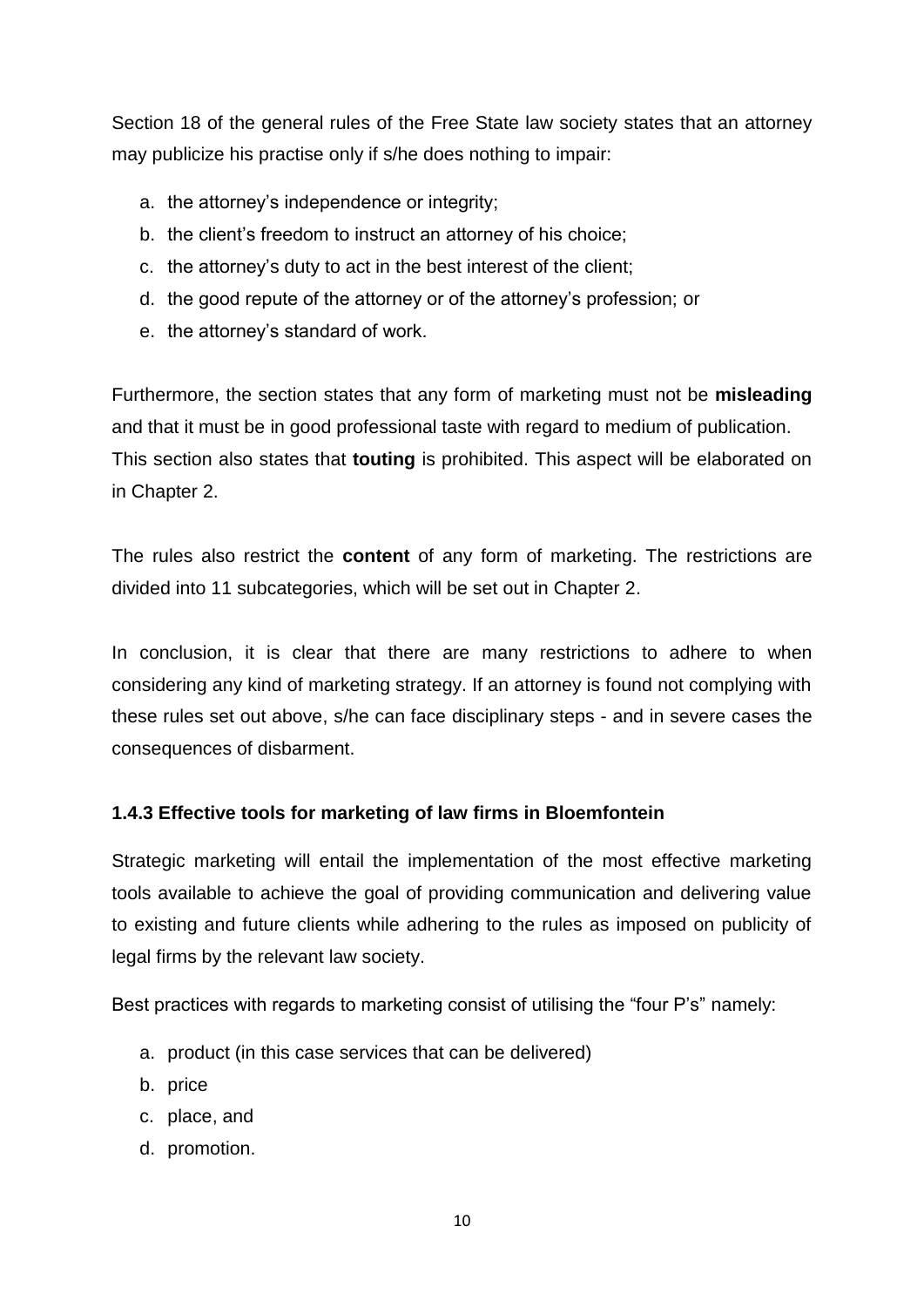Section 18 of the general rules of the Free State law society states that an attorney may publicize his practise only if s/he does nothing to impair:

a. the attorney's independence or integrity;
b. the client's freedom to instruct an attorney of his choice;
c. the attorney's duty to act in the best interest of the client;
d. the good repute of the attorney or of the attorney's profession; or
e. the attorney's standard of work.

Furthermore, the section states that any form of marketing must not be **misleading** and that it must be in good professional taste with regard to medium of publication. This section also states that **touting** is prohibited. This aspect will be elaborated on in Chapter 2.

The rules also restrict the **content** of any form of marketing. The restrictions are divided into 11 subcategories, which will be set out in Chapter 2.

In conclusion, it is clear that there are many restrictions to adhere to when considering any kind of marketing strategy. If an attorney is found not complying with these rules set out above, s/he can face disciplinary steps - and in severe cases the consequences of disbarment.

### 1.4.3 Effective tools for marketing of law firms in Bloemfontein

Strategic marketing will entail the implementation of the most effective marketing tools available to achieve the goal of providing communication and delivering value to existing and future clients while adhering to the rules as imposed on publicity of legal firms by the relevant law society.

Best practices with regards to marketing consist of utilising the "four P's" namely:

a. product (in this case services that can be delivered)
b. price
c. place, and
d. promotion.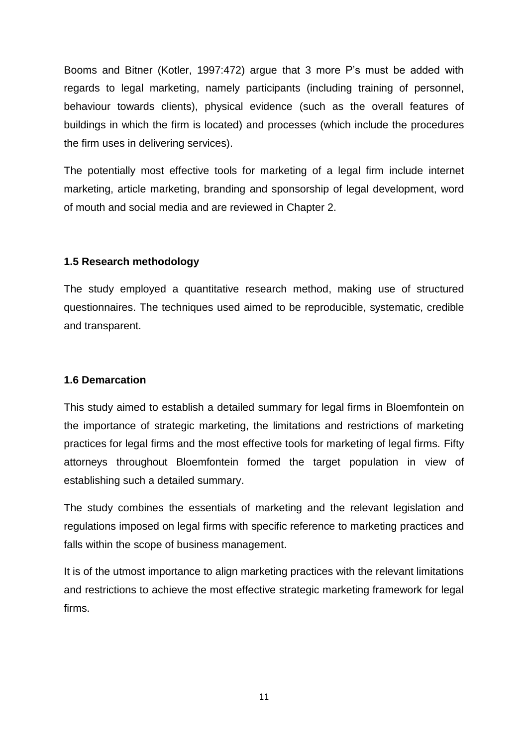Booms and Bitner (Kotler, 1997:472) argue that 3 more P's must be added with regards to legal marketing, namely participants (including training of personnel, behaviour towards clients), physical evidence (such as the overall features of buildings in which the firm is located) and processes (which include the procedures the firm uses in delivering services).

The potentially most effective tools for marketing of a legal firm include internet marketing, article marketing, branding and sponsorship of legal development, word of mouth and social media and are reviewed in Chapter 2.

### 1.5 Research methodology

The study employed a quantitative research method, making use of structured questionnaires. The techniques used aimed to be reproducible, systematic, credible and transparent.

### 1.6 Demarcation

This study aimed to establish a detailed summary for legal firms in Bloemfontein on the importance of strategic marketing, the limitations and restrictions of marketing practices for legal firms and the most effective tools for marketing of legal firms. Fifty attorneys throughout Bloemfontein formed the target population in view of establishing such a detailed summary.

The study combines the essentials of marketing and the relevant legislation and regulations imposed on legal firms with specific reference to marketing practices and falls within the scope of business management.

It is of the utmost importance to align marketing practices with the relevant limitations and restrictions to achieve the most effective strategic marketing framework for legal firms.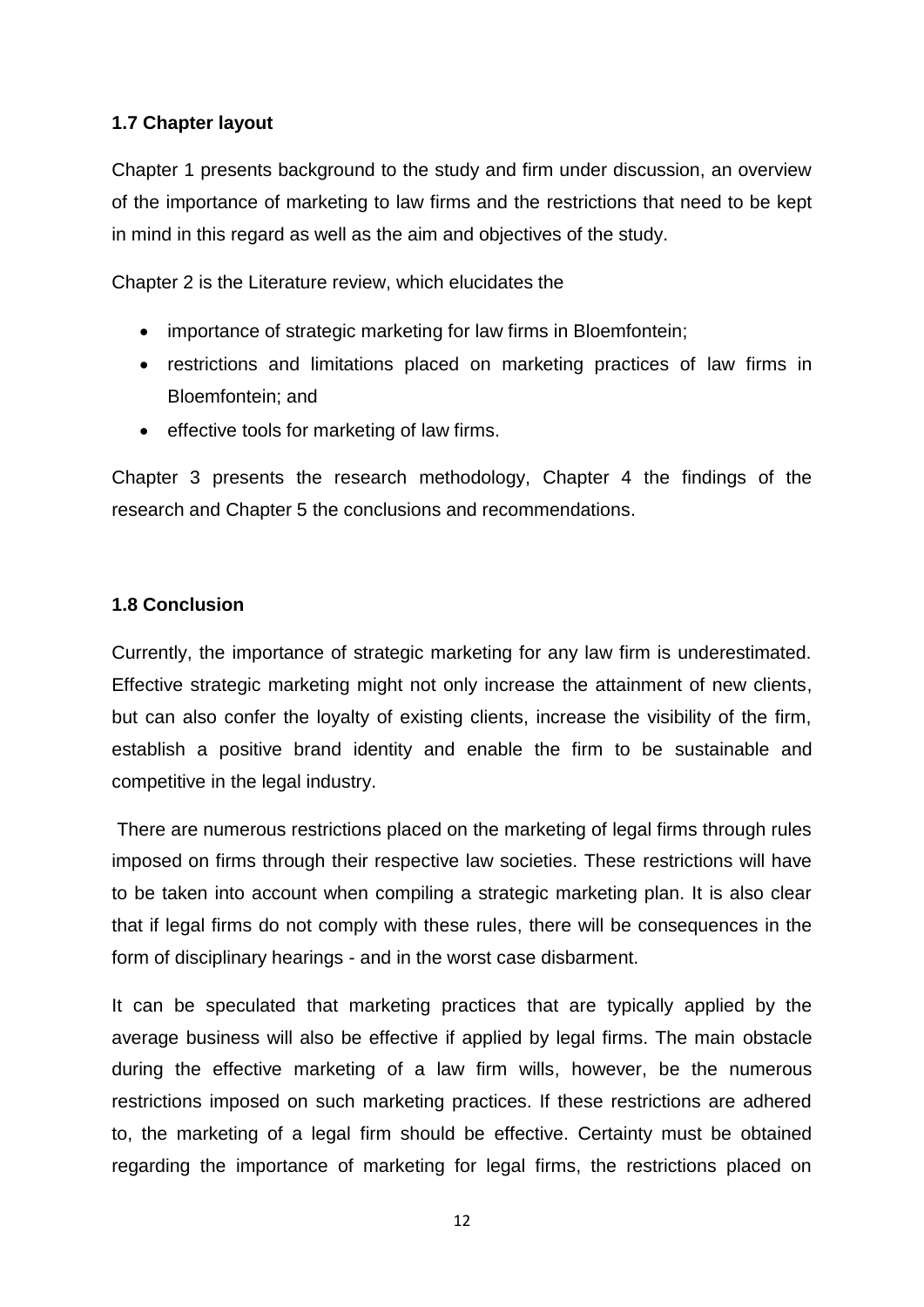### 1.7 Chapter layout

Chapter 1 presents background to the study and firm under discussion, an overview of the importance of marketing to law firms and the restrictions that need to be kept in mind in this regard as well as the aim and objectives of the study.

Chapter 2 is the Literature review, which elucidates the

- importance of strategic marketing for law firms in Bloemfontein;
- restrictions and limitations placed on marketing practices of law firms in Bloemfontein; and
- effective tools for marketing of law firms.

Chapter 3 presents the research methodology, Chapter 4 the findings of the research and Chapter 5 the conclusions and recommendations.

### 1.8 Conclusion

Currently, the importance of strategic marketing for any law firm is underestimated. Effective strategic marketing might not only increase the attainment of new clients, but can also confer the loyalty of existing clients, increase the visibility of the firm, establish a positive brand identity and enable the firm to be sustainable and competitive in the legal industry.

There are numerous restrictions placed on the marketing of legal firms through rules imposed on firms through their respective law societies. These restrictions will have to be taken into account when compiling a strategic marketing plan. It is also clear that if legal firms do not comply with these rules, there will be consequences in the form of disciplinary hearings - and in the worst case disbarment.

It can be speculated that marketing practices that are typically applied by the average business will also be effective if applied by legal firms. The main obstacle during the effective marketing of a law firm wills, however, be the numerous restrictions imposed on such marketing practices. If these restrictions are adhered to, the marketing of a legal firm should be effective. Certainty must be obtained regarding the importance of marketing for legal firms, the restrictions placed on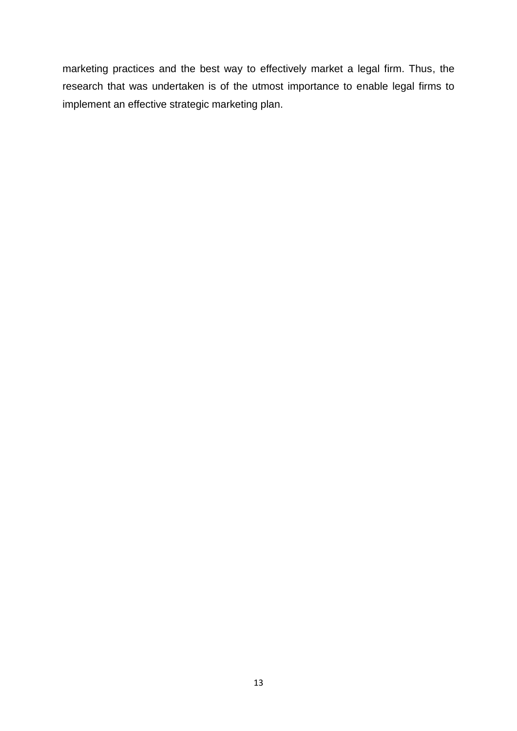marketing practices and the best way to effectively market a legal firm. Thus, the research that was undertaken is of the utmost importance to enable legal firms to implement an effective strategic marketing plan.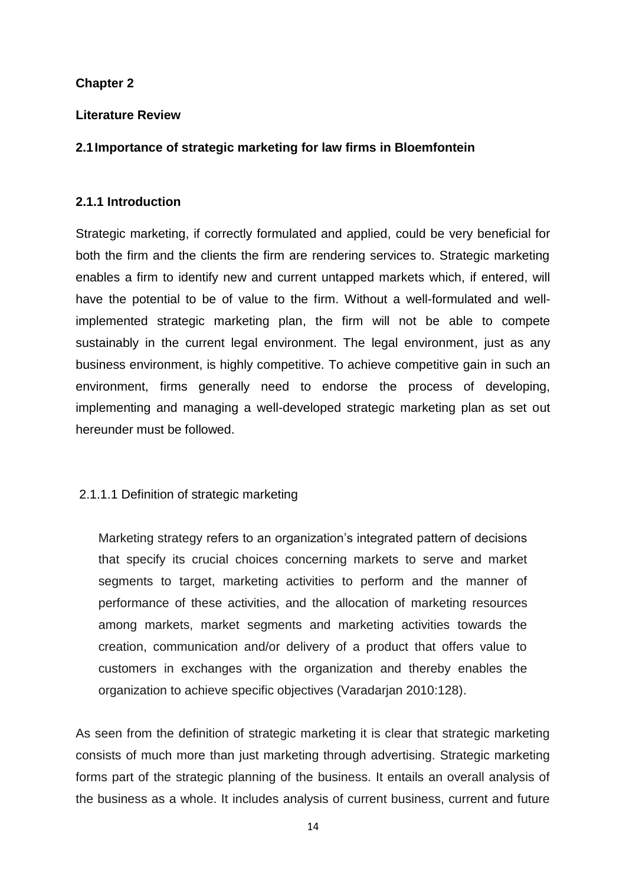**Chapter 2**

**Literature Review**

## 2.1 Importance of strategic marketing for law firms in Bloemfontein

### 2.1.1 Introduction

Strategic marketing, if correctly formulated and applied, could be very beneficial for both the firm and the clients the firm are rendering services to. Strategic marketing enables a firm to identify new and current untapped markets which, if entered, will have the potential to be of value to the firm. Without a well-formulated and well-implemented strategic marketing plan, the firm will not be able to compete sustainably in the current legal environment. The legal environment, just as any business environment, is highly competitive. To achieve competitive gain in such an environment, firms generally need to endorse the process of developing, implementing and managing a well-developed strategic marketing plan as set out hereunder must be followed.

2.1.1.1 Definition of strategic marketing

> Marketing strategy refers to an organization's integrated pattern of decisions that specify its crucial choices concerning markets to serve and market segments to target, marketing activities to perform and the manner of performance of these activities, and the allocation of marketing resources among markets, market segments and marketing activities towards the creation, communication and/or delivery of a product that offers value to customers in exchanges with the organization and thereby enables the organization to achieve specific objectives (Varadarjan 2010:128).

As seen from the definition of strategic marketing it is clear that strategic marketing consists of much more than just marketing through advertising. Strategic marketing forms part of the strategic planning of the business. It entails an overall analysis of the business as a whole. It includes analysis of current business, current and future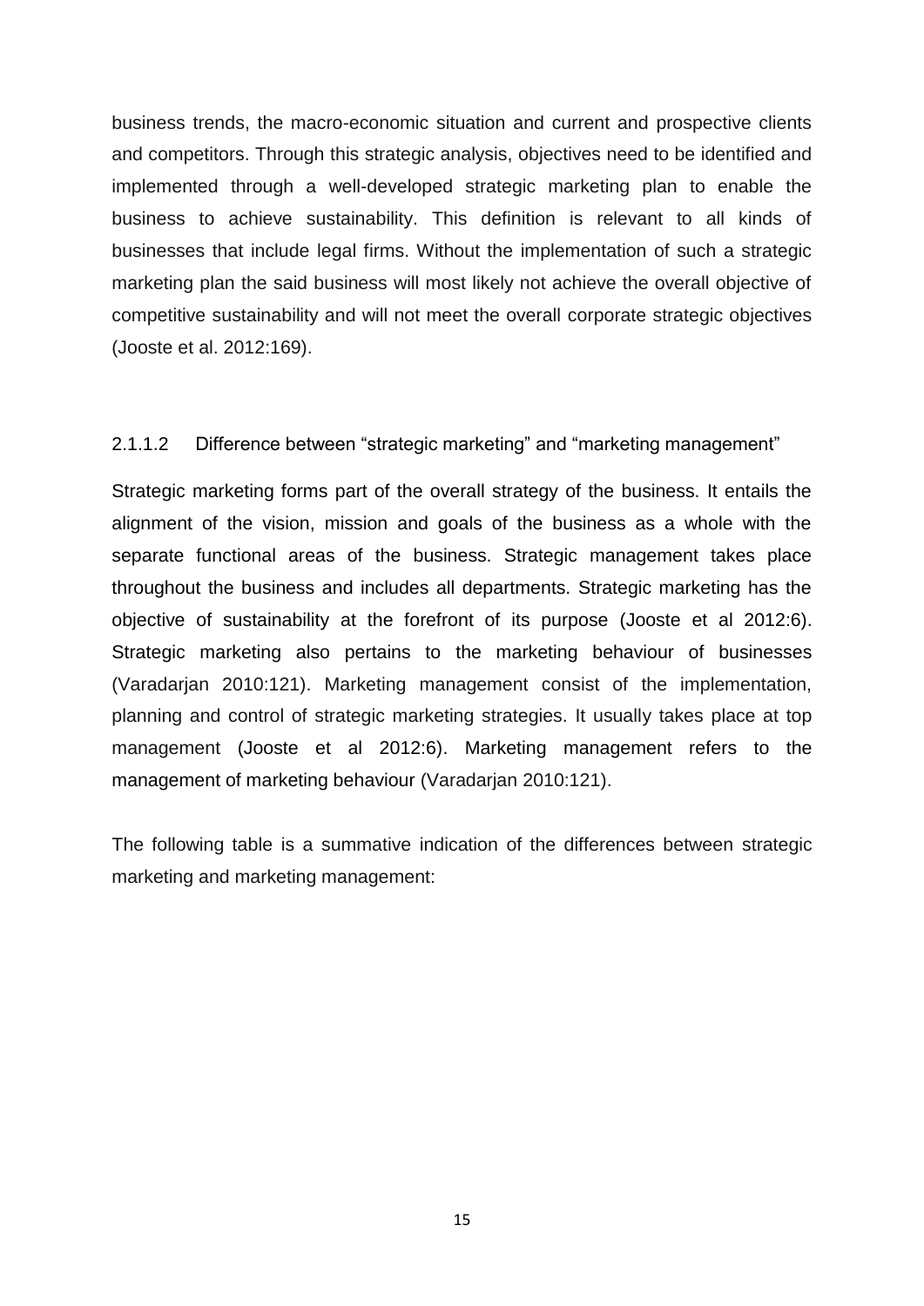business trends, the macro-economic situation and current and prospective clients and competitors. Through this strategic analysis, objectives need to be identified and implemented through a well-developed strategic marketing plan to enable the business to achieve sustainability. This definition is relevant to all kinds of businesses that include legal firms. Without the implementation of such a strategic marketing plan the said business will most likely not achieve the overall objective of competitive sustainability and will not meet the overall corporate strategic objectives (Jooste et al. 2012:169).

#### 2.1.1.2 Difference between "strategic marketing" and "marketing management"

Strategic marketing forms part of the overall strategy of the business. It entails the alignment of the vision, mission and goals of the business as a whole with the separate functional areas of the business. Strategic management takes place throughout the business and includes all departments. Strategic marketing has the objective of sustainability at the forefront of its purpose (Jooste et al 2012:6). Strategic marketing also pertains to the marketing behaviour of businesses (Varadarjan 2010:121). Marketing management consist of the implementation, planning and control of strategic marketing strategies. It usually takes place at top management (Jooste et al 2012:6). Marketing management refers to the management of marketing behaviour (Varadarjan 2010:121).

The following table is a summative indication of the differences between strategic marketing and marketing management: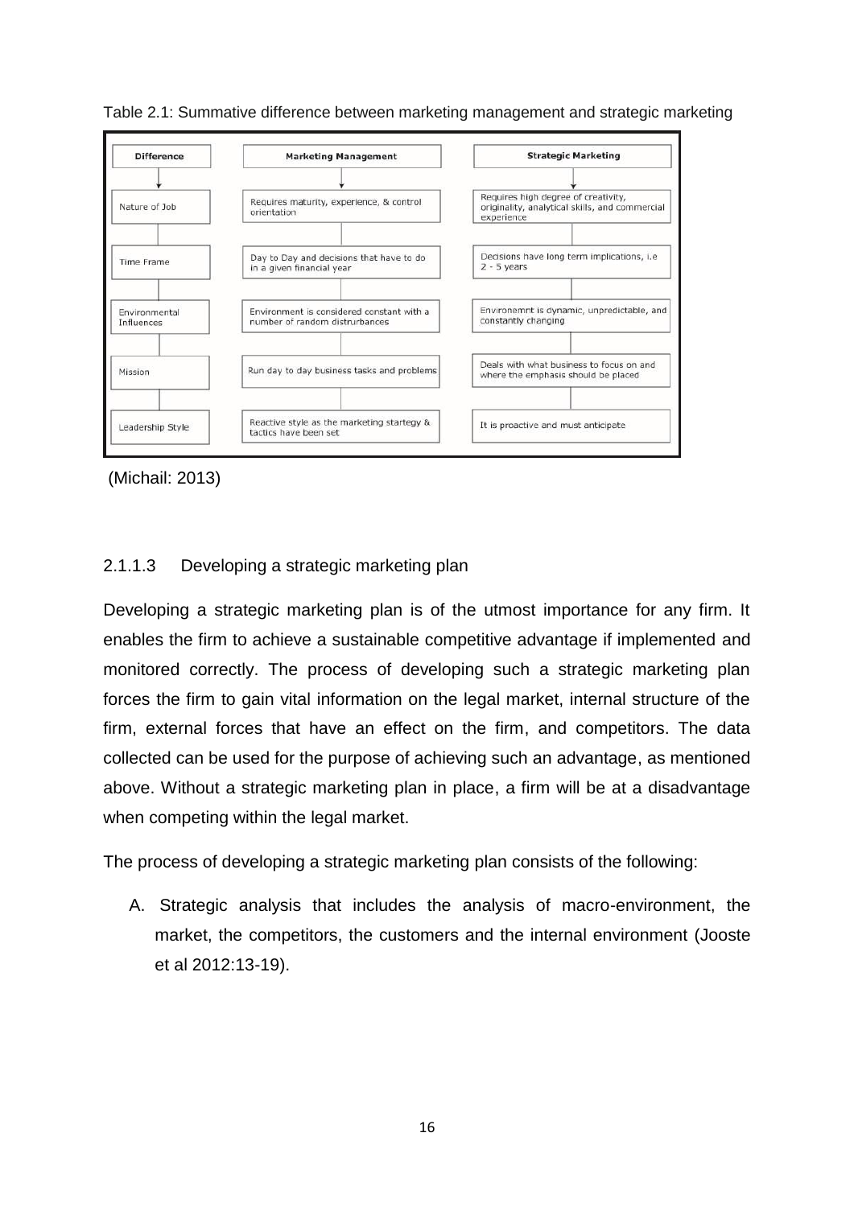Table 2.1: Summative difference between marketing management and strategic marketing

| Difference | Marketing Management | Strategic Marketing |
| --- | --- | --- |
| Nature of Job | Requires maturity, experience, & control orientation | Requires high degree of creativity, originality, analytical skills, and commercial experience |
| Time Frame | Day to Day and decisions that have to do in a given financial year | Decisions have long term implications, i.e 2 - 5 years |
| Environmental Influences | Environment is considered constant with a number of random distrurbances | Environemnt is dynamic, unpredictable, and constantly changing |
| Mission | Run day to day business tasks and problems | Deals with what business to focus on and where the emphasis should be placed |
| Leadership Style | Reactive style as the marketing startegy & tactics have been set | It is proactive and must anticipate |

(Michail: 2013)

### 2.1.1.3 Developing a strategic marketing plan

Developing a strategic marketing plan is of the utmost importance for any firm. It enables the firm to achieve a sustainable competitive advantage if implemented and monitored correctly. The process of developing such a strategic marketing plan forces the firm to gain vital information on the legal market, internal structure of the firm, external forces that have an effect on the firm, and competitors. The data collected can be used for the purpose of achieving such an advantage, as mentioned above. Without a strategic marketing plan in place, a firm will be at a disadvantage when competing within the legal market.

The process of developing a strategic marketing plan consists of the following:

A. Strategic analysis that includes the analysis of macro-environment, the market, the competitors, the customers and the internal environment (Jooste et al 2012:13-19).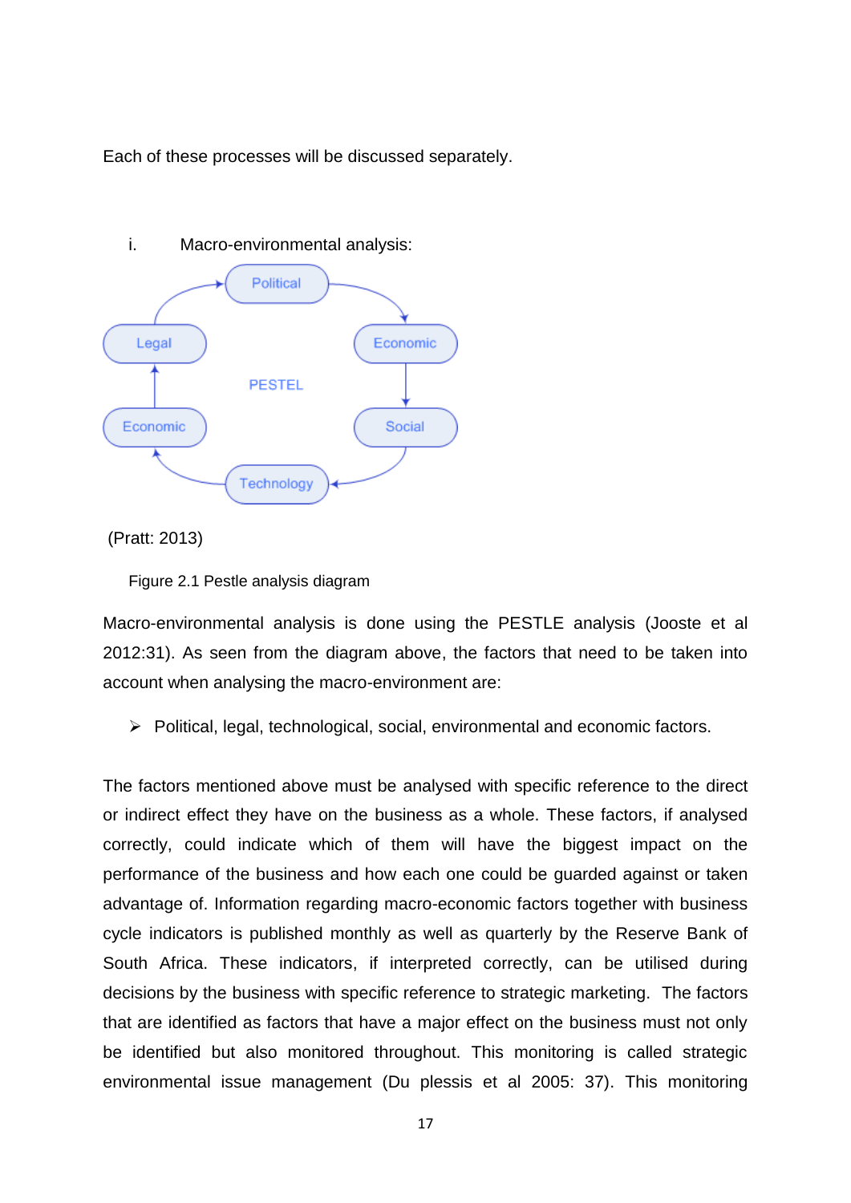Each of these processes will be discussed separately.

i. Macro-environmental analysis:

Political

Economic

Social

Technology

Economic

Legal

PESTEL

(Pratt: 2013)

Figure 2.1 Pestle analysis diagram

Macro-environmental analysis is done using the PESTLE analysis (Jooste et al 2012:31). As seen from the diagram above, the factors that need to be taken into account when analysing the macro-environment are:

- Political, legal, technological, social, environmental and economic factors.

The factors mentioned above must be analysed with specific reference to the direct or indirect effect they have on the business as a whole. These factors, if analysed correctly, could indicate which of them will have the biggest impact on the performance of the business and how each one could be guarded against or taken advantage of. Information regarding macro-economic factors together with business cycle indicators is published monthly as well as quarterly by the Reserve Bank of South Africa. These indicators, if interpreted correctly, can be utilised during decisions by the business with specific reference to strategic marketing. The factors that are identified as factors that have a major effect on the business must not only be identified but also monitored throughout. This monitoring is called strategic environmental issue management (Du plessis et al 2005: 37). This monitoring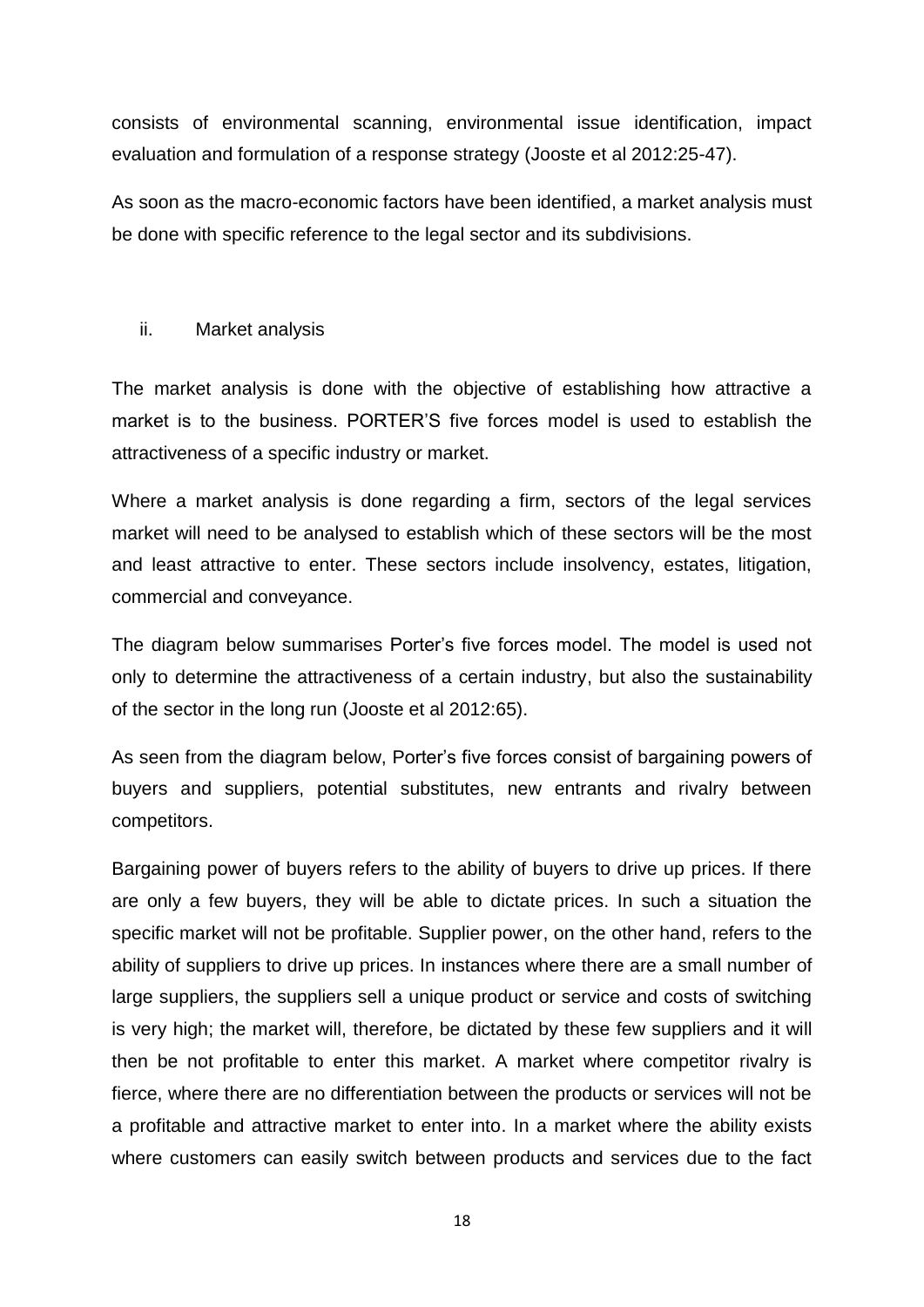consists of environmental scanning, environmental issue identification, impact evaluation and formulation of a response strategy (Jooste et al 2012:25-47).

As soon as the macro-economic factors have been identified, a market analysis must be done with specific reference to the legal sector and its subdivisions.

### ii. Market analysis

The market analysis is done with the objective of establishing how attractive a market is to the business. PORTER'S five forces model is used to establish the attractiveness of a specific industry or market.

Where a market analysis is done regarding a firm, sectors of the legal services market will need to be analysed to establish which of these sectors will be the most and least attractive to enter. These sectors include insolvency, estates, litigation, commercial and conveyance.

The diagram below summarises Porter's five forces model. The model is used not only to determine the attractiveness of a certain industry, but also the sustainability of the sector in the long run (Jooste et al 2012:65).

As seen from the diagram below, Porter's five forces consist of bargaining powers of buyers and suppliers, potential substitutes, new entrants and rivalry between competitors.

Bargaining power of buyers refers to the ability of buyers to drive up prices. If there are only a few buyers, they will be able to dictate prices. In such a situation the specific market will not be profitable. Supplier power, on the other hand, refers to the ability of suppliers to drive up prices. In instances where there are a small number of large suppliers, the suppliers sell a unique product or service and costs of switching is very high; the market will, therefore, be dictated by these few suppliers and it will then be not profitable to enter this market. A market where competitor rivalry is fierce, where there are no differentiation between the products or services will not be a profitable and attractive market to enter into. In a market where the ability exists where customers can easily switch between products and services due to the fact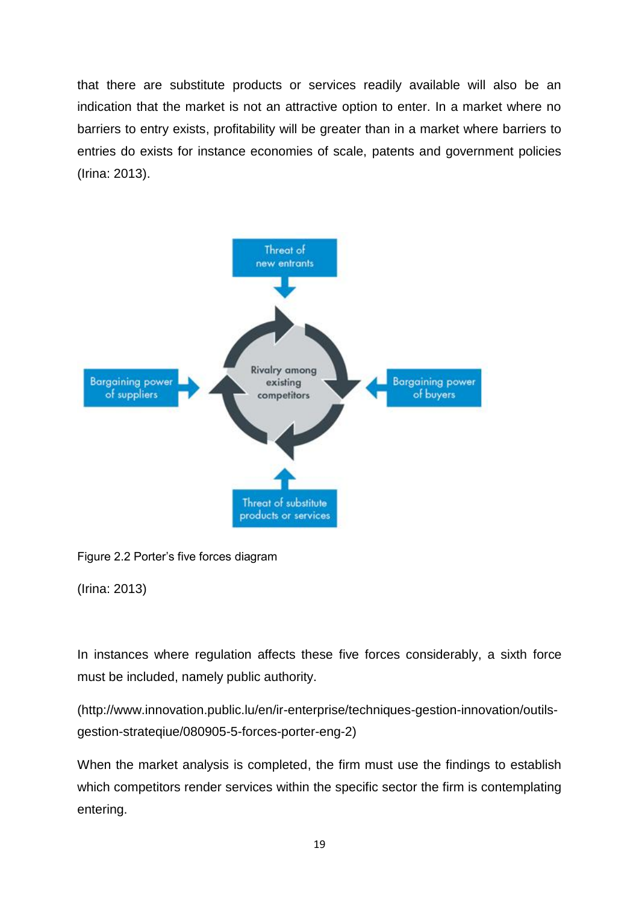that there are substitute products or services readily available will also be an indication that the market is not an attractive option to enter. In a market where no barriers to entry exists, profitability will be greater than in a market where barriers to entries do exists for instance economies of scale, patents and government policies (Irina: 2013).

Figure 2.2 Porter's five forces diagram

(Irina: 2013)

In instances where regulation affects these five forces considerably, a sixth force must be included, namely public authority.

(http://www.innovation.public.lu/en/ir-enterprise/techniques-gestion-innovation/outils-gestion-strateqiue/080905-5-forces-porter-eng-2)

When the market analysis is completed, the firm must use the findings to establish which competitors render services within the specific sector the firm is contemplating entering.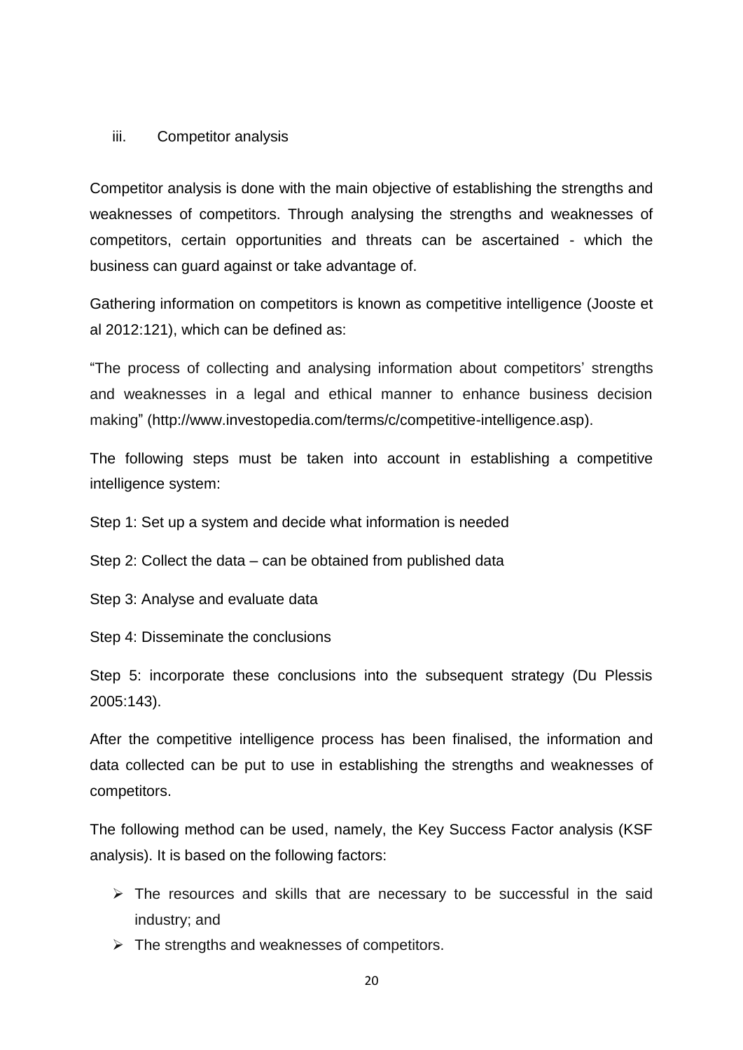### iii. Competitor analysis

Competitor analysis is done with the main objective of establishing the strengths and weaknesses of competitors. Through analysing the strengths and weaknesses of competitors, certain opportunities and threats can be ascertained - which the business can guard against or take advantage of.

Gathering information on competitors is known as competitive intelligence (Jooste et al 2012:121), which can be defined as:

"The process of collecting and analysing information about competitors' strengths and weaknesses in a legal and ethical manner to enhance business decision making" (http://www.investopedia.com/terms/c/competitive-intelligence.asp).

The following steps must be taken into account in establishing a competitive intelligence system:

Step 1: Set up a system and decide what information is needed

Step 2: Collect the data – can be obtained from published data

Step 3: Analyse and evaluate data

Step 4: Disseminate the conclusions

Step 5: incorporate these conclusions into the subsequent strategy (Du Plessis 2005:143).

After the competitive intelligence process has been finalised, the information and data collected can be put to use in establishing the strengths and weaknesses of competitors.

The following method can be used, namely, the Key Success Factor analysis (KSF analysis). It is based on the following factors:

- The resources and skills that are necessary to be successful in the said industry; and
- The strengths and weaknesses of competitors.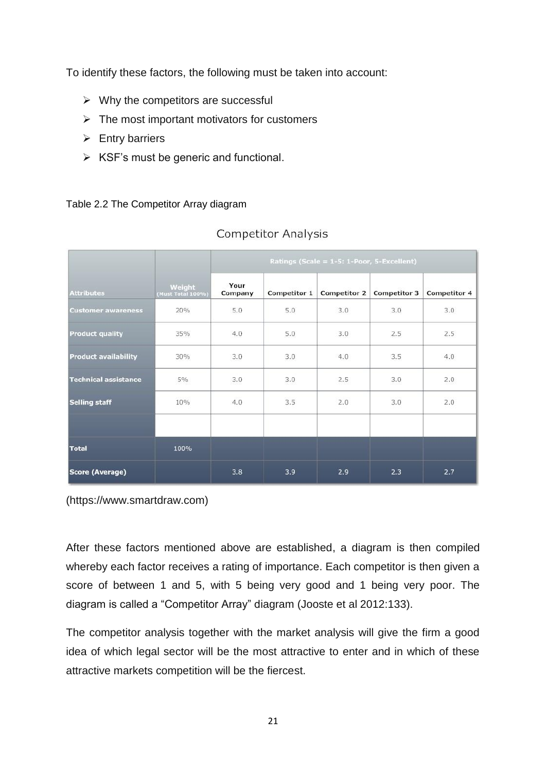To identify these factors, the following must be taken into account:

- Why the competitors are successful
- The most important motivators for customers
- Entry barriers
- KSF's must be generic and functional.

Table 2.2 The Competitor Array diagram

Competitor Analysis

| Attributes | Weight (Must Total 100%) | Ratings (Scale = 1-5: 1-Poor, 5-Excellent) | | | | |
|---|---|---|---|---|---|---|
| | | Your Company | Competitor 1 | Competitor 2 | Competitor 3 | Competitor 4 |
| Customer awareness | 20% | 5.0 | 5.0 | 3.0 | 3.0 | 3.0 |
| Product quality | 35% | 4.0 | 5.0 | 3.0 | 2.5 | 2.5 |
| Product availability | 30% | 3.0 | 3.0 | 4.0 | 3.5 | 4.0 |
| Technical assistance | 5% | 3.0 | 3.0 | 2.5 | 3.0 | 2.0 |
| Selling staff | 10% | 4.0 | 3.5 | 2.0 | 3.0 | 2.0 |
| | | | | | | |
| Total | 100% | | | | | |
| Score (Average) | | 3.8 | 3.9 | 2.9 | 2.3 | 2.7 |

(https://www.smartdraw.com)

After these factors mentioned above are established, a diagram is then compiled whereby each factor receives a rating of importance. Each competitor is then given a score of between 1 and 5, with 5 being very good and 1 being very poor. The diagram is called a "Competitor Array" diagram (Jooste et al 2012:133).

The competitor analysis together with the market analysis will give the firm a good idea of which legal sector will be the most attractive to enter and in which of these attractive markets competition will be the fiercest.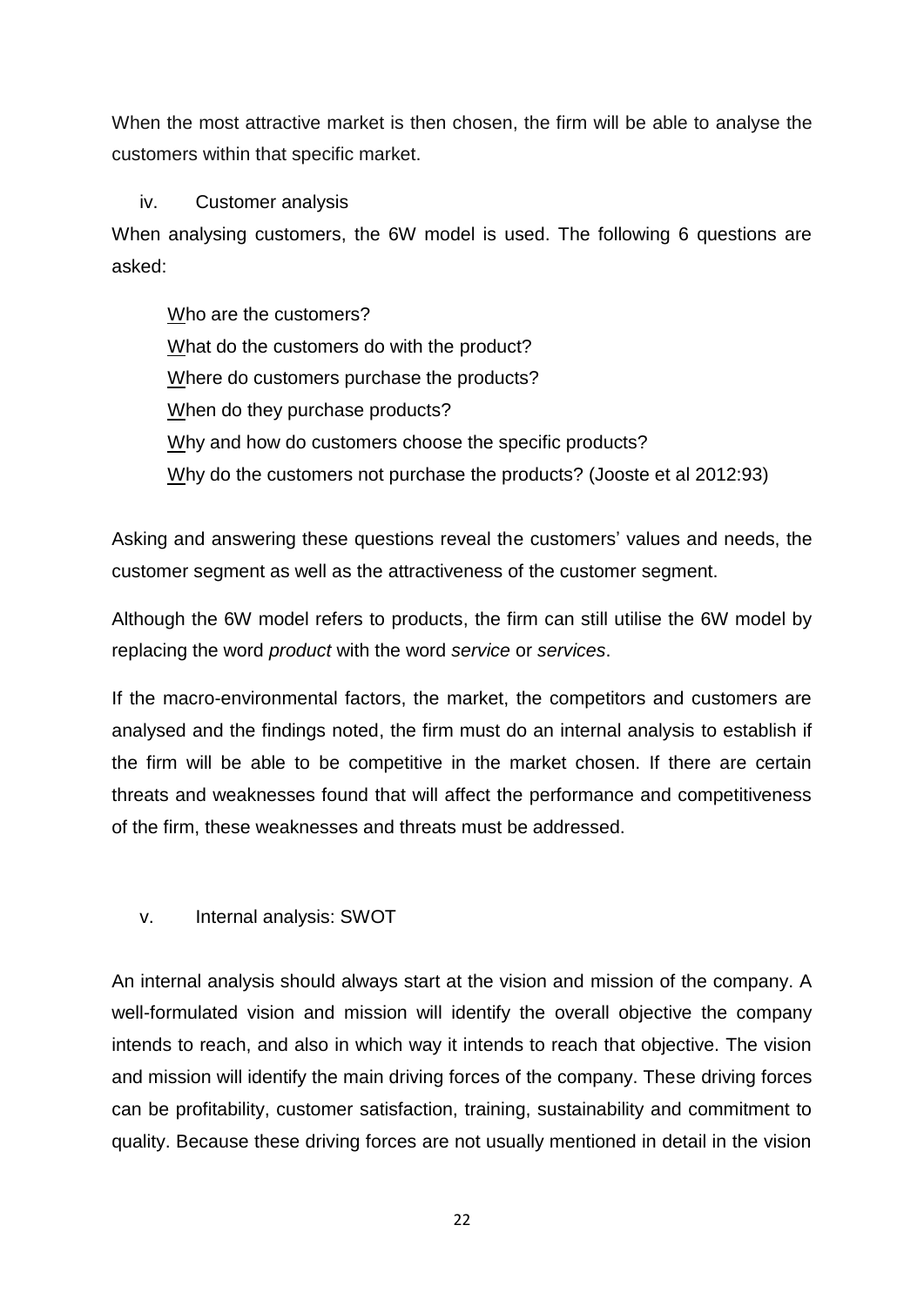When the most attractive market is then chosen, the firm will be able to analyse the customers within that specific market.

iv. Customer analysis

When analysing customers, the 6W model is used. The following 6 questions are asked:

<u>W</u>ho are the customers?
<u>W</u>hat do the customers do with the product?
<u>W</u>here do customers purchase the products?
<u>W</u>hen do they purchase products?
<u>W</u>hy and how do customers choose the specific products?
<u>W</u>hy do the customers not purchase the products? (Jooste et al 2012:93)

Asking and answering these questions reveal the customers' values and needs, the customer segment as well as the attractiveness of the customer segment.

Although the 6W model refers to products, the firm can still utilise the 6W model by replacing the word *product* with the word *service* or *services*.

If the macro-environmental factors, the market, the competitors and customers are analysed and the findings noted, the firm must do an internal analysis to establish if the firm will be able to be competitive in the market chosen. If there are certain threats and weaknesses found that will affect the performance and competitiveness of the firm, these weaknesses and threats must be addressed.

v. Internal analysis: SWOT

An internal analysis should always start at the vision and mission of the company. A well-formulated vision and mission will identify the overall objective the company intends to reach, and also in which way it intends to reach that objective. The vision and mission will identify the main driving forces of the company. These driving forces can be profitability, customer satisfaction, training, sustainability and commitment to quality. Because these driving forces are not usually mentioned in detail in the vision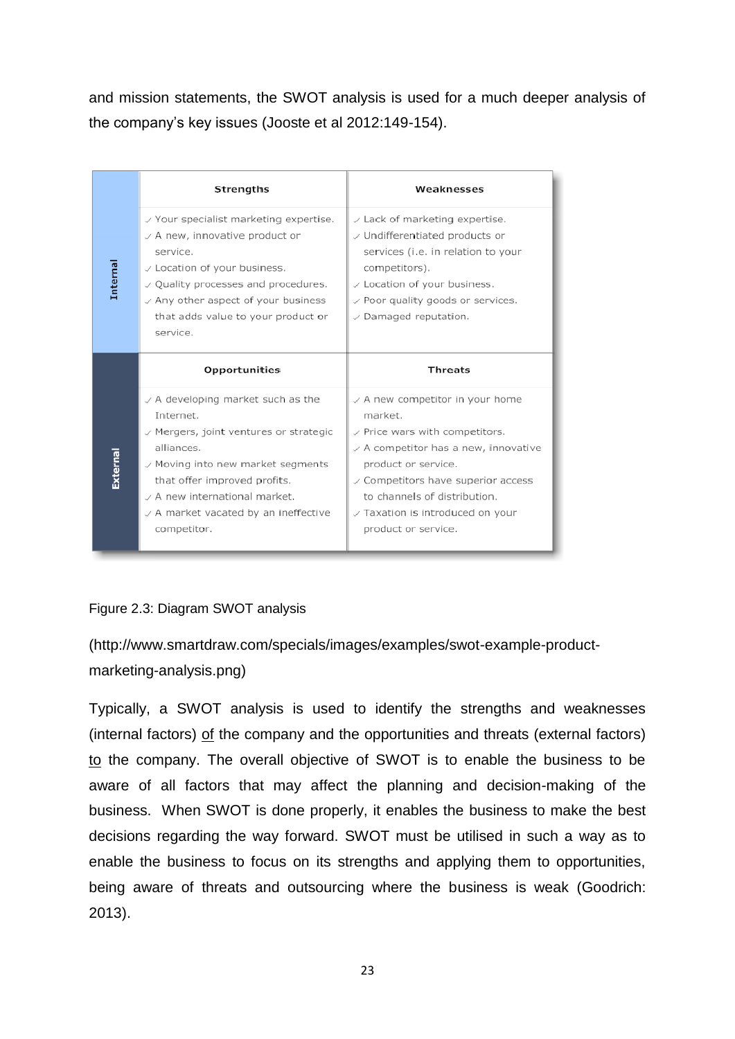and mission statements, the SWOT analysis is used for a much deeper analysis of the company's key issues (Jooste et al 2012:149-154).

| | Strengths | Weaknesses |
|---|---|---|
| Internal | ✓ Your specialist marketing expertise.<br>✓ A new, innovative product or service.<br>✓ Location of your business.<br>✓ Quality processes and procedures.<br>✓ Any other aspect of your business that adds value to your product or service. | ✓ Lack of marketing expertise.<br>✓ Undifferentiated products or services (i.e. in relation to your competitors).<br>✓ Location of your business.<br>✓ Poor quality goods or services.<br>✓ Damaged reputation. |
| | **Opportunities** | **Threats** |
| External | ✓ A developing market such as the Internet.<br>✓ Mergers, joint ventures or strategic alliances.<br>✓ Moving into new market segments that offer improved profits.<br>✓ A new international market.<br>✓ A market vacated by an ineffective competitor. | ✓ A new competitor in your home market.<br>✓ Price wars with competitors.<br>✓ A competitor has a new, innovative product or service.<br>✓ Competitors have superior access to channels of distribution.<br>✓ Taxation is introduced on your product or service. |

Figure 2.3: Diagram SWOT analysis

(http://www.smartdraw.com/specials/images/examples/swot-example-product-marketing-analysis.png)

Typically, a SWOT analysis is used to identify the strengths and weaknesses (internal factors) of the company and the opportunities and threats (external factors) to the company. The overall objective of SWOT is to enable the business to be aware of all factors that may affect the planning and decision-making of the business. When SWOT is done properly, it enables the business to make the best decisions regarding the way forward. SWOT must be utilised in such a way as to enable the business to focus on its strengths and applying them to opportunities, being aware of threats and outsourcing where the business is weak (Goodrich: 2013).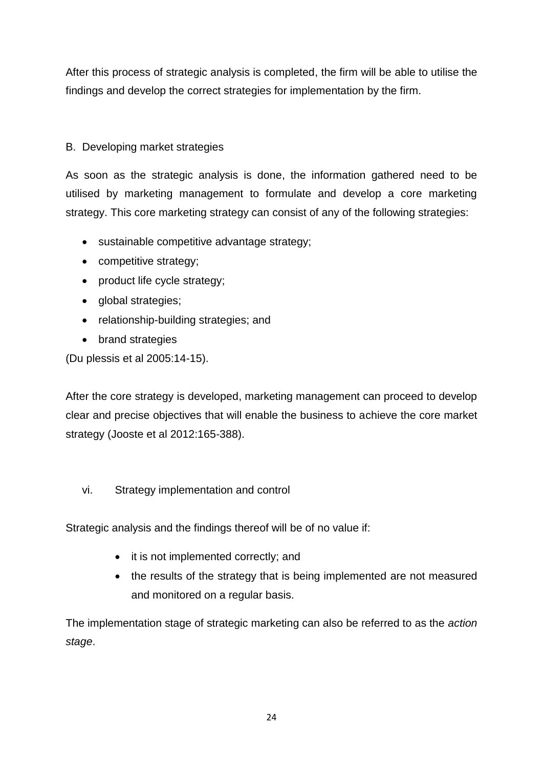After this process of strategic analysis is completed, the firm will be able to utilise the findings and develop the correct strategies for implementation by the firm.

B. Developing market strategies

As soon as the strategic analysis is done, the information gathered need to be utilised by marketing management to formulate and develop a core marketing strategy. This core marketing strategy can consist of any of the following strategies:

- sustainable competitive advantage strategy;
- competitive strategy;
- product life cycle strategy;
- global strategies;
- relationship-building strategies; and
- brand strategies

(Du plessis et al 2005:14-15).

After the core strategy is developed, marketing management can proceed to develop clear and precise objectives that will enable the business to achieve the core market strategy (Jooste et al 2012:165-388).

vi. Strategy implementation and control

Strategic analysis and the findings thereof will be of no value if:

- it is not implemented correctly; and
- the results of the strategy that is being implemented are not measured and monitored on a regular basis.

The implementation stage of strategic marketing can also be referred to as the *action stage*.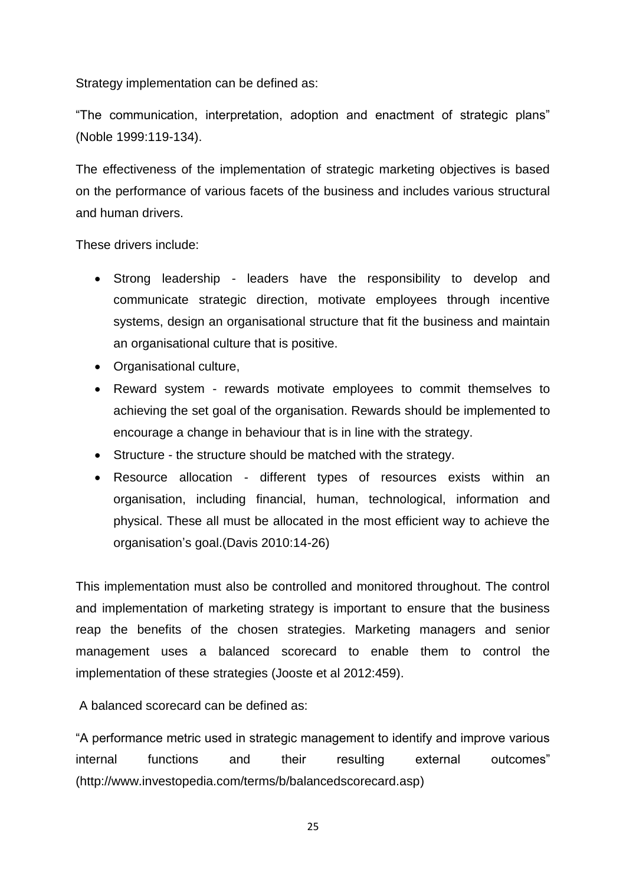Strategy implementation can be defined as:

"The communication, interpretation, adoption and enactment of strategic plans" (Noble 1999:119-134).

The effectiveness of the implementation of strategic marketing objectives is based on the performance of various facets of the business and includes various structural and human drivers.

These drivers include:

- Strong leadership - leaders have the responsibility to develop and communicate strategic direction, motivate employees through incentive systems, design an organisational structure that fit the business and maintain an organisational culture that is positive.
- Organisational culture,
- Reward system - rewards motivate employees to commit themselves to achieving the set goal of the organisation. Rewards should be implemented to encourage a change in behaviour that is in line with the strategy.
- Structure - the structure should be matched with the strategy.
- Resource allocation - different types of resources exists within an organisation, including financial, human, technological, information and physical. These all must be allocated in the most efficient way to achieve the organisation's goal.(Davis 2010:14-26)

This implementation must also be controlled and monitored throughout. The control and implementation of marketing strategy is important to ensure that the business reap the benefits of the chosen strategies. Marketing managers and senior management uses a balanced scorecard to enable them to control the implementation of these strategies (Jooste et al 2012:459).

A balanced scorecard can be defined as:

"A performance metric used in strategic management to identify and improve various internal functions and their resulting external outcomes" (http://www.investopedia.com/terms/b/balancedscorecard.asp)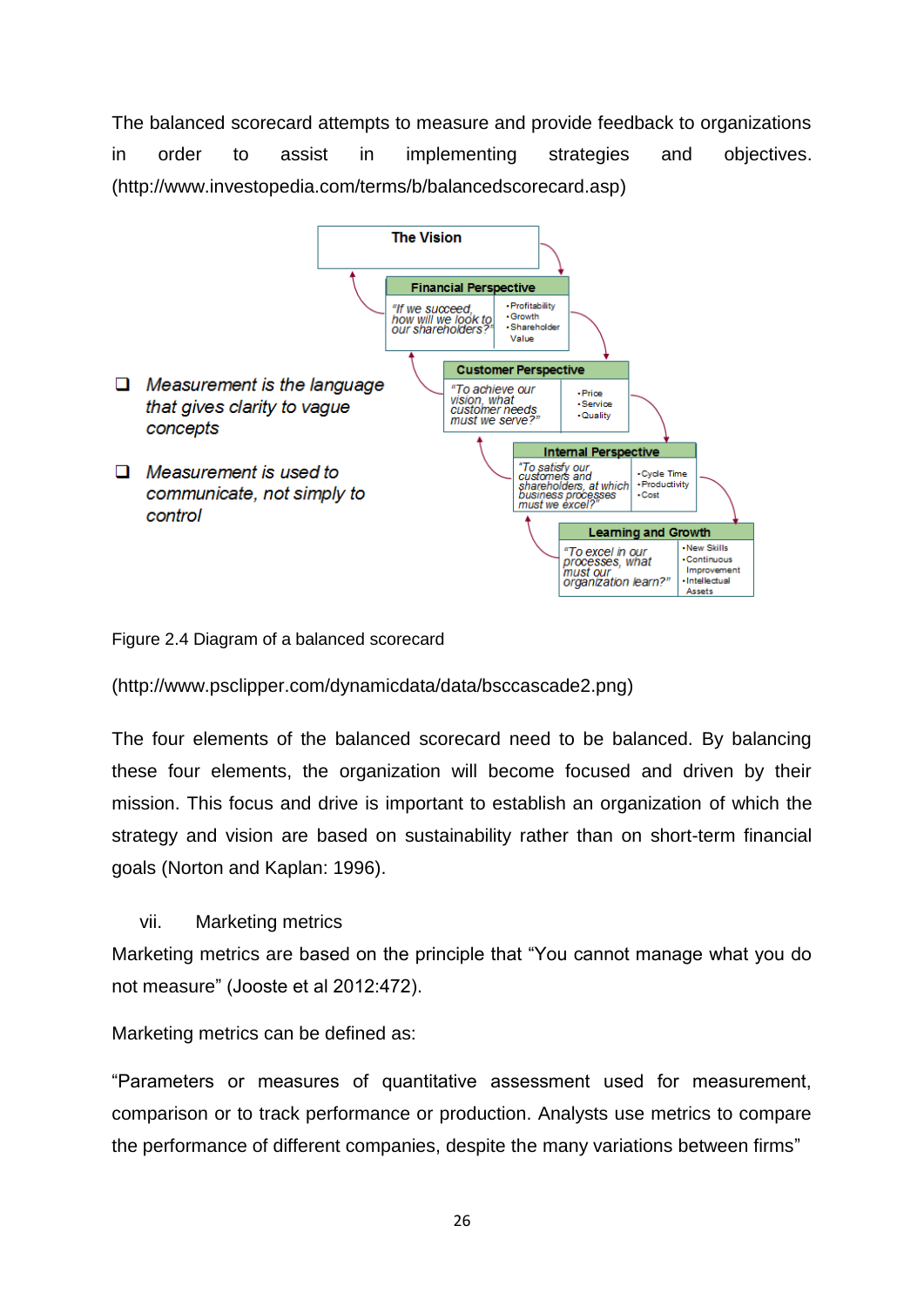The balanced scorecard attempts to measure and provide feedback to organizations in order to assist in implementing strategies and objectives. (http://www.investopedia.com/terms/b/balancedscorecard.asp)

**The Vision**

| Financial Perspective | |
|---|---|
| "If we succeed, how will we look to our shareholders?" | • Profitability<br>• Growth<br>• Shareholder Value |

| Customer Perspective | |
|---|---|
| "To achieve our vision, what customer needs must we serve?" | • Price<br>• Service<br>• Quality |

| Internal Perspective | |
|---|---|
| "To satisfy our customers and shareholders, at which business processes must we excel?" | • Cycle Time<br>• Productivity<br>• Cost |

| Learning and Growth | |
|---|---|
| "To excel in our processes, what must our organization learn?" | • New Skills<br>• Continuous Improvement<br>• Intellectual Assets |

- *Measurement is the language that gives clarity to vague concepts*
- *Measurement is used to communicate, not simply to control*

Figure 2.4 Diagram of a balanced scorecard

(http://www.psclipper.com/dynamicdata/data/bsccascade2.png)

The four elements of the balanced scorecard need to be balanced. By balancing these four elements, the organization will become focused and driven by their mission. This focus and drive is important to establish an organization of which the strategy and vision are based on sustainability rather than on short-term financial goals (Norton and Kaplan: 1996).

vii. Marketing metrics

Marketing metrics are based on the principle that "You cannot manage what you do not measure" (Jooste et al 2012:472).

Marketing metrics can be defined as:

"Parameters or measures of quantitative assessment used for measurement, comparison or to track performance or production. Analysts use metrics to compare the performance of different companies, despite the many variations between firms"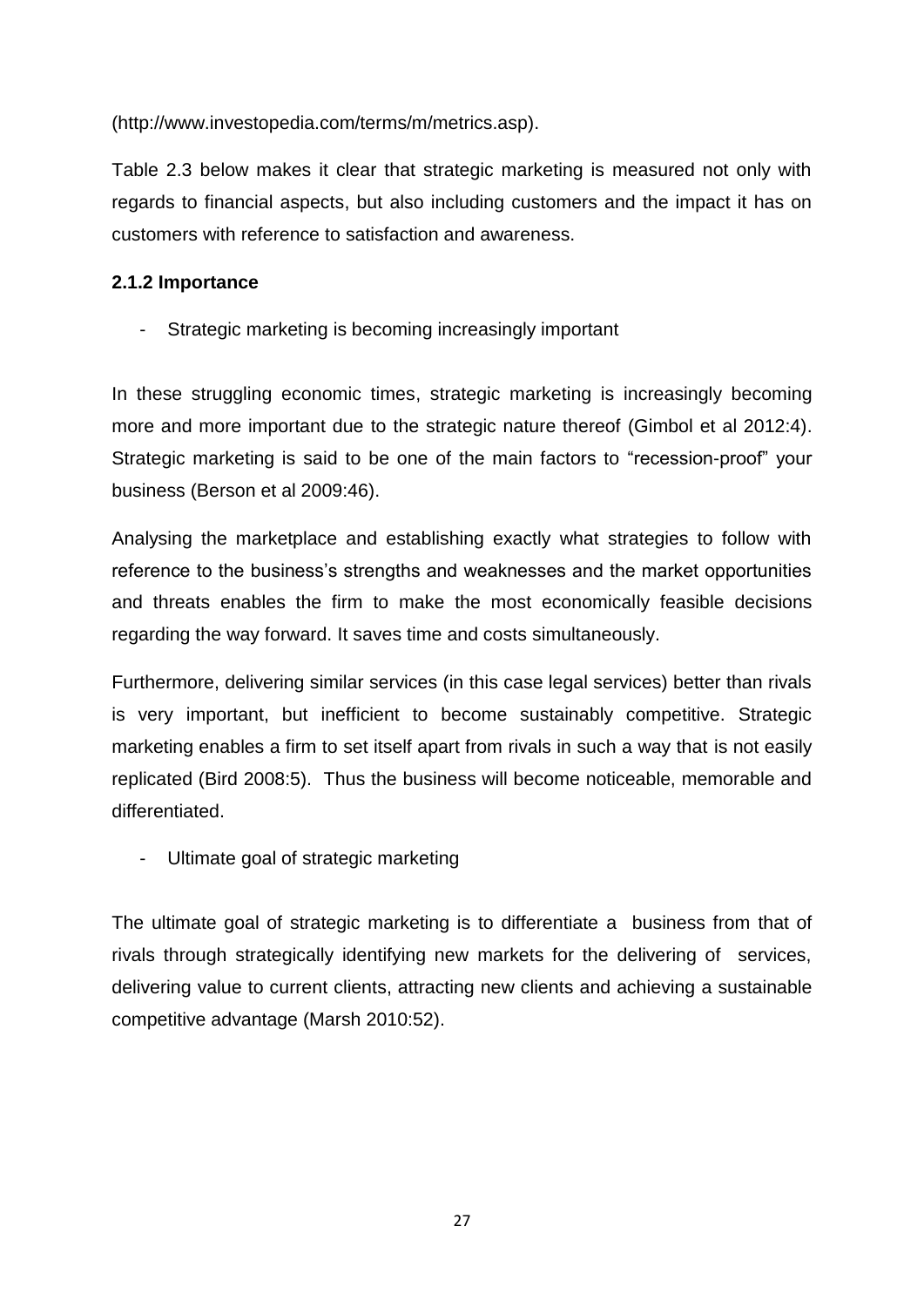(http://www.investopedia.com/terms/m/metrics.asp).

Table 2.3 below makes it clear that strategic marketing is measured not only with regards to financial aspects, but also including customers and the impact it has on customers with reference to satisfaction and awareness.

### 2.1.2 Importance

- Strategic marketing is becoming increasingly important

In these struggling economic times, strategic marketing is increasingly becoming more and more important due to the strategic nature thereof (Gimbol et al 2012:4). Strategic marketing is said to be one of the main factors to "recession-proof" your business (Berson et al 2009:46).

Analysing the marketplace and establishing exactly what strategies to follow with reference to the business's strengths and weaknesses and the market opportunities and threats enables the firm to make the most economically feasible decisions regarding the way forward. It saves time and costs simultaneously.

Furthermore, delivering similar services (in this case legal services) better than rivals is very important, but inefficient to become sustainably competitive. Strategic marketing enables a firm to set itself apart from rivals in such a way that is not easily replicated (Bird 2008:5). Thus the business will become noticeable, memorable and differentiated.

- Ultimate goal of strategic marketing

The ultimate goal of strategic marketing is to differentiate a business from that of rivals through strategically identifying new markets for the delivering of services, delivering value to current clients, attracting new clients and achieving a sustainable competitive advantage (Marsh 2010:52).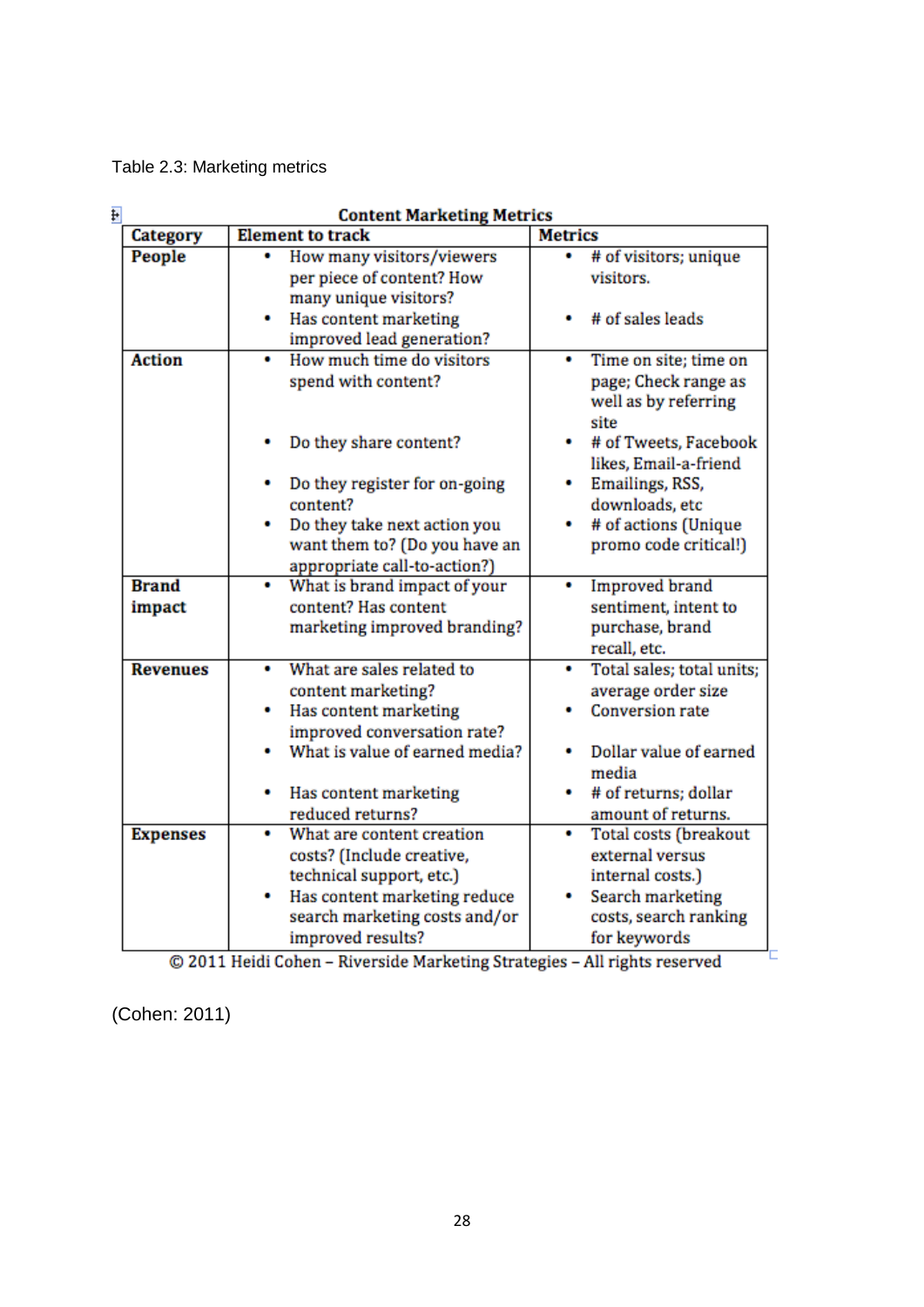Table 2.3: Marketing metrics

**Content Marketing Metrics**

| Category | Element to track | Metrics |
|---|---|---|
| **People** | • How many visitors/viewers per piece of content? How many unique visitors? <br> • Has content marketing improved lead generation? | • # of visitors; unique visitors. <br> • # of sales leads |
| **Action** | • How much time do visitors spend with content? <br> • Do they share content? <br> • Do they register for on-going content? <br> • Do they take next action you want them to? (Do you have an appropriate call-to-action?) | • Time on site; time on page; Check range as well as by referring site <br> • # of Tweets, Facebook likes, Email-a-friend <br> • Emailings, RSS, downloads, etc <br> • # of actions (Unique promo code critical!) |
| **Brand impact** | • What is brand impact of your content? Has content marketing improved branding? | • Improved brand sentiment, intent to purchase, brand recall, etc. |
| **Revenues** | • What are sales related to content marketing? <br> • Has content marketing improved conversation rate? <br> • What is value of earned media? <br> • Has content marketing reduced returns? | • Total sales; total units; average order size <br> • Conversion rate <br> • Dollar value of earned media <br> • # of returns; dollar amount of returns. |
| **Expenses** | • What are content creation costs? (Include creative, technical support, etc.) <br> • Has content marketing reduce search marketing costs and/or improved results? | • Total costs (breakout external versus internal costs.) <br> • Search marketing costs, search ranking for keywords |

© 2011 Heidi Cohen – Riverside Marketing Strategies – All rights reserved

(Cohen: 2011)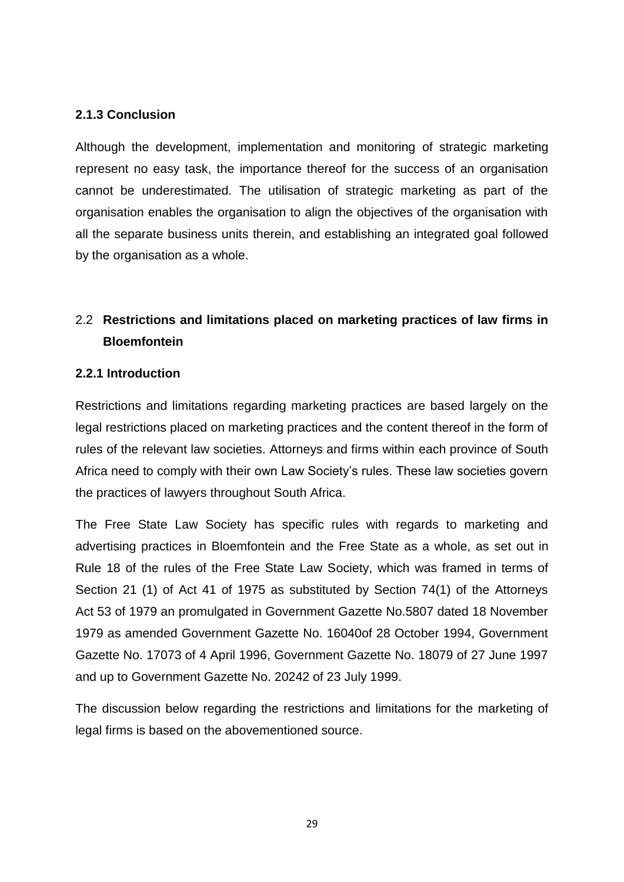### 2.1.3 Conclusion

Although the development, implementation and monitoring of strategic marketing represent no easy task, the importance thereof for the success of an organisation cannot be underestimated. The utilisation of strategic marketing as part of the organisation enables the organisation to align the objectives of the organisation with all the separate business units therein, and establishing an integrated goal followed by the organisation as a whole.

## 2.2 Restrictions and limitations placed on marketing practices of law firms in Bloemfontein

### 2.2.1 Introduction

Restrictions and limitations regarding marketing practices are based largely on the legal restrictions placed on marketing practices and the content thereof in the form of rules of the relevant law societies. Attorneys and firms within each province of South Africa need to comply with their own Law Society's rules. These law societies govern the practices of lawyers throughout South Africa.

The Free State Law Society has specific rules with regards to marketing and advertising practices in Bloemfontein and the Free State as a whole, as set out in Rule 18 of the rules of the Free State Law Society, which was framed in terms of Section 21 (1) of Act 41 of 1975 as substituted by Section 74(1) of the Attorneys Act 53 of 1979 an promulgated in Government Gazette No.5807 dated 18 November 1979 as amended Government Gazette No. 16040of 28 October 1994, Government Gazette No. 17073 of 4 April 1996, Government Gazette No. 18079 of 27 June 1997 and up to Government Gazette No. 20242 of 23 July 1999.

The discussion below regarding the restrictions and limitations for the marketing of legal firms is based on the abovementioned source.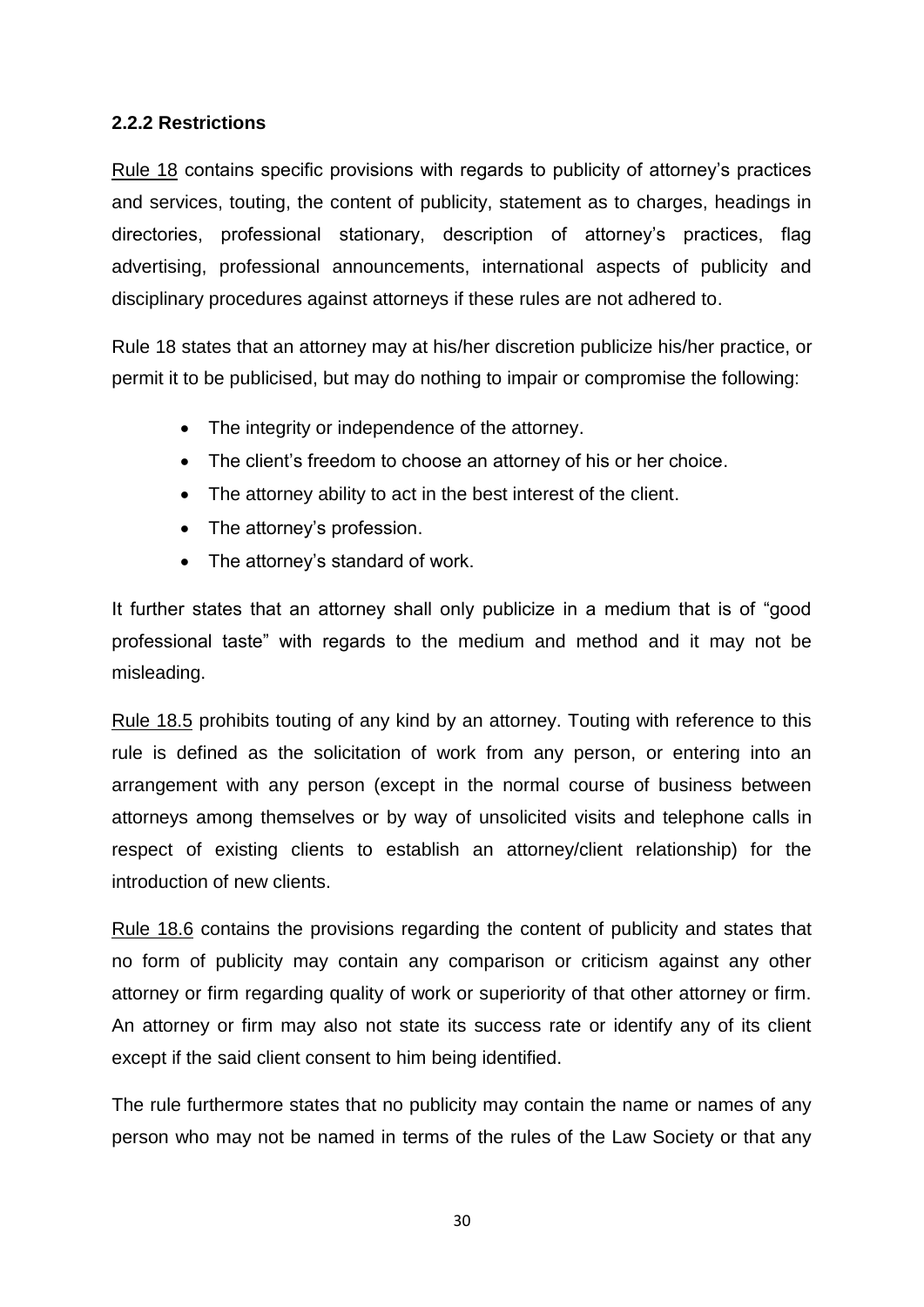### 2.2.2 Restrictions

Rule 18 contains specific provisions with regards to publicity of attorney's practices and services, touting, the content of publicity, statement as to charges, headings in directories, professional stationary, description of attorney's practices, flag advertising, professional announcements, international aspects of publicity and disciplinary procedures against attorneys if these rules are not adhered to.

Rule 18 states that an attorney may at his/her discretion publicize his/her practice, or permit it to be publicised, but may do nothing to impair or compromise the following:

- The integrity or independence of the attorney.
- The client's freedom to choose an attorney of his or her choice.
- The attorney ability to act in the best interest of the client.
- The attorney's profession.
- The attorney's standard of work.

It further states that an attorney shall only publicize in a medium that is of "good professional taste" with regards to the medium and method and it may not be misleading.

Rule 18.5 prohibits touting of any kind by an attorney. Touting with reference to this rule is defined as the solicitation of work from any person, or entering into an arrangement with any person (except in the normal course of business between attorneys among themselves or by way of unsolicited visits and telephone calls in respect of existing clients to establish an attorney/client relationship) for the introduction of new clients.

Rule 18.6 contains the provisions regarding the content of publicity and states that no form of publicity may contain any comparison or criticism against any other attorney or firm regarding quality of work or superiority of that other attorney or firm. An attorney or firm may also not state its success rate or identify any of its client except if the said client consent to him being identified.

The rule furthermore states that no publicity may contain the name or names of any person who may not be named in terms of the rules of the Law Society or that any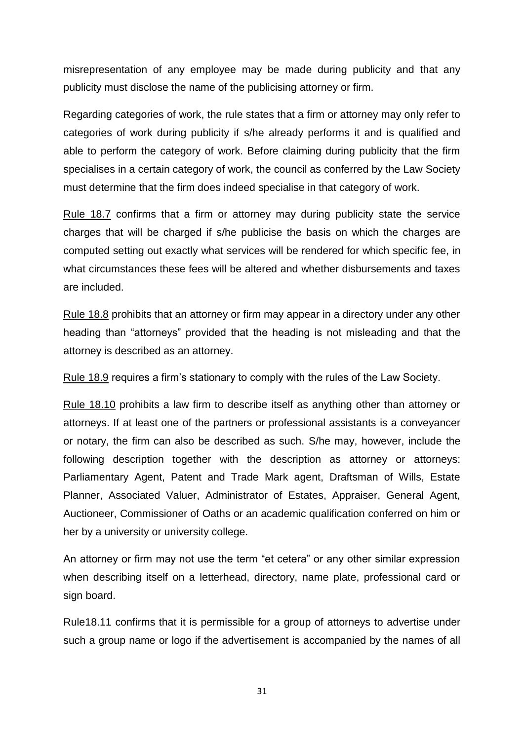misrepresentation of any employee may be made during publicity and that any publicity must disclose the name of the publicising attorney or firm.

Regarding categories of work, the rule states that a firm or attorney may only refer to categories of work during publicity if s/he already performs it and is qualified and able to perform the category of work. Before claiming during publicity that the firm specialises in a certain category of work, the council as conferred by the Law Society must determine that the firm does indeed specialise in that category of work.

Rule 18.7 confirms that a firm or attorney may during publicity state the service charges that will be charged if s/he publicise the basis on which the charges are computed setting out exactly what services will be rendered for which specific fee, in what circumstances these fees will be altered and whether disbursements and taxes are included.

Rule 18.8 prohibits that an attorney or firm may appear in a directory under any other heading than "attorneys" provided that the heading is not misleading and that the attorney is described as an attorney.

Rule 18.9 requires a firm's stationary to comply with the rules of the Law Society.

Rule 18.10 prohibits a law firm to describe itself as anything other than attorney or attorneys. If at least one of the partners or professional assistants is a conveyancer or notary, the firm can also be described as such. S/he may, however, include the following description together with the description as attorney or attorneys: Parliamentary Agent, Patent and Trade Mark agent, Draftsman of Wills, Estate Planner, Associated Valuer, Administrator of Estates, Appraiser, General Agent, Auctioneer, Commissioner of Oaths or an academic qualification conferred on him or her by a university or university college.

An attorney or firm may not use the term "et cetera" or any other similar expression when describing itself on a letterhead, directory, name plate, professional card or sign board.

Rule18.11 confirms that it is permissible for a group of attorneys to advertise under such a group name or logo if the advertisement is accompanied by the names of all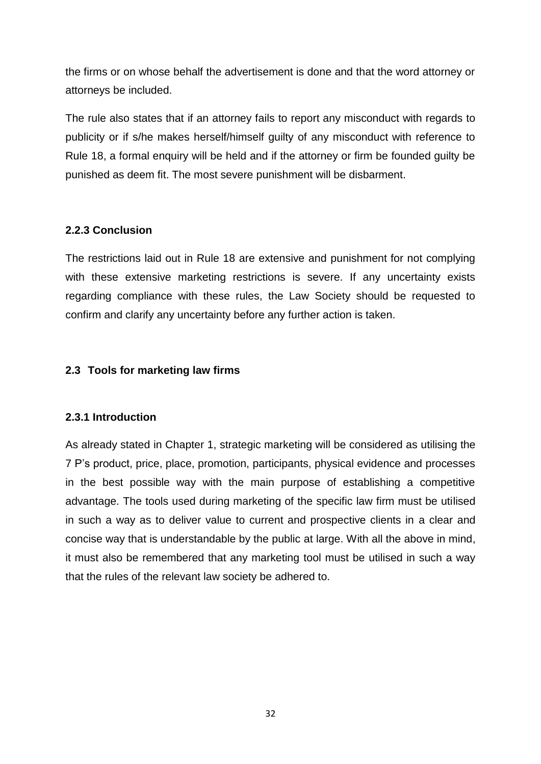the firms or on whose behalf the advertisement is done and that the word attorney or attorneys be included.

The rule also states that if an attorney fails to report any misconduct with regards to publicity or if s/he makes herself/himself guilty of any misconduct with reference to Rule 18, a formal enquiry will be held and if the attorney or firm be founded guilty be punished as deem fit. The most severe punishment will be disbarment.

### 2.2.3 Conclusion

The restrictions laid out in Rule 18 are extensive and punishment for not complying with these extensive marketing restrictions is severe. If any uncertainty exists regarding compliance with these rules, the Law Society should be requested to confirm and clarify any uncertainty before any further action is taken.

## 2.3 Tools for marketing law firms

### 2.3.1 Introduction

As already stated in Chapter 1, strategic marketing will be considered as utilising the 7 P's product, price, place, promotion, participants, physical evidence and processes in the best possible way with the main purpose of establishing a competitive advantage. The tools used during marketing of the specific law firm must be utilised in such a way as to deliver value to current and prospective clients in a clear and concise way that is understandable by the public at large. With all the above in mind, it must also be remembered that any marketing tool must be utilised in such a way that the rules of the relevant law society be adhered to.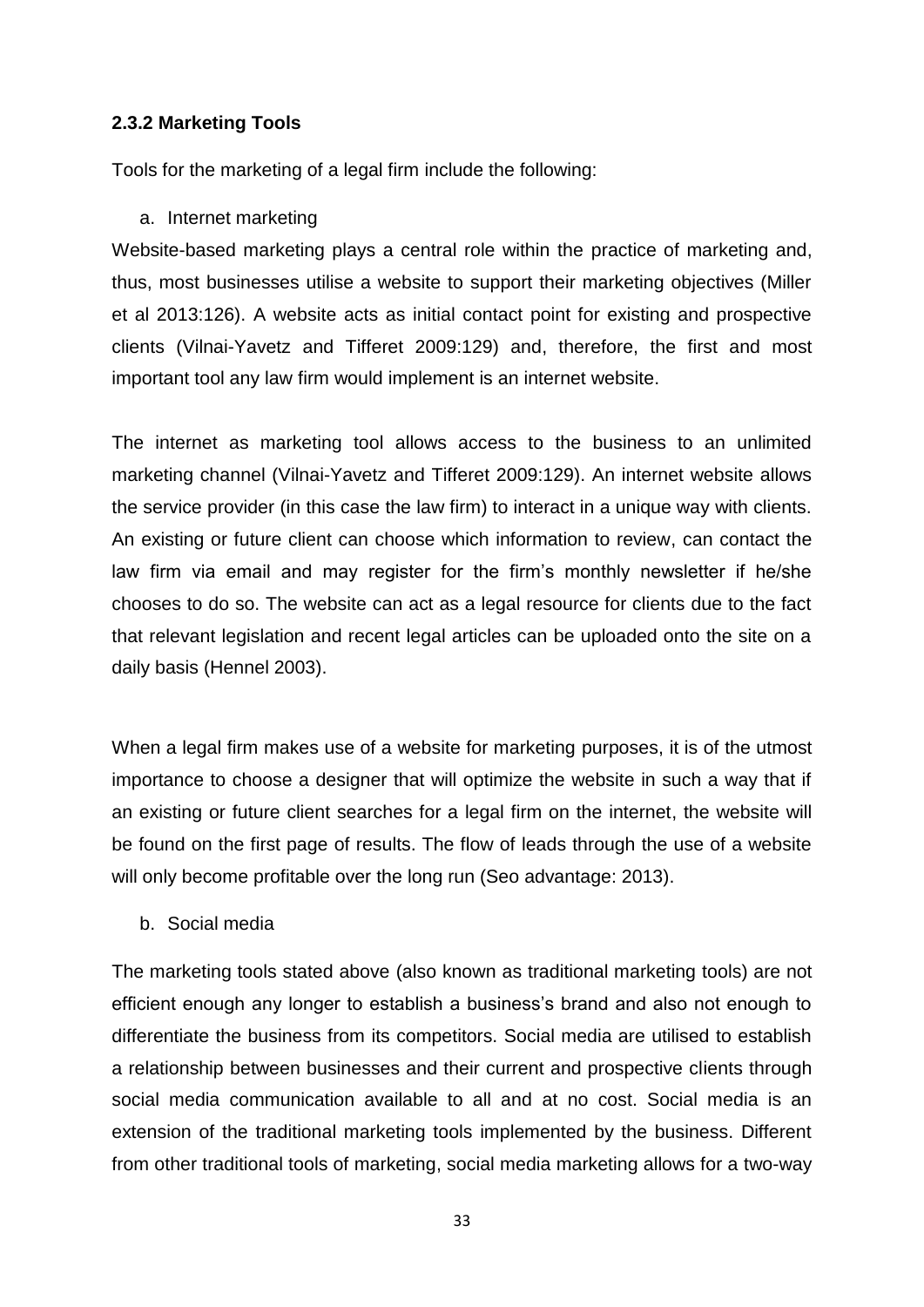### 2.3.2 Marketing Tools

Tools for the marketing of a legal firm include the following:

a. Internet marketing

Website-based marketing plays a central role within the practice of marketing and, thus, most businesses utilise a website to support their marketing objectives (Miller et al 2013:126). A website acts as initial contact point for existing and prospective clients (Vilnai-Yavetz and Tifferet 2009:129) and, therefore, the first and most important tool any law firm would implement is an internet website.

The internet as marketing tool allows access to the business to an unlimited marketing channel (Vilnai-Yavetz and Tifferet 2009:129). An internet website allows the service provider (in this case the law firm) to interact in a unique way with clients. An existing or future client can choose which information to review, can contact the law firm via email and may register for the firm's monthly newsletter if he/she chooses to do so. The website can act as a legal resource for clients due to the fact that relevant legislation and recent legal articles can be uploaded onto the site on a daily basis (Hennel 2003).

When a legal firm makes use of a website for marketing purposes, it is of the utmost importance to choose a designer that will optimize the website in such a way that if an existing or future client searches for a legal firm on the internet, the website will be found on the first page of results. The flow of leads through the use of a website will only become profitable over the long run (Seo advantage: 2013).

b. Social media

The marketing tools stated above (also known as traditional marketing tools) are not efficient enough any longer to establish a business's brand and also not enough to differentiate the business from its competitors. Social media are utilised to establish a relationship between businesses and their current and prospective clients through social media communication available to all and at no cost. Social media is an extension of the traditional marketing tools implemented by the business. Different from other traditional tools of marketing, social media marketing allows for a two-way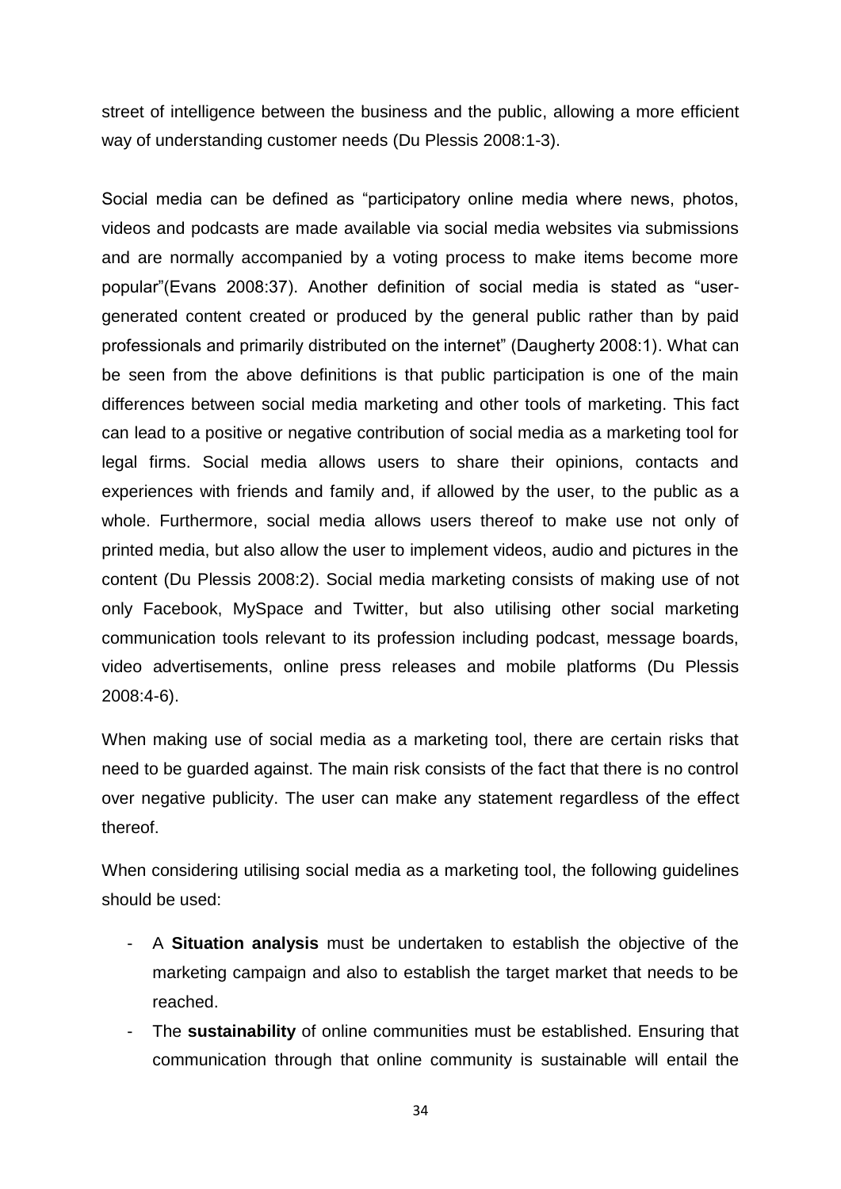street of intelligence between the business and the public, allowing a more efficient way of understanding customer needs (Du Plessis 2008:1-3).

Social media can be defined as "participatory online media where news, photos, videos and podcasts are made available via social media websites via submissions and are normally accompanied by a voting process to make items become more popular"(Evans 2008:37). Another definition of social media is stated as "user-generated content created or produced by the general public rather than by paid professionals and primarily distributed on the internet" (Daugherty 2008:1). What can be seen from the above definitions is that public participation is one of the main differences between social media marketing and other tools of marketing. This fact can lead to a positive or negative contribution of social media as a marketing tool for legal firms. Social media allows users to share their opinions, contacts and experiences with friends and family and, if allowed by the user, to the public as a whole. Furthermore, social media allows users thereof to make use not only of printed media, but also allow the user to implement videos, audio and pictures in the content (Du Plessis 2008:2). Social media marketing consists of making use of not only Facebook, MySpace and Twitter, but also utilising other social marketing communication tools relevant to its profession including podcast, message boards, video advertisements, online press releases and mobile platforms (Du Plessis 2008:4-6).

When making use of social media as a marketing tool, there are certain risks that need to be guarded against. The main risk consists of the fact that there is no control over negative publicity. The user can make any statement regardless of the effect thereof.

When considering utilising social media as a marketing tool, the following guidelines should be used:

- A **Situation analysis** must be undertaken to establish the objective of the marketing campaign and also to establish the target market that needs to be reached.
- The **sustainability** of online communities must be established. Ensuring that communication through that online community is sustainable will entail the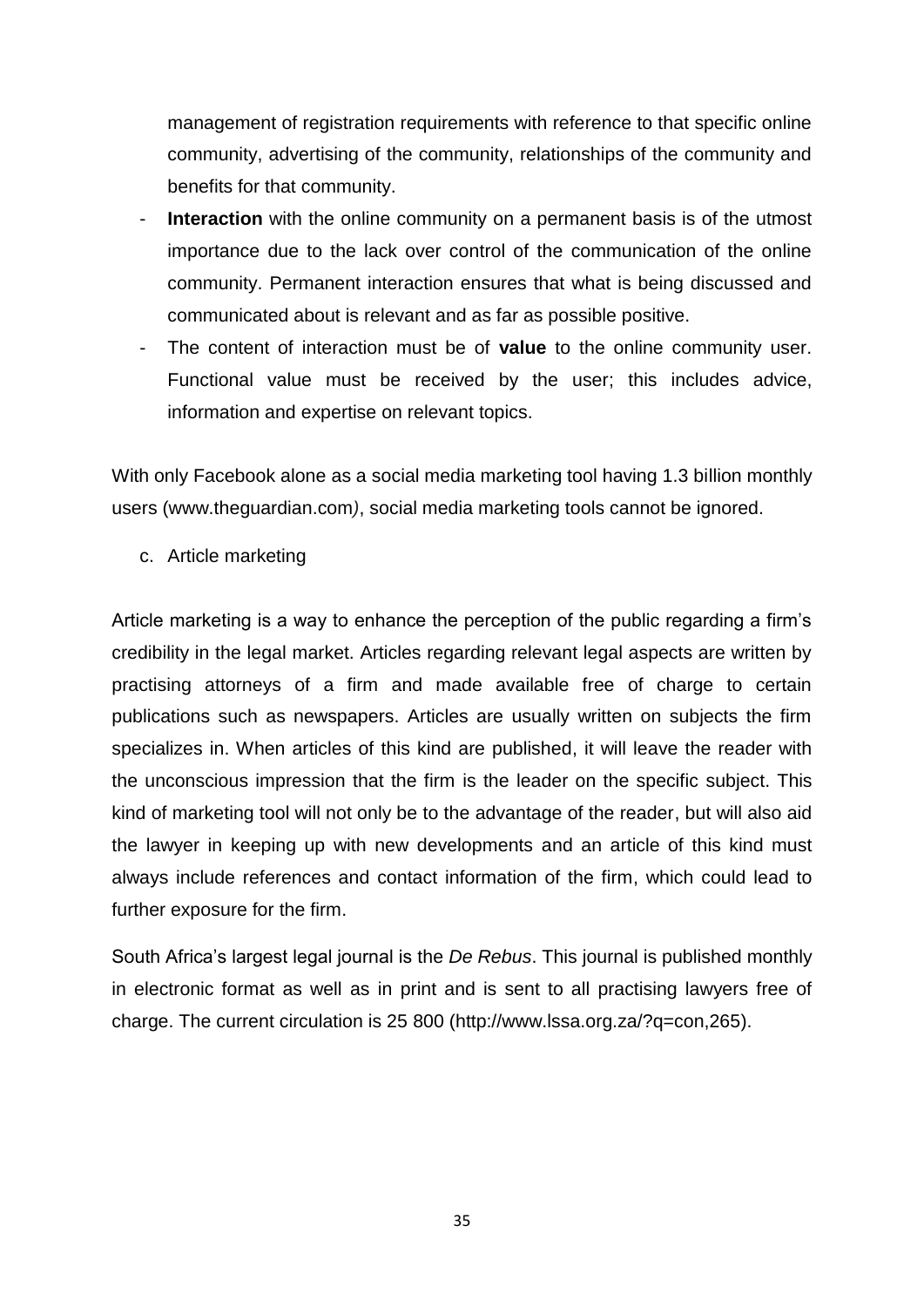management of registration requirements with reference to that specific online community, advertising of the community, relationships of the community and benefits for that community.

- **Interaction** with the online community on a permanent basis is of the utmost importance due to the lack over control of the communication of the online community. Permanent interaction ensures that what is being discussed and communicated about is relevant and as far as possible positive.
- The content of interaction must be of **value** to the online community user. Functional value must be received by the user; this includes advice, information and expertise on relevant topics.

With only Facebook alone as a social media marketing tool having 1.3 billion monthly users (www.theguardian.com*)*, social media marketing tools cannot be ignored.

c. Article marketing

Article marketing is a way to enhance the perception of the public regarding a firm's credibility in the legal market. Articles regarding relevant legal aspects are written by practising attorneys of a firm and made available free of charge to certain publications such as newspapers. Articles are usually written on subjects the firm specializes in. When articles of this kind are published, it will leave the reader with the unconscious impression that the firm is the leader on the specific subject. This kind of marketing tool will not only be to the advantage of the reader, but will also aid the lawyer in keeping up with new developments and an article of this kind must always include references and contact information of the firm, which could lead to further exposure for the firm.

South Africa's largest legal journal is the *De Rebus*. This journal is published monthly in electronic format as well as in print and is sent to all practising lawyers free of charge. The current circulation is 25 800 (http://www.lssa.org.za/?q=con,265).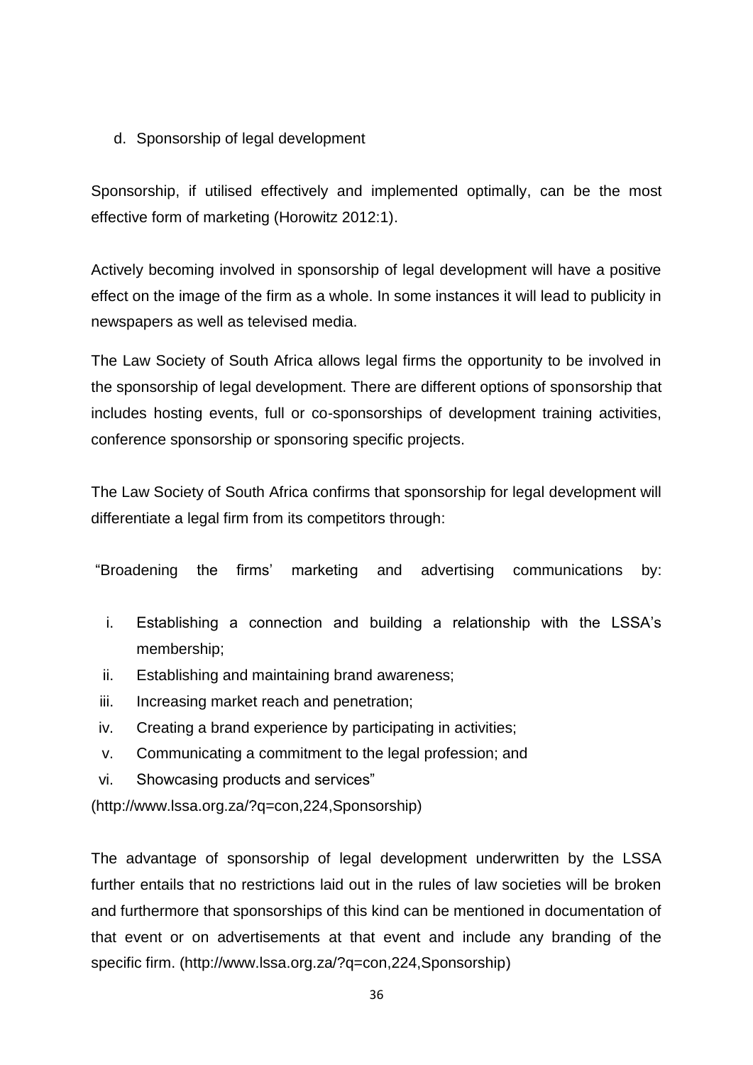d. Sponsorship of legal development

Sponsorship, if utilised effectively and implemented optimally, can be the most effective form of marketing (Horowitz 2012:1).

Actively becoming involved in sponsorship of legal development will have a positive effect on the image of the firm as a whole. In some instances it will lead to publicity in newspapers as well as televised media.

The Law Society of South Africa allows legal firms the opportunity to be involved in the sponsorship of legal development. There are different options of sponsorship that includes hosting events, full or co-sponsorships of development training activities, conference sponsorship or sponsoring specific projects.

The Law Society of South Africa confirms that sponsorship for legal development will differentiate a legal firm from its competitors through:

"Broadening the firms' marketing and advertising communications by:

i. Establishing a connection and building a relationship with the LSSA's membership;
ii. Establishing and maintaining brand awareness;
iii. Increasing market reach and penetration;
iv. Creating a brand experience by participating in activities;
v. Communicating a commitment to the legal profession; and
vi. Showcasing products and services"

(http://www.lssa.org.za/?q=con,224,Sponsorship)

The advantage of sponsorship of legal development underwritten by the LSSA further entails that no restrictions laid out in the rules of law societies will be broken and furthermore that sponsorships of this kind can be mentioned in documentation of that event or on advertisements at that event and include any branding of the specific firm. (http://www.lssa.org.za/?q=con,224,Sponsorship)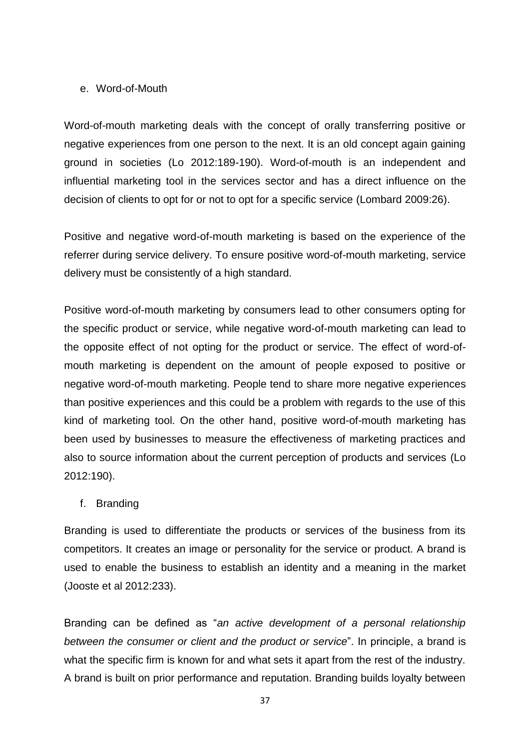e. Word-of-Mouth

Word-of-mouth marketing deals with the concept of orally transferring positive or negative experiences from one person to the next. It is an old concept again gaining ground in societies (Lo 2012:189-190). Word-of-mouth is an independent and influential marketing tool in the services sector and has a direct influence on the decision of clients to opt for or not to opt for a specific service (Lombard 2009:26).

Positive and negative word-of-mouth marketing is based on the experience of the referrer during service delivery. To ensure positive word-of-mouth marketing, service delivery must be consistently of a high standard.

Positive word-of-mouth marketing by consumers lead to other consumers opting for the specific product or service, while negative word-of-mouth marketing can lead to the opposite effect of not opting for the product or service. The effect of word-of-mouth marketing is dependent on the amount of people exposed to positive or negative word-of-mouth marketing. People tend to share more negative experiences than positive experiences and this could be a problem with regards to the use of this kind of marketing tool. On the other hand, positive word-of-mouth marketing has been used by businesses to measure the effectiveness of marketing practices and also to source information about the current perception of products and services (Lo 2012:190).

f. Branding

Branding is used to differentiate the products or services of the business from its competitors. It creates an image or personality for the service or product. A brand is used to enable the business to establish an identity and a meaning in the market (Jooste et al 2012:233).

Branding can be defined as "*an active development of a personal relationship between the consumer or client and the product or service*". In principle, a brand is what the specific firm is known for and what sets it apart from the rest of the industry. A brand is built on prior performance and reputation. Branding builds loyalty between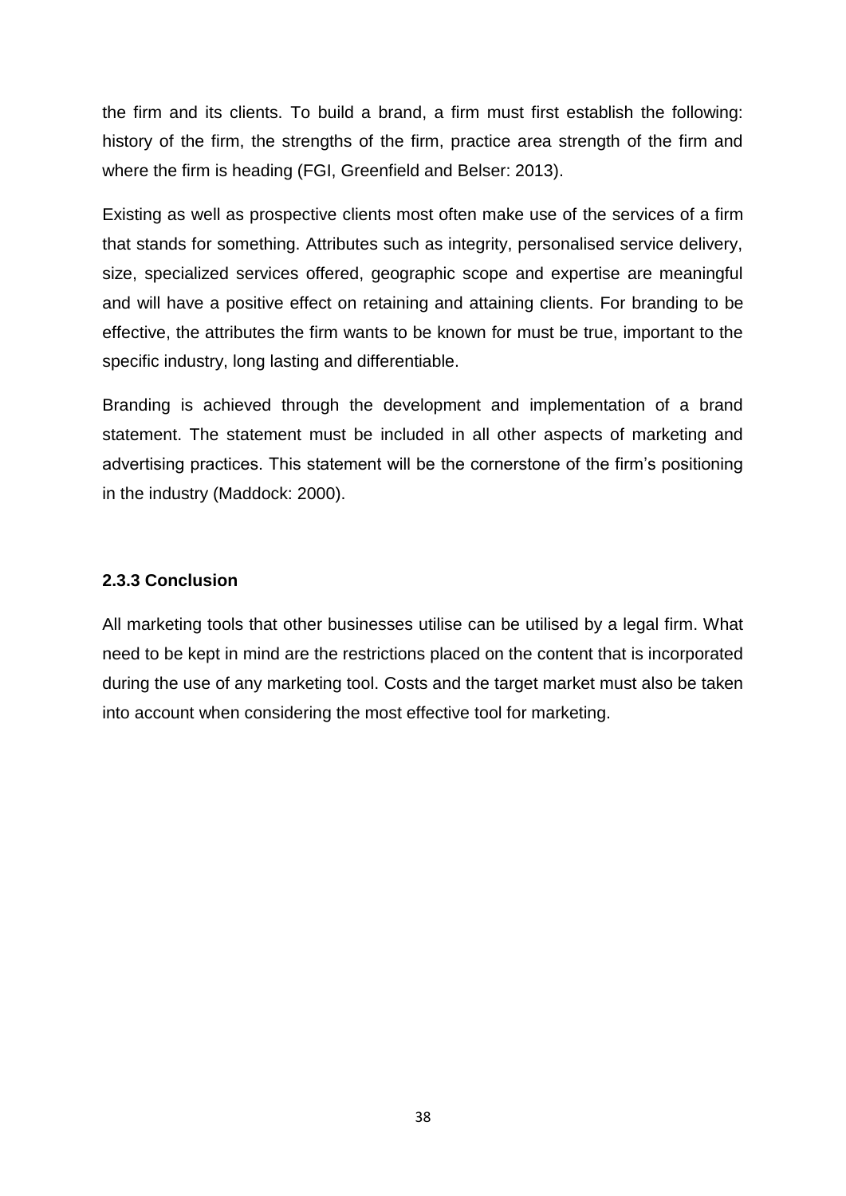the firm and its clients. To build a brand, a firm must first establish the following: history of the firm, the strengths of the firm, practice area strength of the firm and where the firm is heading (FGI, Greenfield and Belser: 2013).

Existing as well as prospective clients most often make use of the services of a firm that stands for something. Attributes such as integrity, personalised service delivery, size, specialized services offered, geographic scope and expertise are meaningful and will have a positive effect on retaining and attaining clients. For branding to be effective, the attributes the firm wants to be known for must be true, important to the specific industry, long lasting and differentiable.

Branding is achieved through the development and implementation of a brand statement. The statement must be included in all other aspects of marketing and advertising practices. This statement will be the cornerstone of the firm's positioning in the industry (Maddock: 2000).

### 2.3.3 Conclusion

All marketing tools that other businesses utilise can be utilised by a legal firm. What need to be kept in mind are the restrictions placed on the content that is incorporated during the use of any marketing tool. Costs and the target market must also be taken into account when considering the most effective tool for marketing.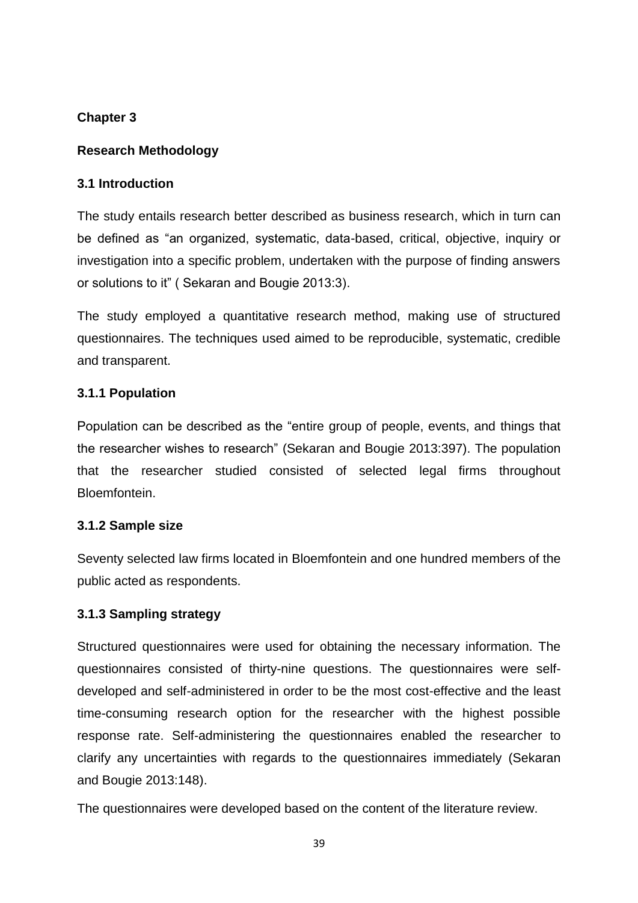# Chapter 3

## Research Methodology

### 3.1 Introduction

The study entails research better described as business research, which in turn can be defined as "an organized, systematic, data-based, critical, objective, inquiry or investigation into a specific problem, undertaken with the purpose of finding answers or solutions to it" ( Sekaran and Bougie 2013:3).

The study employed a quantitative research method, making use of structured questionnaires. The techniques used aimed to be reproducible, systematic, credible and transparent.

#### 3.1.1 Population

Population can be described as the "entire group of people, events, and things that the researcher wishes to research" (Sekaran and Bougie 2013:397). The population that the researcher studied consisted of selected legal firms throughout Bloemfontein.

#### 3.1.2 Sample size

Seventy selected law firms located in Bloemfontein and one hundred members of the public acted as respondents.

#### 3.1.3 Sampling strategy

Structured questionnaires were used for obtaining the necessary information. The questionnaires consisted of thirty-nine questions. The questionnaires were self-developed and self-administered in order to be the most cost-effective and the least time-consuming research option for the researcher with the highest possible response rate. Self-administering the questionnaires enabled the researcher to clarify any uncertainties with regards to the questionnaires immediately (Sekaran and Bougie 2013:148).

The questionnaires were developed based on the content of the literature review.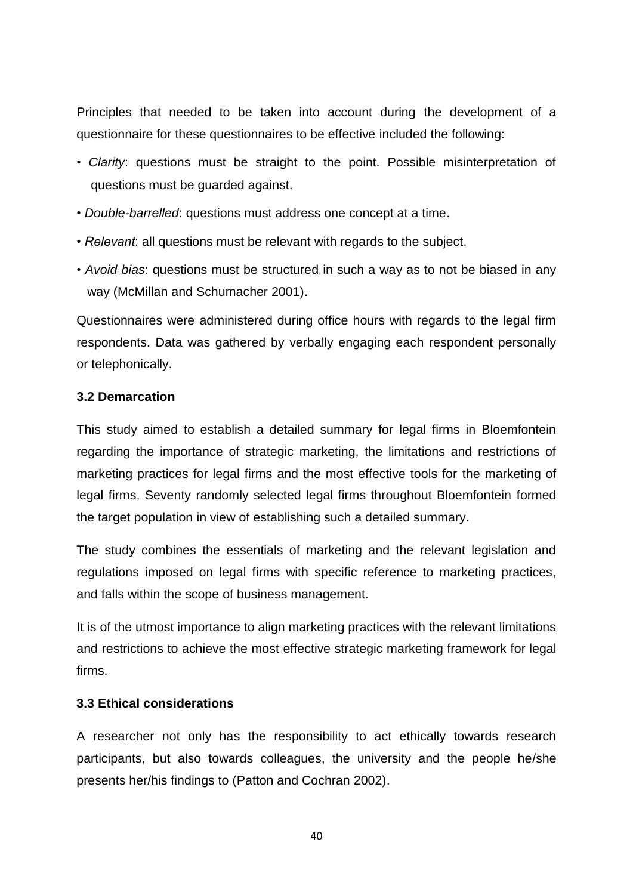Principles that needed to be taken into account during the development of a questionnaire for these questionnaires to be effective included the following:

- *Clarity*: questions must be straight to the point. Possible misinterpretation of questions must be guarded against.
- *Double-barrelled*: questions must address one concept at a time.
- *Relevant*: all questions must be relevant with regards to the subject.
- *Avoid bias*: questions must be structured in such a way as to not be biased in any way (McMillan and Schumacher 2001).

Questionnaires were administered during office hours with regards to the legal firm respondents. Data was gathered by verbally engaging each respondent personally or telephonically.

### 3.2 Demarcation

This study aimed to establish a detailed summary for legal firms in Bloemfontein regarding the importance of strategic marketing, the limitations and restrictions of marketing practices for legal firms and the most effective tools for the marketing of legal firms. Seventy randomly selected legal firms throughout Bloemfontein formed the target population in view of establishing such a detailed summary.

The study combines the essentials of marketing and the relevant legislation and regulations imposed on legal firms with specific reference to marketing practices, and falls within the scope of business management.

It is of the utmost importance to align marketing practices with the relevant limitations and restrictions to achieve the most effective strategic marketing framework for legal firms.

### 3.3 Ethical considerations

A researcher not only has the responsibility to act ethically towards research participants, but also towards colleagues, the university and the people he/she presents her/his findings to (Patton and Cochran 2002).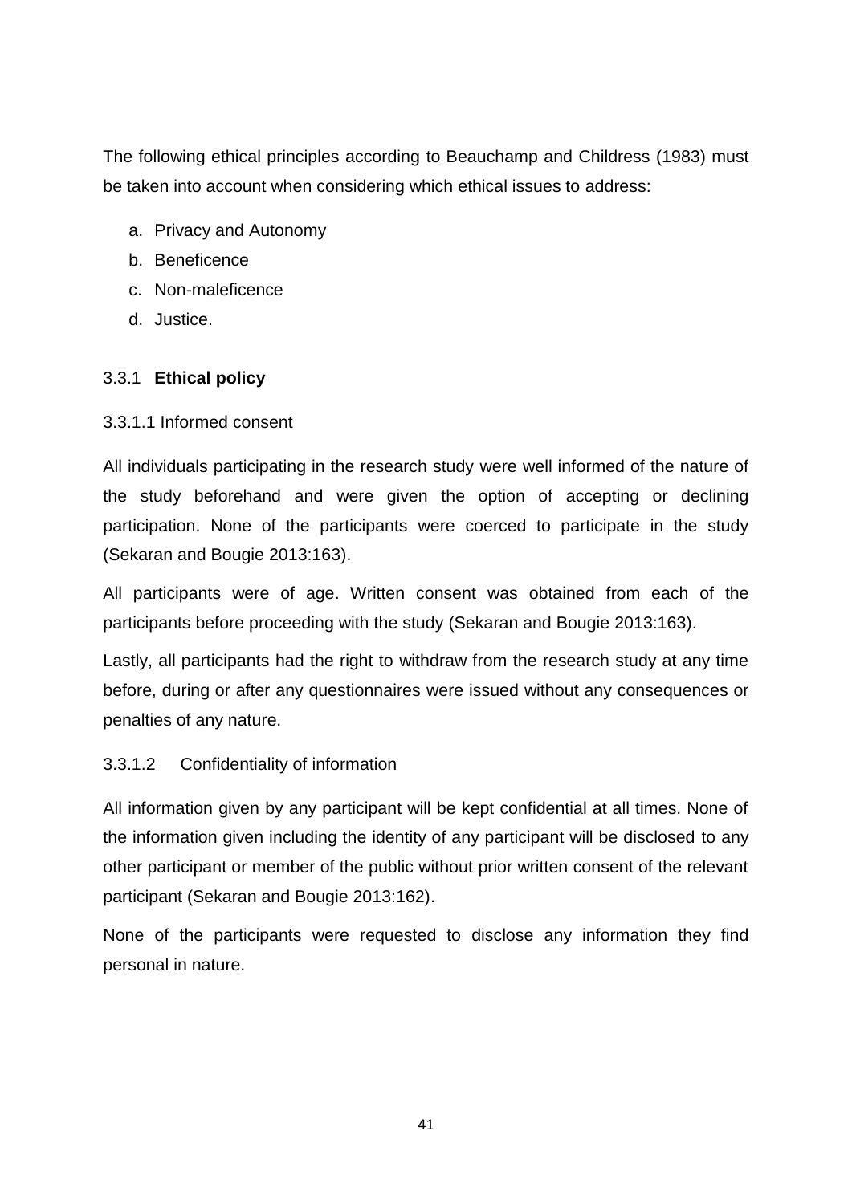The following ethical principles according to Beauchamp and Childress (1983) must be taken into account when considering which ethical issues to address:

a. Privacy and Autonomy
b. Beneficence
c. Non-maleficence
d. Justice.

### 3.3.1 **Ethical policy**

#### 3.3.1.1 Informed consent

All individuals participating in the research study were well informed of the nature of the study beforehand and were given the option of accepting or declining participation. None of the participants were coerced to participate in the study (Sekaran and Bougie 2013:163).

All participants were of age. Written consent was obtained from each of the participants before proceeding with the study (Sekaran and Bougie 2013:163).

Lastly, all participants had the right to withdraw from the research study at any time before, during or after any questionnaires were issued without any consequences or penalties of any nature.

#### 3.3.1.2 Confidentiality of information

All information given by any participant will be kept confidential at all times. None of the information given including the identity of any participant will be disclosed to any other participant or member of the public without prior written consent of the relevant participant (Sekaran and Bougie 2013:162).

None of the participants were requested to disclose any information they find personal in nature.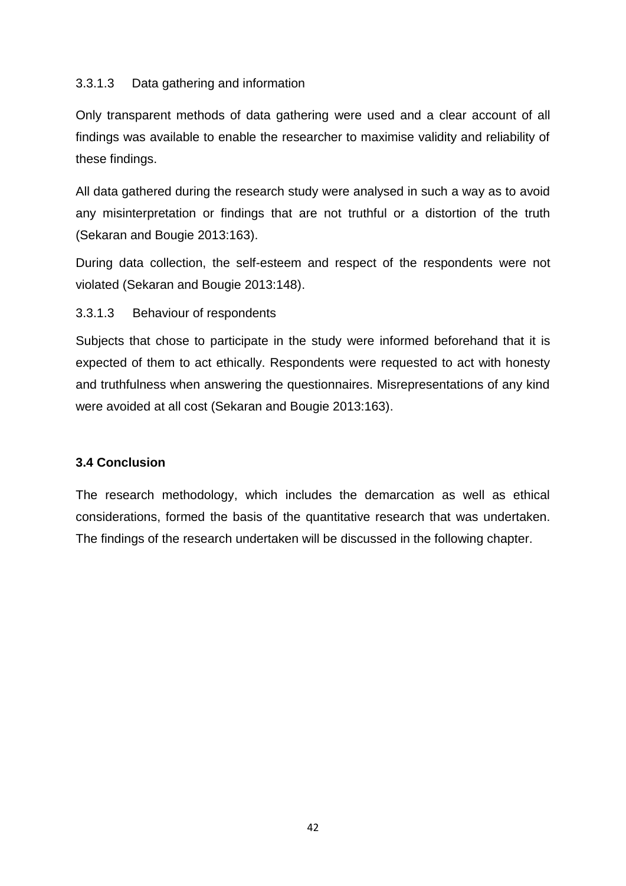#### 3.3.1.3 Data gathering and information

Only transparent methods of data gathering were used and a clear account of all findings was available to enable the researcher to maximise validity and reliability of these findings.

All data gathered during the research study were analysed in such a way as to avoid any misinterpretation or findings that are not truthful or a distortion of the truth (Sekaran and Bougie 2013:163).

During data collection, the self-esteem and respect of the respondents were not violated (Sekaran and Bougie 2013:148).

#### 3.3.1.3 Behaviour of respondents

Subjects that chose to participate in the study were informed beforehand that it is expected of them to act ethically. Respondents were requested to act with honesty and truthfulness when answering the questionnaires. Misrepresentations of any kind were avoided at all cost (Sekaran and Bougie 2013:163).

## 3.4 Conclusion

The research methodology, which includes the demarcation as well as ethical considerations, formed the basis of the quantitative research that was undertaken. The findings of the research undertaken will be discussed in the following chapter.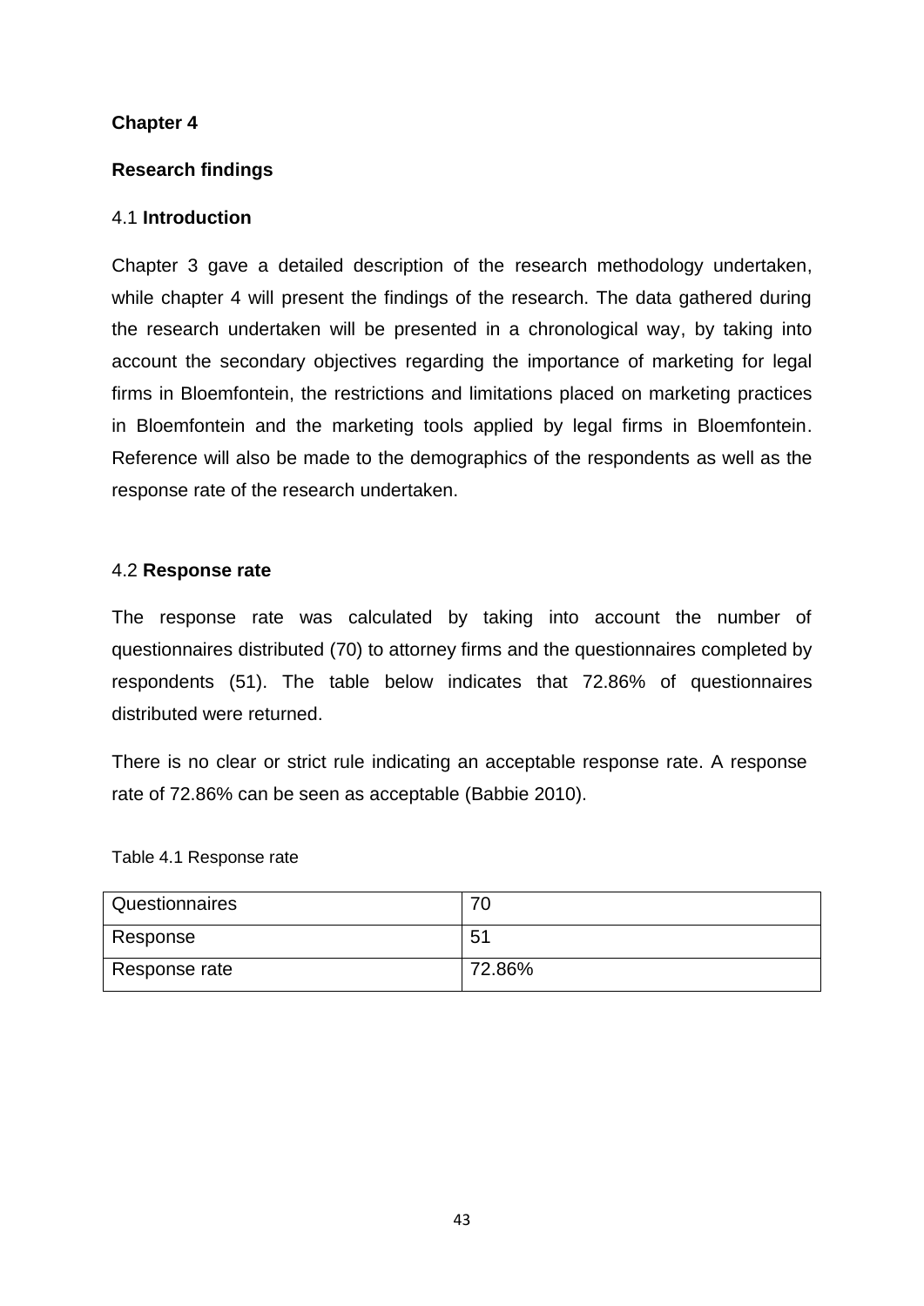# Chapter 4

## Research findings

### 4.1 **Introduction**

Chapter 3 gave a detailed description of the research methodology undertaken, while chapter 4 will present the findings of the research. The data gathered during the research undertaken will be presented in a chronological way, by taking into account the secondary objectives regarding the importance of marketing for legal firms in Bloemfontein, the restrictions and limitations placed on marketing practices in Bloemfontein and the marketing tools applied by legal firms in Bloemfontein. Reference will also be made to the demographics of the respondents as well as the response rate of the research undertaken.

### 4.2 **Response rate**

The response rate was calculated by taking into account the number of questionnaires distributed (70) to attorney firms and the questionnaires completed by respondents (51). The table below indicates that 72.86% of questionnaires distributed were returned.

There is no clear or strict rule indicating an acceptable response rate. A response rate of 72.86% can be seen as acceptable (Babbie 2010).

Table 4.1 Response rate

| Questionnaires | 70 |
|---|---|
| Response | 51 |
| Response rate | 72.86% |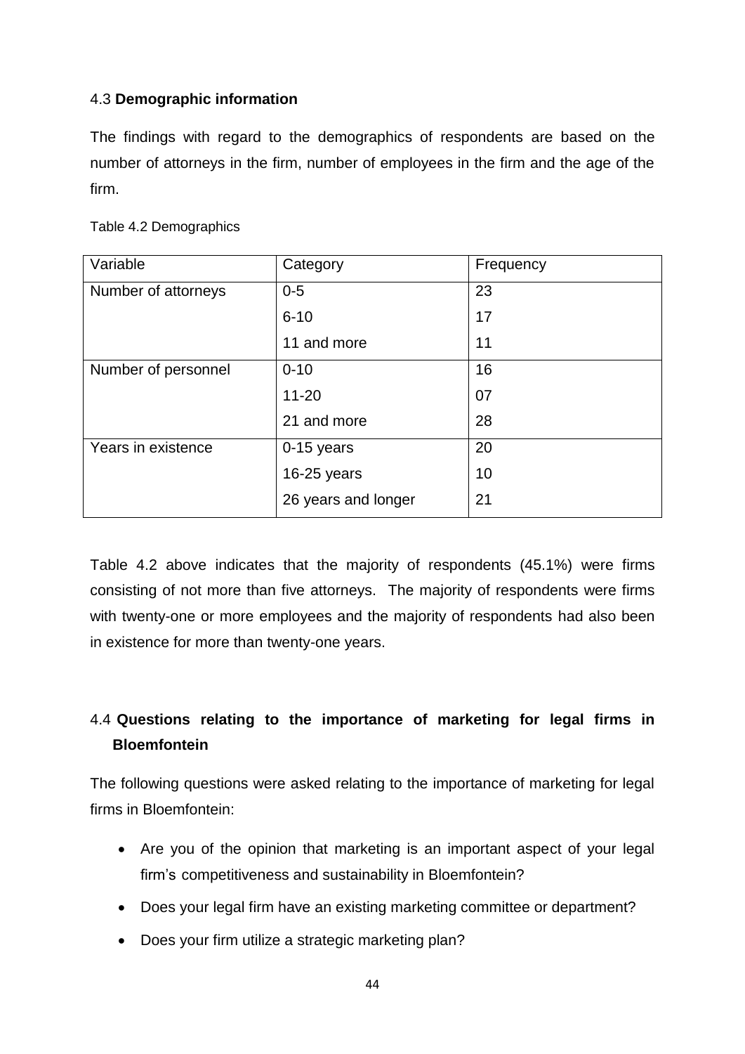## 4.3 **Demographic information**

The findings with regard to the demographics of respondents are based on the number of attorneys in the firm, number of employees in the firm and the age of the firm.

Table 4.2 Demographics

| Variable | Category | Frequency |
|---|---|---|
| Number of attorneys | 0-5 | 23 |
| | 6-10 | 17 |
| | 11 and more | 11 |
| Number of personnel | 0-10 | 16 |
| | 11-20 | 07 |
| | 21 and more | 28 |
| Years in existence | 0-15 years | 20 |
| | 16-25 years | 10 |
| | 26 years and longer | 21 |

Table 4.2 above indicates that the majority of respondents (45.1%) were firms consisting of not more than five attorneys. The majority of respondents were firms with twenty-one or more employees and the majority of respondents had also been in existence for more than twenty-one years.

## 4.4 **Questions relating to the importance of marketing for legal firms in Bloemfontein**

The following questions were asked relating to the importance of marketing for legal firms in Bloemfontein:

- Are you of the opinion that marketing is an important aspect of your legal firm's competitiveness and sustainability in Bloemfontein?
- Does your legal firm have an existing marketing committee or department?
- Does your firm utilize a strategic marketing plan?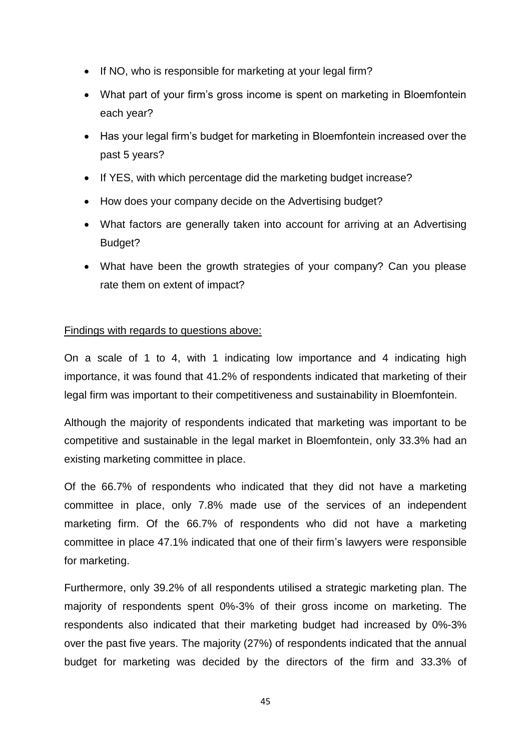- If NO, who is responsible for marketing at your legal firm?
- What part of your firm's gross income is spent on marketing in Bloemfontein each year?
- Has your legal firm's budget for marketing in Bloemfontein increased over the past 5 years?
- If YES, with which percentage did the marketing budget increase?
- How does your company decide on the Advertising budget?
- What factors are generally taken into account for arriving at an Advertising Budget?
- What have been the growth strategies of your company? Can you please rate them on extent of impact?

<u>Findings with regards to questions above:</u>

On a scale of 1 to 4, with 1 indicating low importance and 4 indicating high importance, it was found that 41.2% of respondents indicated that marketing of their legal firm was important to their competitiveness and sustainability in Bloemfontein.

Although the majority of respondents indicated that marketing was important to be competitive and sustainable in the legal market in Bloemfontein, only 33.3% had an existing marketing committee in place.

Of the 66.7% of respondents who indicated that they did not have a marketing committee in place, only 7.8% made use of the services of an independent marketing firm. Of the 66.7% of respondents who did not have a marketing committee in place 47.1% indicated that one of their firm's lawyers were responsible for marketing.

Furthermore, only 39.2% of all respondents utilised a strategic marketing plan. The majority of respondents spent 0%-3% of their gross income on marketing. The respondents also indicated that their marketing budget had increased by 0%-3% over the past five years. The majority (27%) of respondents indicated that the annual budget for marketing was decided by the directors of the firm and 33.3% of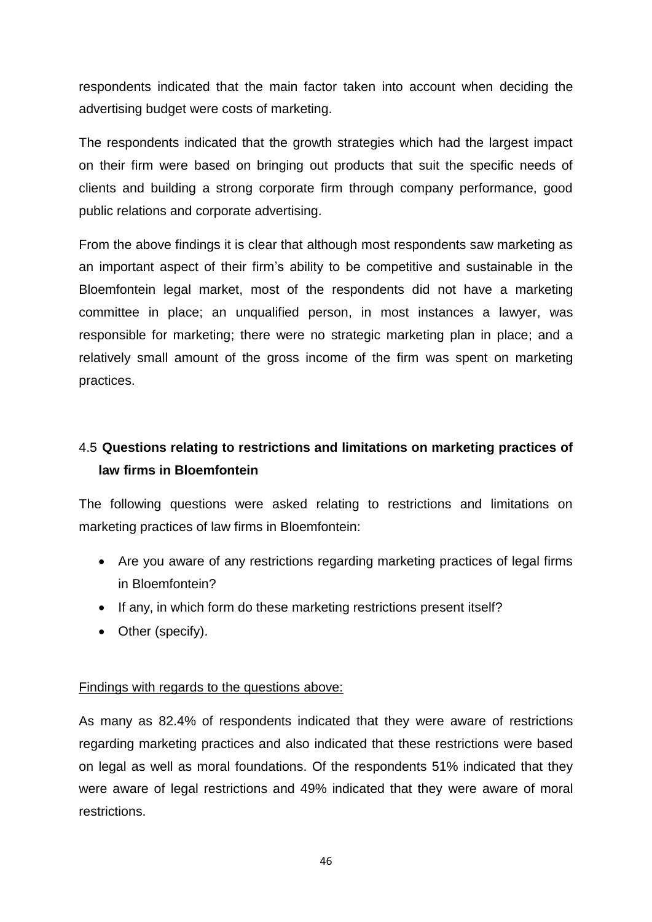respondents indicated that the main factor taken into account when deciding the advertising budget were costs of marketing.

The respondents indicated that the growth strategies which had the largest impact on their firm were based on bringing out products that suit the specific needs of clients and building a strong corporate firm through company performance, good public relations and corporate advertising.

From the above findings it is clear that although most respondents saw marketing as an important aspect of their firm's ability to be competitive and sustainable in the Bloemfontein legal market, most of the respondents did not have a marketing committee in place; an unqualified person, in most instances a lawyer, was responsible for marketing; there were no strategic marketing plan in place; and a relatively small amount of the gross income of the firm was spent on marketing practices.

## 4.5 **Questions relating to restrictions and limitations on marketing practices of law firms in Bloemfontein**

The following questions were asked relating to restrictions and limitations on marketing practices of law firms in Bloemfontein:

- Are you aware of any restrictions regarding marketing practices of legal firms in Bloemfontein?
- If any, in which form do these marketing restrictions present itself?
- Other (specify).

Findings with regards to the questions above:

As many as 82.4% of respondents indicated that they were aware of restrictions regarding marketing practices and also indicated that these restrictions were based on legal as well as moral foundations. Of the respondents 51% indicated that they were aware of legal restrictions and 49% indicated that they were aware of moral restrictions.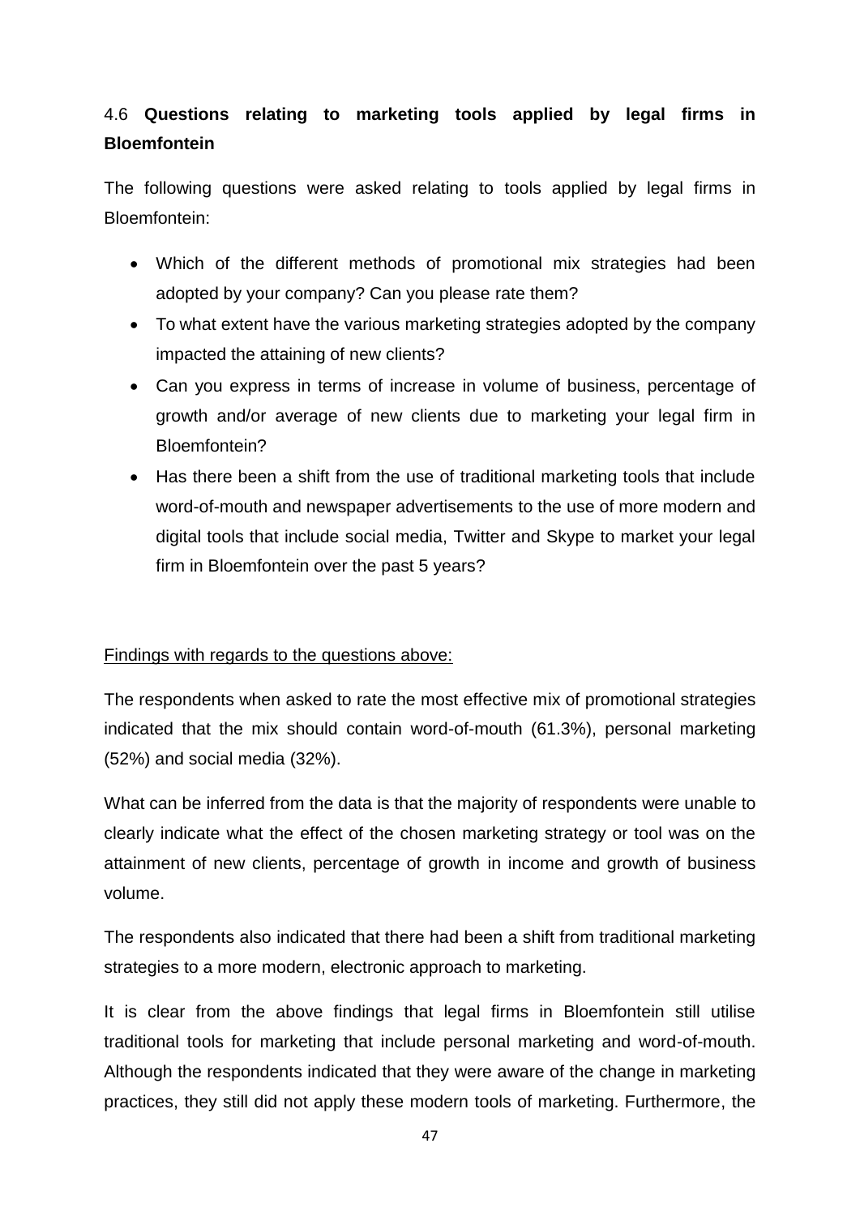### 4.6 **Questions relating to marketing tools applied by legal firms in Bloemfontein**

The following questions were asked relating to tools applied by legal firms in Bloemfontein:

- Which of the different methods of promotional mix strategies had been adopted by your company? Can you please rate them?
- To what extent have the various marketing strategies adopted by the company impacted the attaining of new clients?
- Can you express in terms of increase in volume of business, percentage of growth and/or average of new clients due to marketing your legal firm in Bloemfontein?
- Has there been a shift from the use of traditional marketing tools that include word-of-mouth and newspaper advertisements to the use of more modern and digital tools that include social media, Twitter and Skype to market your legal firm in Bloemfontein over the past 5 years?

<u>Findings with regards to the questions above:</u>

The respondents when asked to rate the most effective mix of promotional strategies indicated that the mix should contain word-of-mouth (61.3%), personal marketing (52%) and social media (32%).

What can be inferred from the data is that the majority of respondents were unable to clearly indicate what the effect of the chosen marketing strategy or tool was on the attainment of new clients, percentage of growth in income and growth of business volume.

The respondents also indicated that there had been a shift from traditional marketing strategies to a more modern, electronic approach to marketing.

It is clear from the above findings that legal firms in Bloemfontein still utilise traditional tools for marketing that include personal marketing and word-of-mouth. Although the respondents indicated that they were aware of the change in marketing practices, they still did not apply these modern tools of marketing. Furthermore, the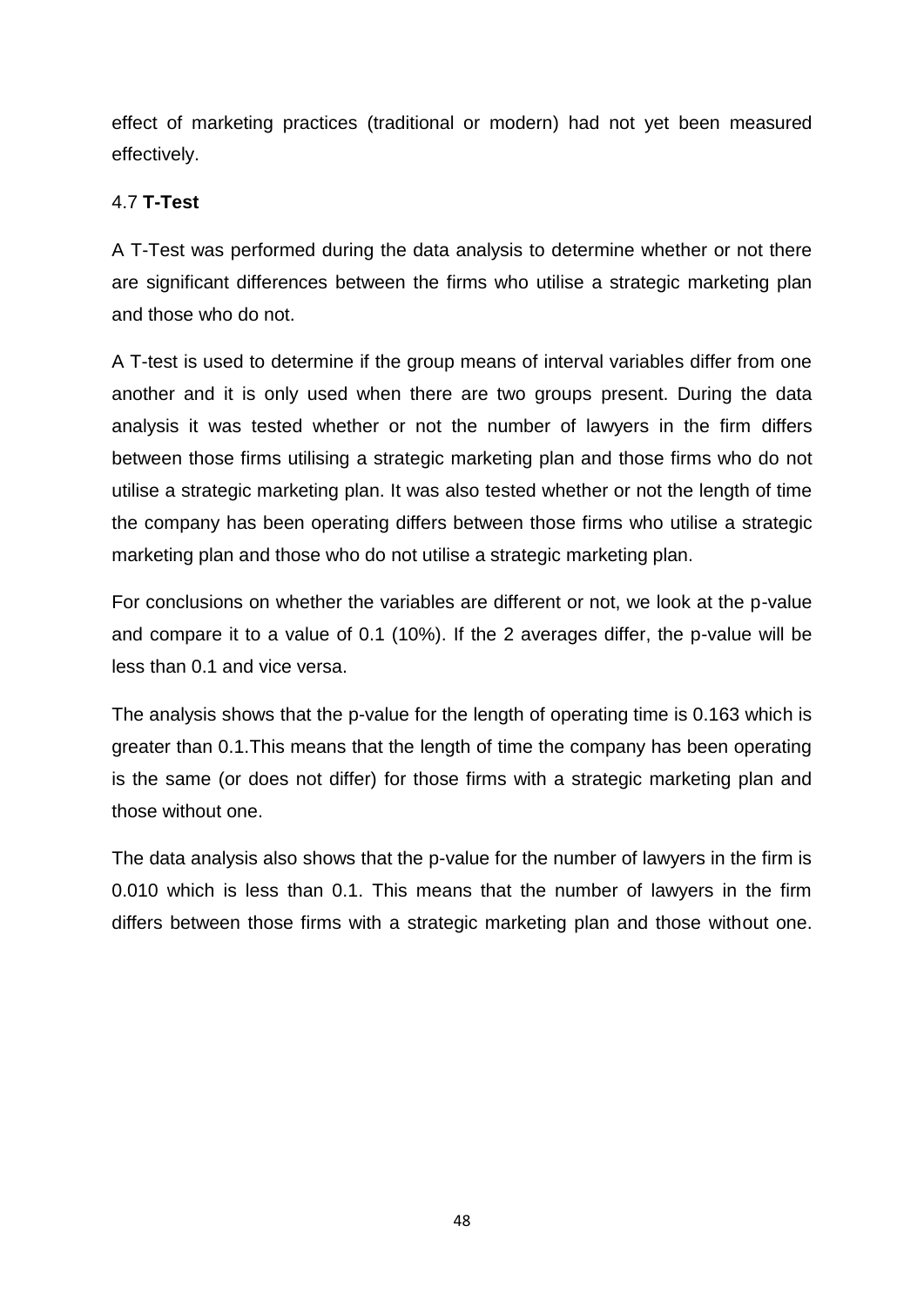effect of marketing practices (traditional or modern) had not yet been measured effectively.

## 4.7 **T-Test**

A T-Test was performed during the data analysis to determine whether or not there are significant differences between the firms who utilise a strategic marketing plan and those who do not.

A T-test is used to determine if the group means of interval variables differ from one another and it is only used when there are two groups present. During the data analysis it was tested whether or not the number of lawyers in the firm differs between those firms utilising a strategic marketing plan and those firms who do not utilise a strategic marketing plan. It was also tested whether or not the length of time the company has been operating differs between those firms who utilise a strategic marketing plan and those who do not utilise a strategic marketing plan.

For conclusions on whether the variables are different or not, we look at the p-value and compare it to a value of 0.1 (10%). If the 2 averages differ, the p-value will be less than 0.1 and vice versa.

The analysis shows that the p-value for the length of operating time is 0.163 which is greater than 0.1.This means that the length of time the company has been operating is the same (or does not differ) for those firms with a strategic marketing plan and those without one.

The data analysis also shows that the p-value for the number of lawyers in the firm is 0.010 which is less than 0.1. This means that the number of lawyers in the firm differs between those firms with a strategic marketing plan and those without one.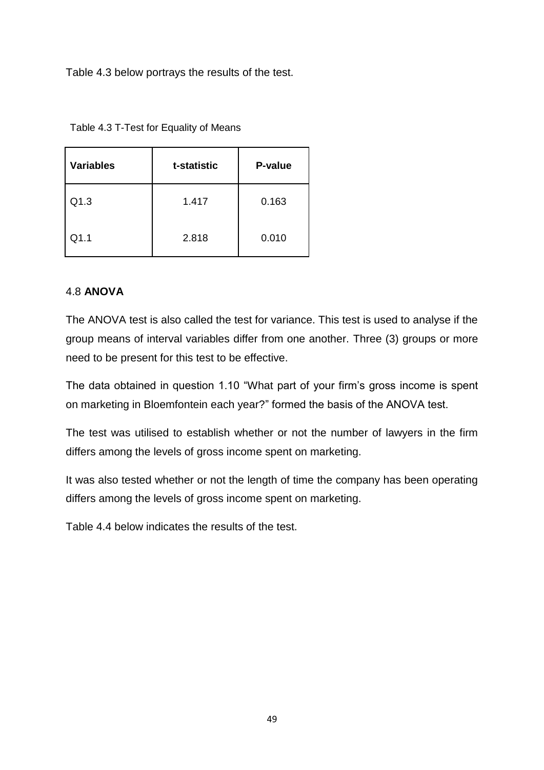Table 4.3 below portrays the results of the test.

Table 4.3 T-Test for Equality of Means

| Variables | t-statistic | P-value |
|---|---|---|
| Q1.3 | 1.417 | 0.163 |
| Q1.1 | 2.818 | 0.010 |

## 4.8 **ANOVA**

The ANOVA test is also called the test for variance. This test is used to analyse if the group means of interval variables differ from one another. Three (3) groups or more need to be present for this test to be effective.

The data obtained in question 1.10 "What part of your firm's gross income is spent on marketing in Bloemfontein each year?" formed the basis of the ANOVA test.

The test was utilised to establish whether or not the number of lawyers in the firm differs among the levels of gross income spent on marketing.

It was also tested whether or not the length of time the company has been operating differs among the levels of gross income spent on marketing.

Table 4.4 below indicates the results of the test.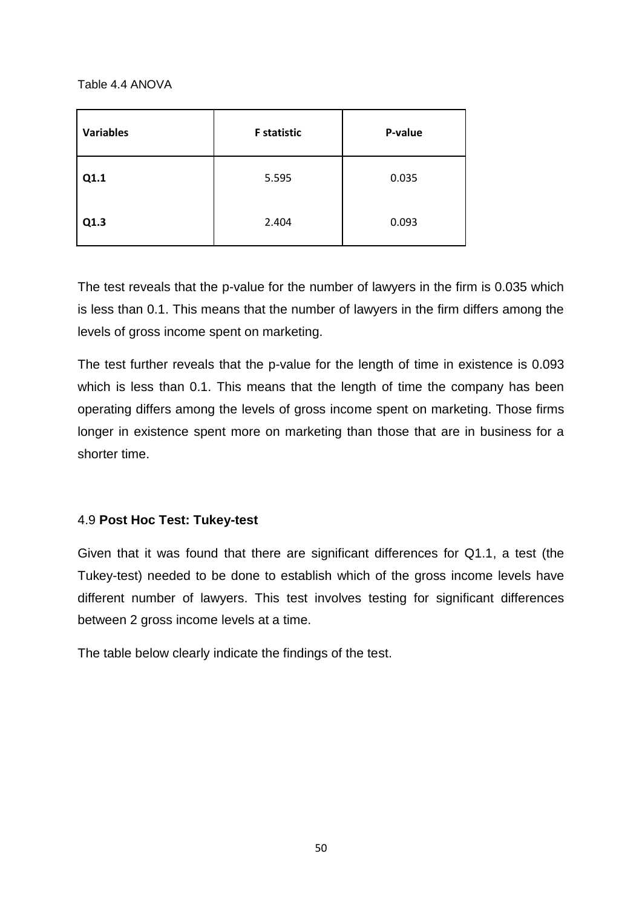Table 4.4 ANOVA

| Variables | F statistic | P-value |
|---|---|---|
| Q1.1 | 5.595 | 0.035 |
| Q1.3 | 2.404 | 0.093 |

The test reveals that the p-value for the number of lawyers in the firm is 0.035 which is less than 0.1. This means that the number of lawyers in the firm differs among the levels of gross income spent on marketing.

The test further reveals that the p-value for the length of time in existence is 0.093 which is less than 0.1. This means that the length of time the company has been operating differs among the levels of gross income spent on marketing. Those firms longer in existence spent more on marketing than those that are in business for a shorter time.

### 4.9 **Post Hoc Test: Tukey-test**

Given that it was found that there are significant differences for Q1.1, a test (the Tukey-test) needed to be done to establish which of the gross income levels have different number of lawyers. This test involves testing for significant differences between 2 gross income levels at a time.

The table below clearly indicate the findings of the test.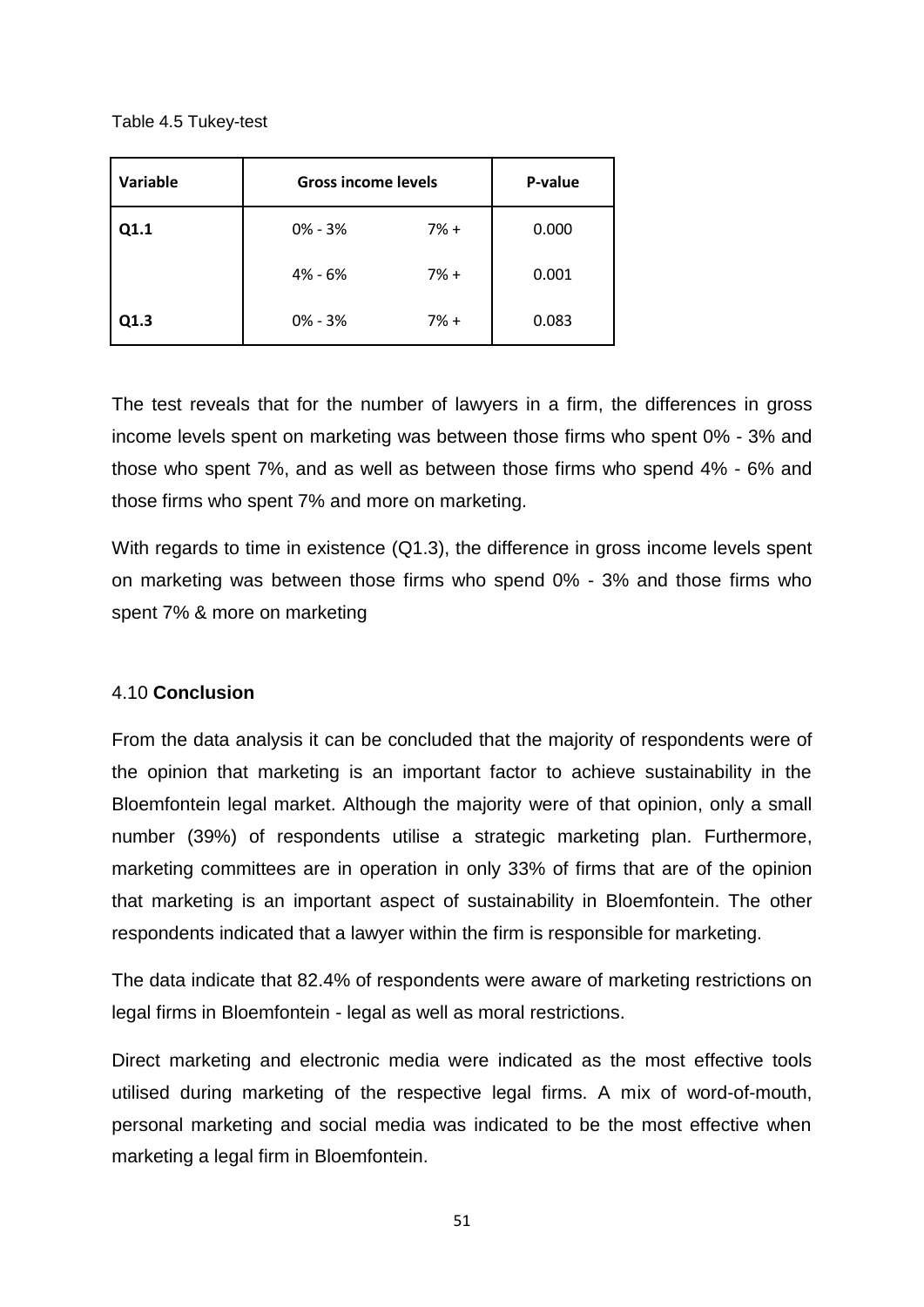Table 4.5 Tukey-test

| Variable | Gross income levels | | P-value |
|---|---|---|---|
| **Q1.1** | 0% - 3% | 7% + | 0.000 |
| | 4% - 6% | 7% + | 0.001 |
| **Q1.3** | 0% - 3% | 7% + | 0.083 |

The test reveals that for the number of lawyers in a firm, the differences in gross income levels spent on marketing was between those firms who spent 0% - 3% and those who spent 7%, and as well as between those firms who spend 4% - 6% and those firms who spent 7% and more on marketing.

With regards to time in existence (Q1.3), the difference in gross income levels spent on marketing was between those firms who spend 0% - 3% and those firms who spent 7% & more on marketing

## 4.10 **Conclusion**

From the data analysis it can be concluded that the majority of respondents were of the opinion that marketing is an important factor to achieve sustainability in the Bloemfontein legal market. Although the majority were of that opinion, only a small number (39%) of respondents utilise a strategic marketing plan. Furthermore, marketing committees are in operation in only 33% of firms that are of the opinion that marketing is an important aspect of sustainability in Bloemfontein. The other respondents indicated that a lawyer within the firm is responsible for marketing.

The data indicate that 82.4% of respondents were aware of marketing restrictions on legal firms in Bloemfontein - legal as well as moral restrictions.

Direct marketing and electronic media were indicated as the most effective tools utilised during marketing of the respective legal firms. A mix of word-of-mouth, personal marketing and social media was indicated to be the most effective when marketing a legal firm in Bloemfontein.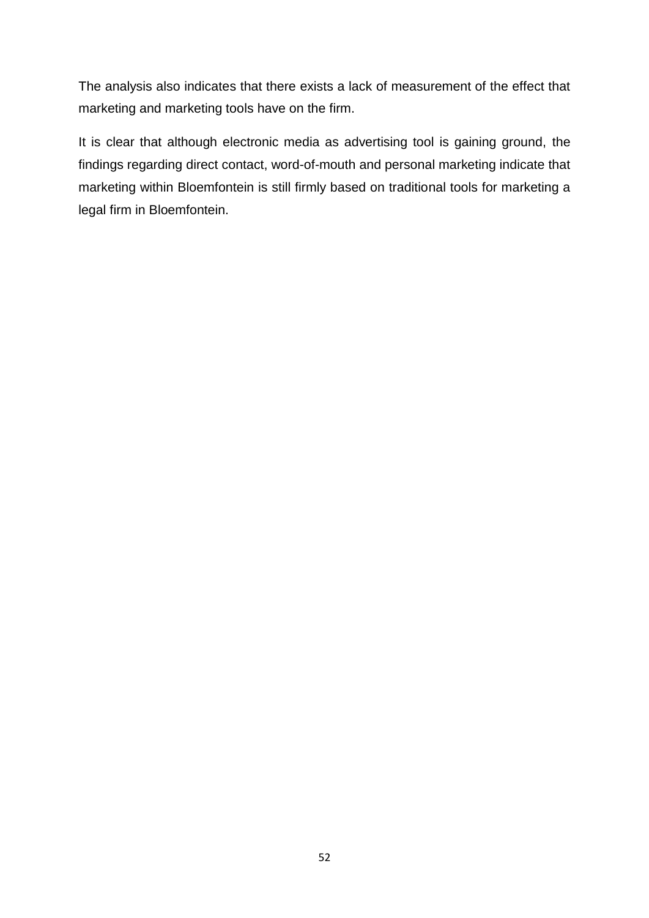The analysis also indicates that there exists a lack of measurement of the effect that marketing and marketing tools have on the firm.

It is clear that although electronic media as advertising tool is gaining ground, the findings regarding direct contact, word-of-mouth and personal marketing indicate that marketing within Bloemfontein is still firmly based on traditional tools for marketing a legal firm in Bloemfontein.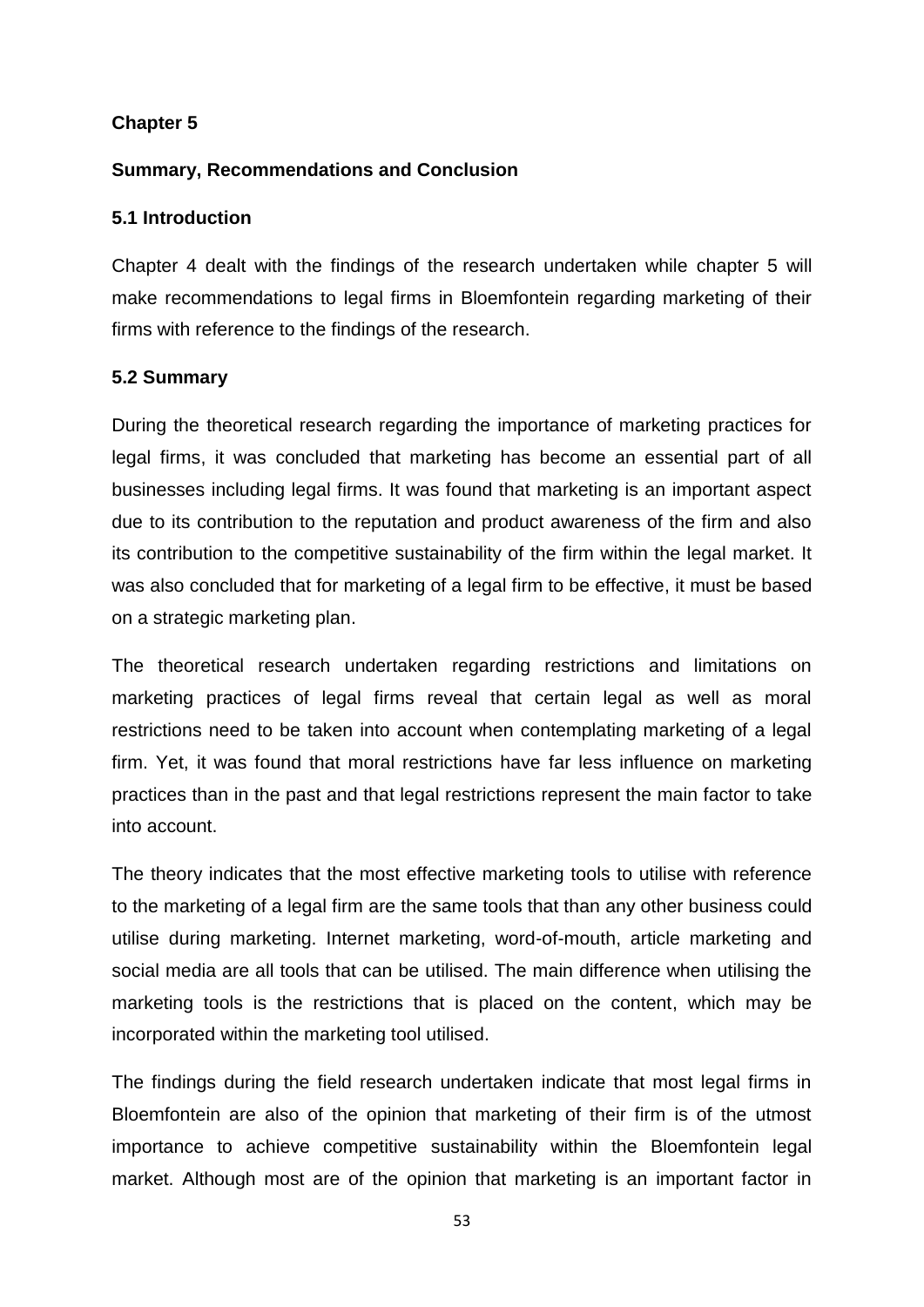**Chapter 5**

**Summary, Recommendations and Conclusion**

**5.1 Introduction**

Chapter 4 dealt with the findings of the research undertaken while chapter 5 will make recommendations to legal firms in Bloemfontein regarding marketing of their firms with reference to the findings of the research.

**5.2 Summary**

During the theoretical research regarding the importance of marketing practices for legal firms, it was concluded that marketing has become an essential part of all businesses including legal firms. It was found that marketing is an important aspect due to its contribution to the reputation and product awareness of the firm and also its contribution to the competitive sustainability of the firm within the legal market. It was also concluded that for marketing of a legal firm to be effective, it must be based on a strategic marketing plan.

The theoretical research undertaken regarding restrictions and limitations on marketing practices of legal firms reveal that certain legal as well as moral restrictions need to be taken into account when contemplating marketing of a legal firm. Yet, it was found that moral restrictions have far less influence on marketing practices than in the past and that legal restrictions represent the main factor to take into account.

The theory indicates that the most effective marketing tools to utilise with reference to the marketing of a legal firm are the same tools that than any other business could utilise during marketing. Internet marketing, word-of-mouth, article marketing and social media are all tools that can be utilised. The main difference when utilising the marketing tools is the restrictions that is placed on the content, which may be incorporated within the marketing tool utilised.

The findings during the field research undertaken indicate that most legal firms in Bloemfontein are also of the opinion that marketing of their firm is of the utmost importance to achieve competitive sustainability within the Bloemfontein legal market. Although most are of the opinion that marketing is an important factor in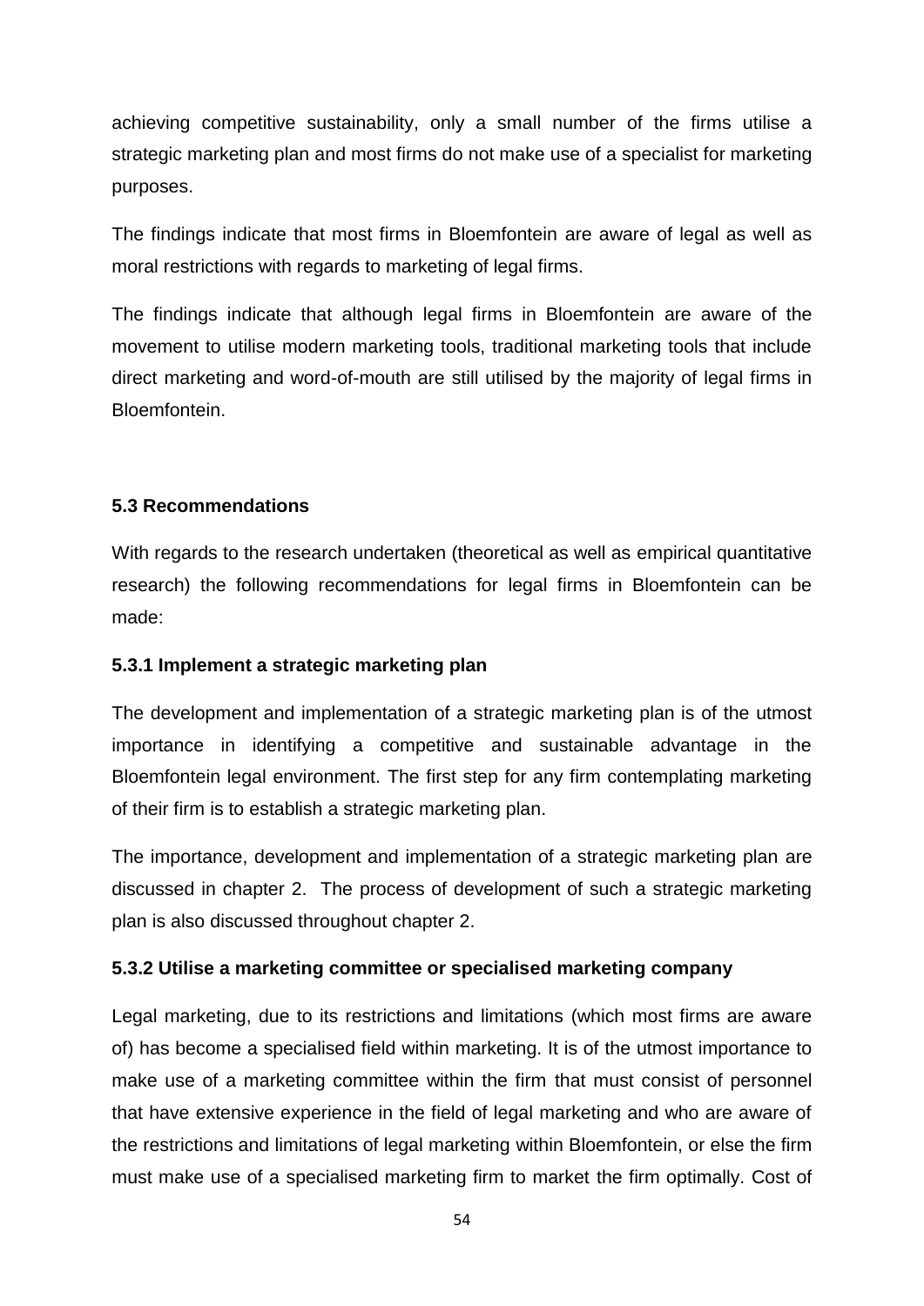achieving competitive sustainability, only a small number of the firms utilise a strategic marketing plan and most firms do not make use of a specialist for marketing purposes.

The findings indicate that most firms in Bloemfontein are aware of legal as well as moral restrictions with regards to marketing of legal firms.

The findings indicate that although legal firms in Bloemfontein are aware of the movement to utilise modern marketing tools, traditional marketing tools that include direct marketing and word-of-mouth are still utilised by the majority of legal firms in Bloemfontein.

### 5.3 Recommendations

With regards to the research undertaken (theoretical as well as empirical quantitative research) the following recommendations for legal firms in Bloemfontein can be made:

#### 5.3.1 Implement a strategic marketing plan

The development and implementation of a strategic marketing plan is of the utmost importance in identifying a competitive and sustainable advantage in the Bloemfontein legal environment. The first step for any firm contemplating marketing of their firm is to establish a strategic marketing plan.

The importance, development and implementation of a strategic marketing plan are discussed in chapter 2. The process of development of such a strategic marketing plan is also discussed throughout chapter 2.

#### 5.3.2 Utilise a marketing committee or specialised marketing company

Legal marketing, due to its restrictions and limitations (which most firms are aware of) has become a specialised field within marketing. It is of the utmost importance to make use of a marketing committee within the firm that must consist of personnel that have extensive experience in the field of legal marketing and who are aware of the restrictions and limitations of legal marketing within Bloemfontein, or else the firm must make use of a specialised marketing firm to market the firm optimally. Cost of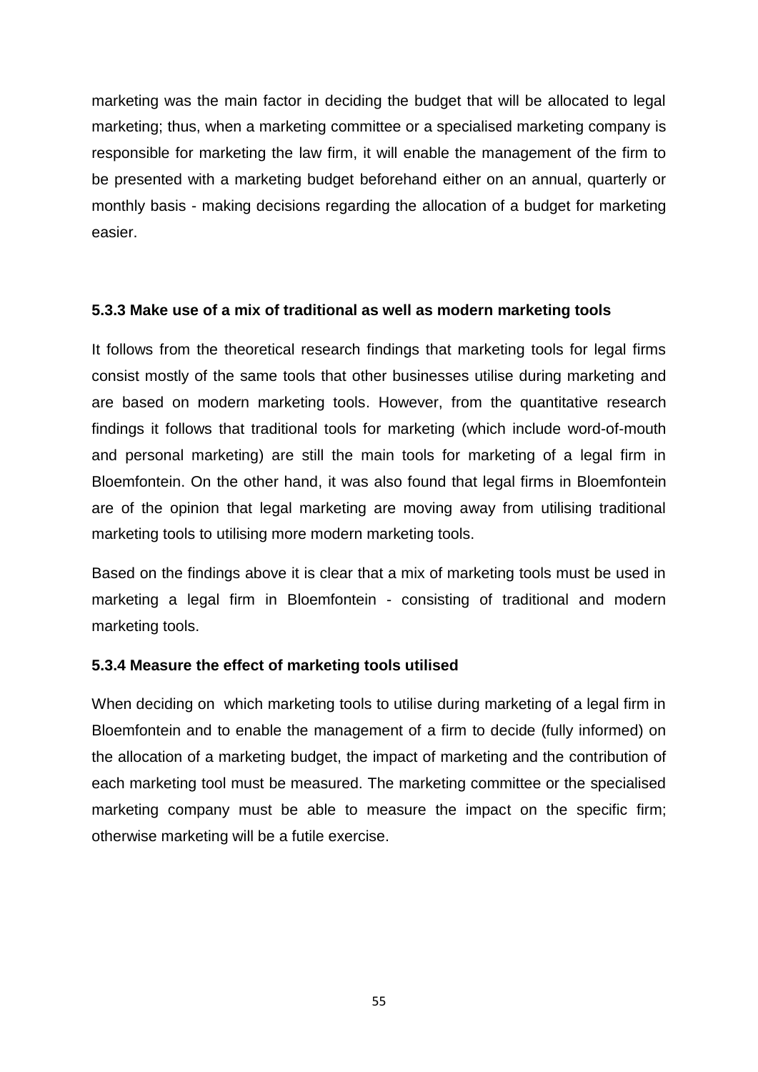marketing was the main factor in deciding the budget that will be allocated to legal marketing; thus, when a marketing committee or a specialised marketing company is responsible for marketing the law firm, it will enable the management of the firm to be presented with a marketing budget beforehand either on an annual, quarterly or monthly basis - making decisions regarding the allocation of a budget for marketing easier.

### 5.3.3 Make use of a mix of traditional as well as modern marketing tools

It follows from the theoretical research findings that marketing tools for legal firms consist mostly of the same tools that other businesses utilise during marketing and are based on modern marketing tools. However, from the quantitative research findings it follows that traditional tools for marketing (which include word-of-mouth and personal marketing) are still the main tools for marketing of a legal firm in Bloemfontein. On the other hand, it was also found that legal firms in Bloemfontein are of the opinion that legal marketing are moving away from utilising traditional marketing tools to utilising more modern marketing tools.

Based on the findings above it is clear that a mix of marketing tools must be used in marketing a legal firm in Bloemfontein - consisting of traditional and modern marketing tools.

### 5.3.4 Measure the effect of marketing tools utilised

When deciding on which marketing tools to utilise during marketing of a legal firm in Bloemfontein and to enable the management of a firm to decide (fully informed) on the allocation of a marketing budget, the impact of marketing and the contribution of each marketing tool must be measured. The marketing committee or the specialised marketing company must be able to measure the impact on the specific firm; otherwise marketing will be a futile exercise.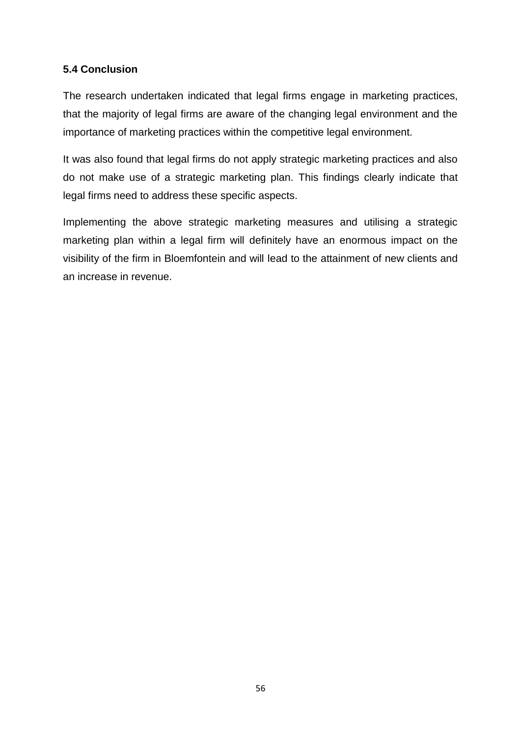### 5.4 Conclusion

The research undertaken indicated that legal firms engage in marketing practices, that the majority of legal firms are aware of the changing legal environment and the importance of marketing practices within the competitive legal environment.

It was also found that legal firms do not apply strategic marketing practices and also do not make use of a strategic marketing plan. This findings clearly indicate that legal firms need to address these specific aspects.

Implementing the above strategic marketing measures and utilising a strategic marketing plan within a legal firm will definitely have an enormous impact on the visibility of the firm in Bloemfontein and will lead to the attainment of new clients and an increase in revenue.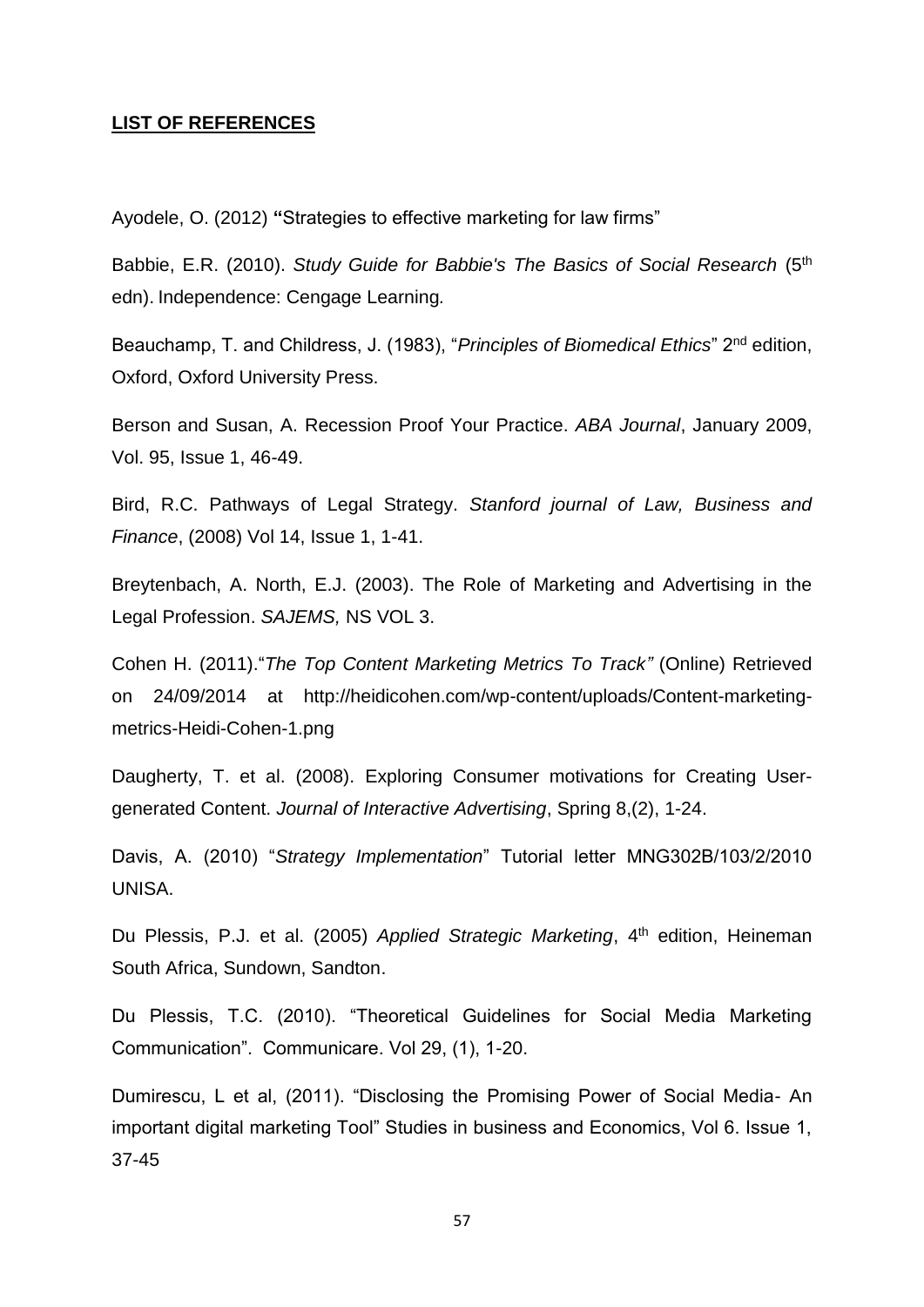**LIST OF REFERENCES**

Ayodele, O. (2012) **"**Strategies to effective marketing for law firms"

Babbie, E.R. (2010). *Study Guide for Babbie's The Basics of Social Research* (5th edn). Independence: Cengage Learning*.*

Beauchamp, T. and Childress, J. (1983), "*Principles of Biomedical Ethics*" 2nd edition, Oxford, Oxford University Press.

Berson and Susan, A. Recession Proof Your Practice. *ABA Journal*, January 2009, Vol. 95, Issue 1, 46-49.

Bird, R.C. Pathways of Legal Strategy. *Stanford journal of Law, Business and Finance*, (2008) Vol 14, Issue 1, 1-41.

Breytenbach, A. North, E.J. (2003). The Role of Marketing and Advertising in the Legal Profession. *SAJEMS,* NS VOL 3.

Cohen H. (2011)."*The Top Content Marketing Metrics To Track"* (Online) Retrieved on 24/09/2014 at http://heidicohen.com/wp-content/uploads/Content-marketing-metrics-Heidi-Cohen-1.png

Daugherty, T. et al. (2008). Exploring Consumer motivations for Creating User-generated Content. *Journal of Interactive Advertising*, Spring 8,(2), 1-24.

Davis, A. (2010) "*Strategy Implementation*" Tutorial letter MNG302B/103/2/2010 UNISA.

Du Plessis, P.J. et al. (2005) *Applied Strategic Marketing*, 4th edition, Heineman South Africa, Sundown, Sandton.

Du Plessis, T.C. (2010). "Theoretical Guidelines for Social Media Marketing Communication". Communicare. Vol 29, (1), 1-20.

Dumirescu, L et al, (2011). "Disclosing the Promising Power of Social Media- An important digital marketing Tool" Studies in business and Economics, Vol 6. Issue 1, 37-45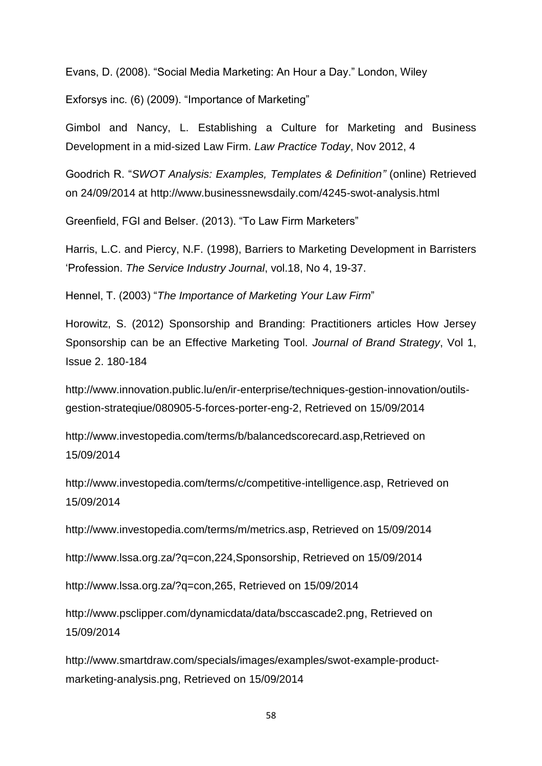Evans, D. (2008). "Social Media Marketing: An Hour a Day." London, Wiley

Exforsys inc. (6) (2009). "Importance of Marketing"

Gimbol and Nancy, L. Establishing a Culture for Marketing and Business Development in a mid-sized Law Firm. *Law Practice Today*, Nov 2012, 4

Goodrich R. "*SWOT Analysis: Examples, Templates & Definition"* (online) Retrieved on 24/09/2014 at http://www.businessnewsdaily.com/4245-swot-analysis.html

Greenfield, FGI and Belser. (2013). "To Law Firm Marketers"

Harris, L.C. and Piercy, N.F. (1998), Barriers to Marketing Development in Barristers 'Profession. *The Service Industry Journal*, vol.18, No 4, 19-37.

Hennel, T. (2003) "*The Importance of Marketing Your Law Firm*"

Horowitz, S. (2012) Sponsorship and Branding: Practitioners articles How Jersey Sponsorship can be an Effective Marketing Tool. *Journal of Brand Strategy*, Vol 1, Issue 2. 180-184

http://www.innovation.public.lu/en/ir-enterprise/techniques-gestion-innovation/outils-gestion-strateqiue/080905-5-forces-porter-eng-2, Retrieved on 15/09/2014

http://www.investopedia.com/terms/b/balancedscorecard.asp,Retrieved on 15/09/2014

http://www.investopedia.com/terms/c/competitive-intelligence.asp, Retrieved on 15/09/2014

http://www.investopedia.com/terms/m/metrics.asp, Retrieved on 15/09/2014

http://www.lssa.org.za/?q=con,224,Sponsorship, Retrieved on 15/09/2014

http://www.lssa.org.za/?q=con,265, Retrieved on 15/09/2014

http://www.psclipper.com/dynamicdata/data/bsccascade2.png, Retrieved on 15/09/2014

http://www.smartdraw.com/specials/images/examples/swot-example-product-marketing-analysis.png, Retrieved on 15/09/2014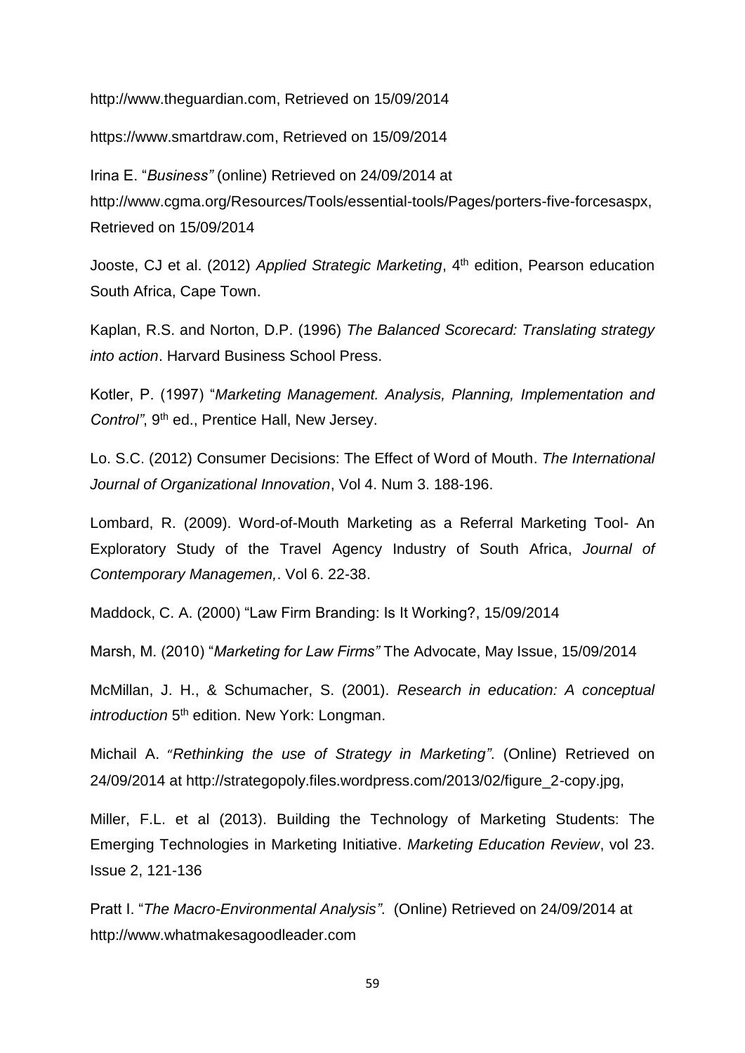http://www.theguardian.com, Retrieved on 15/09/2014

https://www.smartdraw.com, Retrieved on 15/09/2014

Irina E. "*Business"* (online) Retrieved on 24/09/2014 at http://www.cgma.org/Resources/Tools/essential-tools/Pages/porters-five-forcesaspx, Retrieved on 15/09/2014

Jooste, CJ et al. (2012) *Applied Strategic Marketing*, 4th edition, Pearson education South Africa, Cape Town.

Kaplan, R.S. and Norton, D.P. (1996) *The Balanced Scorecard: Translating strategy into action*. Harvard Business School Press.

Kotler, P. (1997) "*Marketing Management. Analysis, Planning, Implementation and Control"*, 9th ed., Prentice Hall, New Jersey.

Lo. S.C. (2012) Consumer Decisions: The Effect of Word of Mouth. *The International Journal of Organizational Innovation*, Vol 4. Num 3. 188-196.

Lombard, R. (2009). Word-of-Mouth Marketing as a Referral Marketing Tool- An Exploratory Study of the Travel Agency Industry of South Africa, *Journal of Contemporary Managemen,*. Vol 6. 22-38.

Maddock, C. A. (2000) "Law Firm Branding: Is It Working?, 15/09/2014

Marsh, M. (2010) "*Marketing for Law Firms"* The Advocate, May Issue, 15/09/2014

McMillan, J. H., & Schumacher, S. (2001). *Research in education: A conceptual introduction* 5th edition. New York: Longman.

Michail A. *"Rethinking the use of Strategy in Marketing"*. (Online) Retrieved on 24/09/2014 at http://strategopoly.files.wordpress.com/2013/02/figure_2-copy.jpg,

Miller, F.L. et al (2013). Building the Technology of Marketing Students: The Emerging Technologies in Marketing Initiative. *Marketing Education Review*, vol 23. Issue 2, 121-136

Pratt I. "*The Macro-Environmental Analysis"*. (Online) Retrieved on 24/09/2014 at http://www.whatmakesagoodleader.com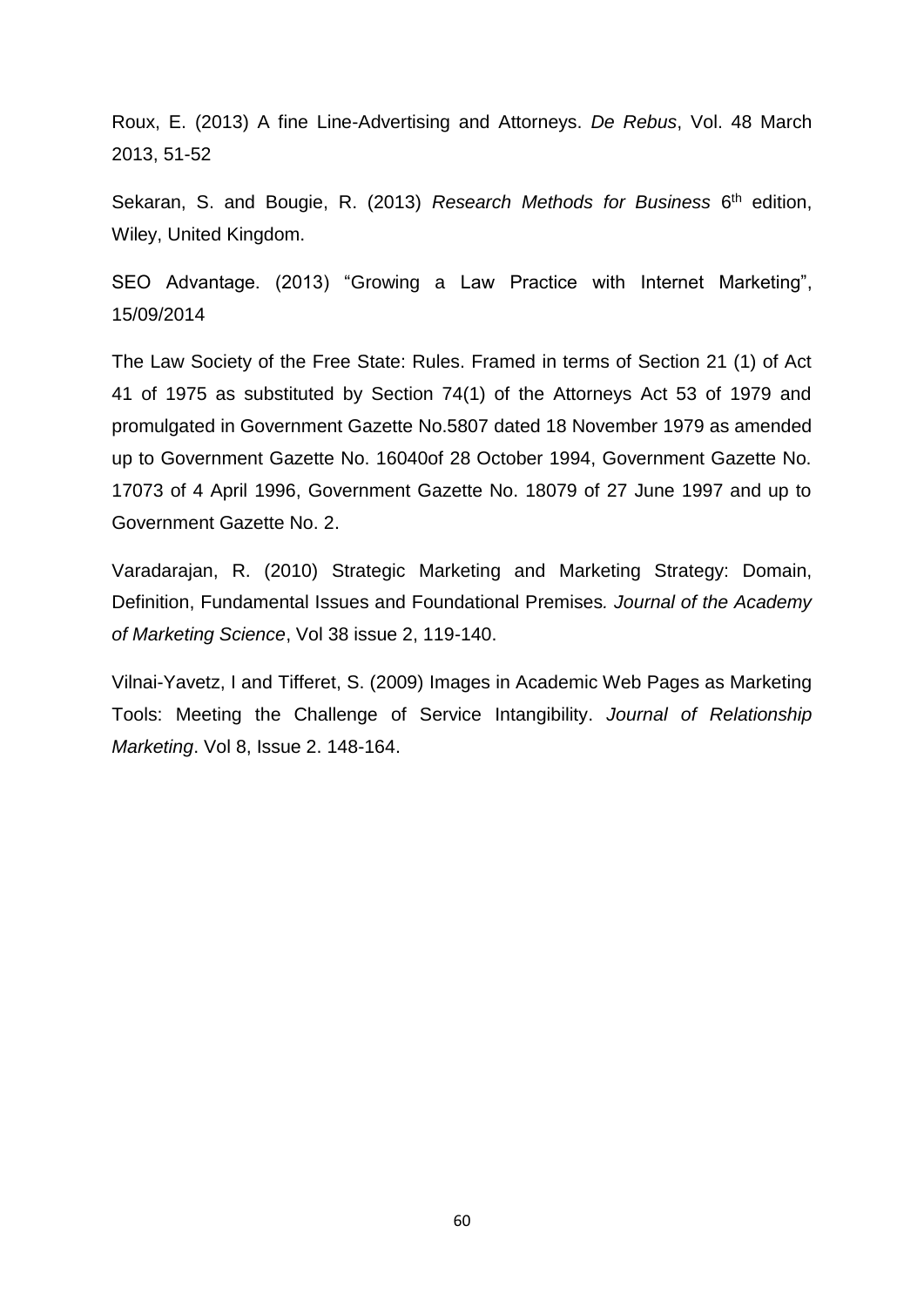Roux, E. (2013) A fine Line-Advertising and Attorneys. *De Rebus*, Vol. 48 March 2013, 51-52

Sekaran, S. and Bougie, R. (2013) *Research Methods for Business* 6th edition, Wiley, United Kingdom.

SEO Advantage. (2013) "Growing a Law Practice with Internet Marketing", 15/09/2014

The Law Society of the Free State: Rules. Framed in terms of Section 21 (1) of Act 41 of 1975 as substituted by Section 74(1) of the Attorneys Act 53 of 1979 and promulgated in Government Gazette No.5807 dated 18 November 1979 as amended up to Government Gazette No. 16040of 28 October 1994, Government Gazette No. 17073 of 4 April 1996, Government Gazette No. 18079 of 27 June 1997 and up to Government Gazette No. 2.

Varadarajan, R. (2010) Strategic Marketing and Marketing Strategy: Domain, Definition, Fundamental Issues and Foundational Premises. *Journal of the Academy of Marketing Science*, Vol 38 issue 2, 119-140.

Vilnai-Yavetz, I and Tifferet, S. (2009) Images in Academic Web Pages as Marketing Tools: Meeting the Challenge of Service Intangibility. *Journal of Relationship Marketing*. Vol 8, Issue 2. 148-164.